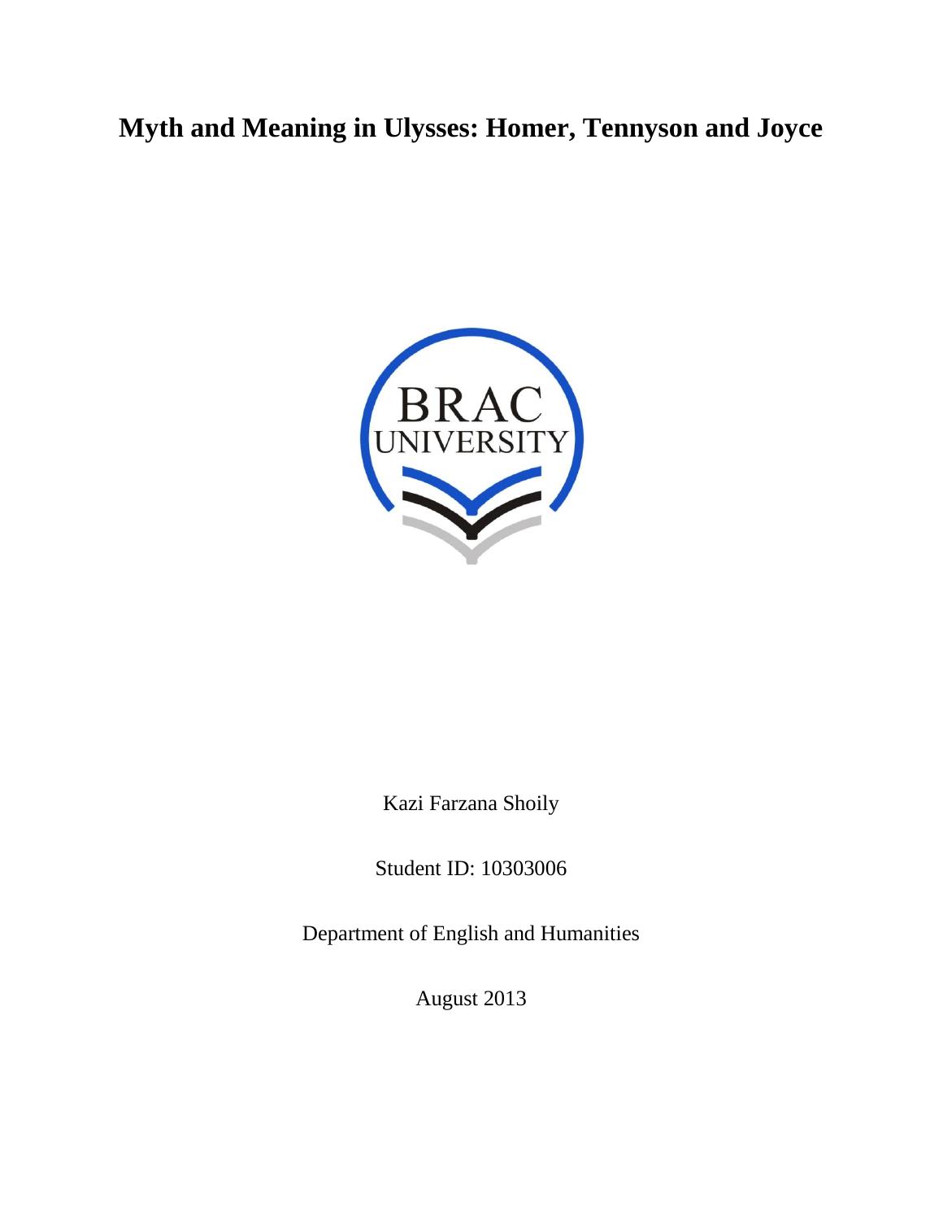# Myth and Meaning in Ulysses: Homer, Tennyson and Joyce

BRAC UNIVERSITY

Kazi Farzana Shoily

Student ID: 10303006

Department of English and Humanities

August 2013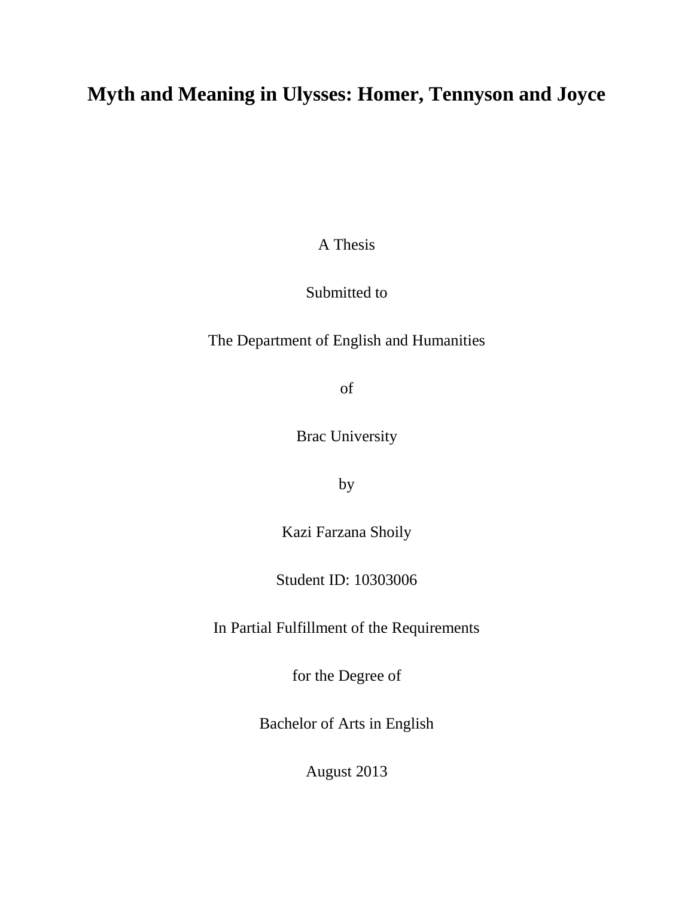# Myth and Meaning in Ulysses: Homer, Tennyson and Joyce

A Thesis

Submitted to

The Department of English and Humanities

of

Brac University

by

Kazi Farzana Shoily

Student ID: 10303006

In Partial Fulfillment of the Requirements

for the Degree of

Bachelor of Arts in English

August 2013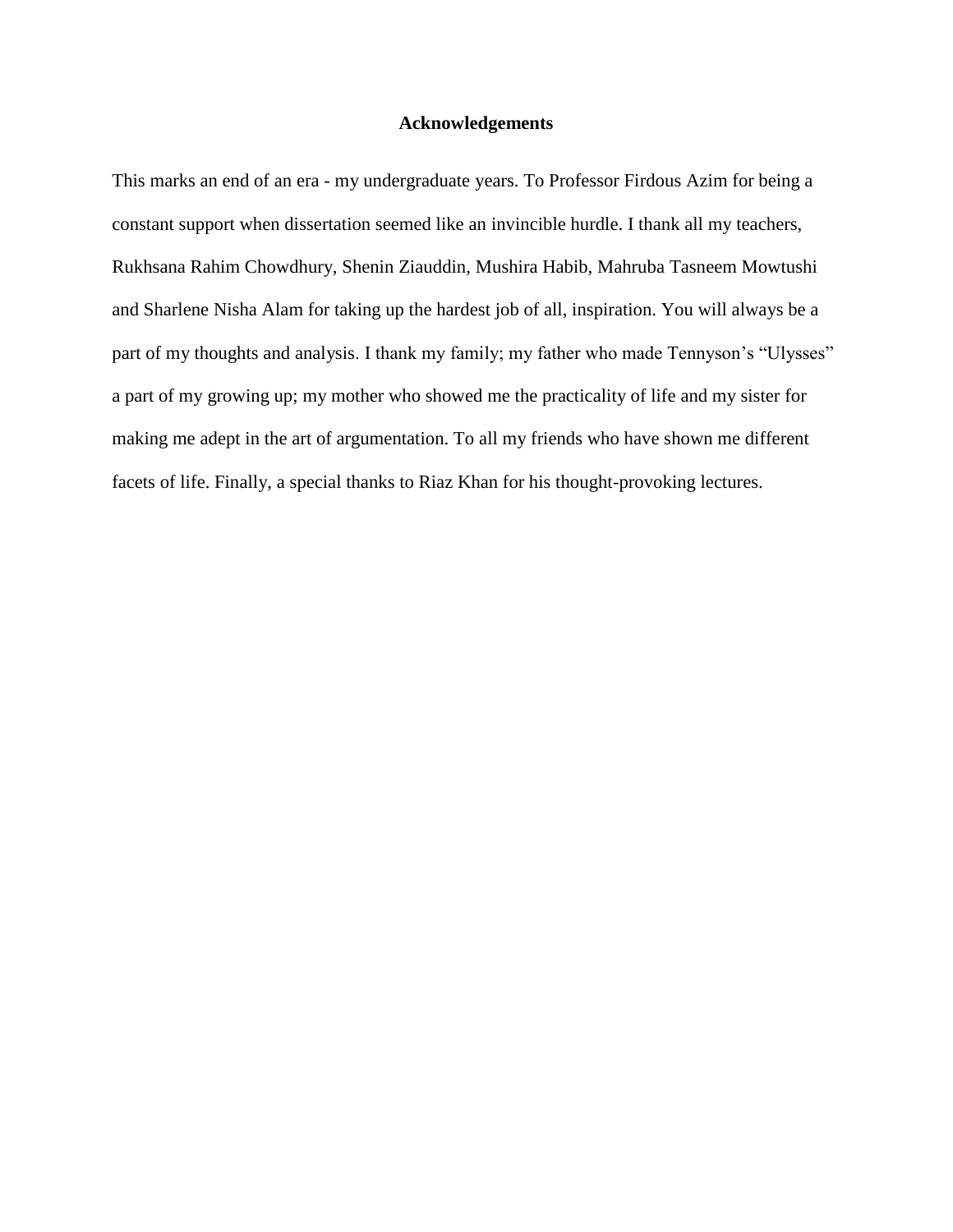## Acknowledgements

This marks an end of an era - my undergraduate years. To Professor Firdous Azim for being a constant support when dissertation seemed like an invincible hurdle. I thank all my teachers, Rukhsana Rahim Chowdhury, Shenin Ziauddin, Mushira Habib, Mahruba Tasneem Mowtushi and Sharlene Nisha Alam for taking up the hardest job of all, inspiration. You will always be a part of my thoughts and analysis. I thank my family; my father who made Tennyson's "Ulysses" a part of my growing up; my mother who showed me the practicality of life and my sister for making me adept in the art of argumentation. To all my friends who have shown me different facets of life. Finally, a special thanks to Riaz Khan for his thought-provoking lectures.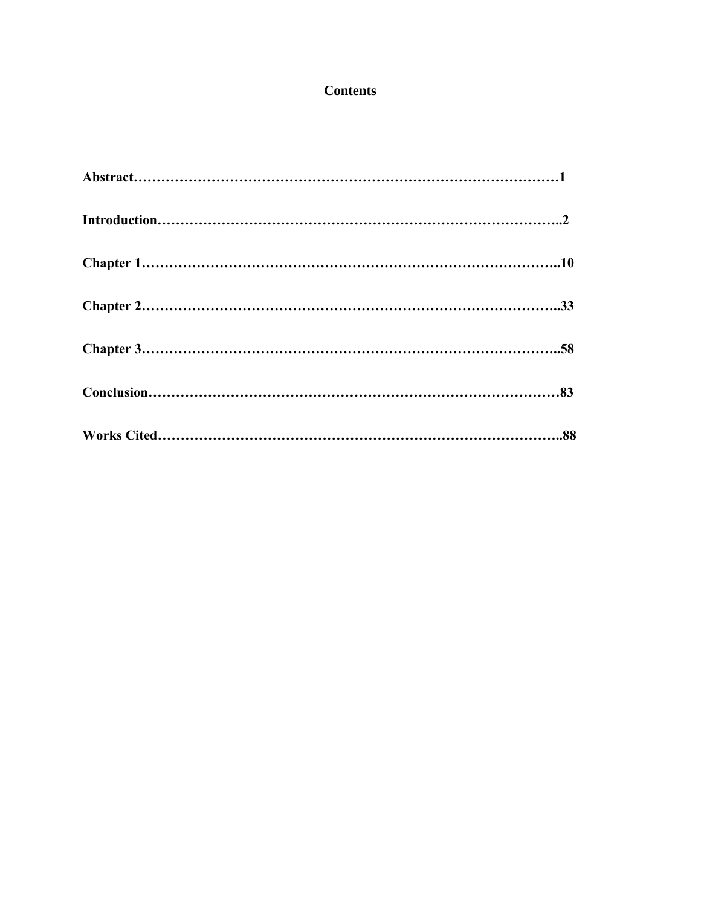# Contents

**Abstract……………………………………………………………………………………1**

**Introduction…………………………………………………………………………..2**

**Chapter 1……………………………………………………………………………..10**

**Chapter 2……………………………………………………………………………..33**

**Chapter 3……………………………………………………………………………..58**

**Conclusion……………………………………………………………………………83**

**Works Cited…………………………………………………………………………..88**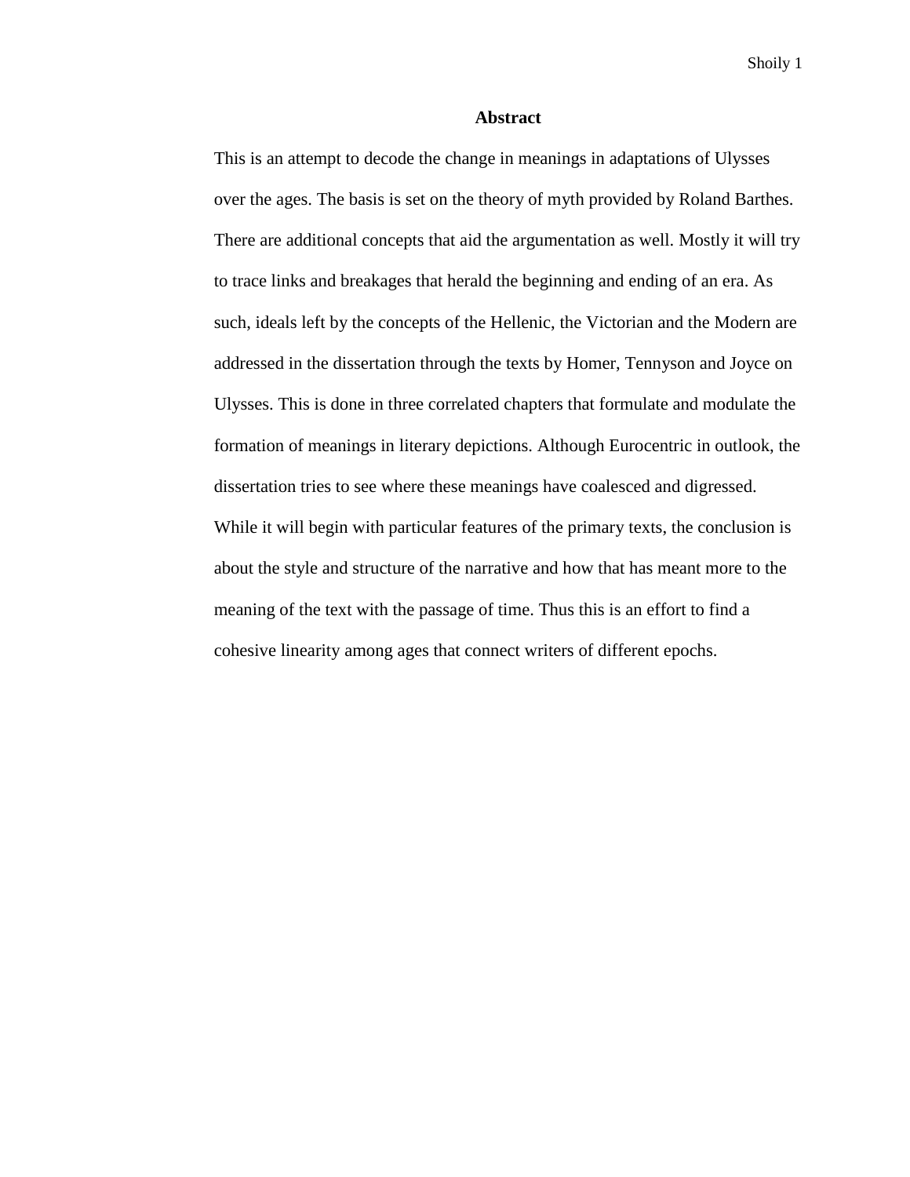## Abstract

This is an attempt to decode the change in meanings in adaptations of Ulysses over the ages. The basis is set on the theory of myth provided by Roland Barthes. There are additional concepts that aid the argumentation as well. Mostly it will try to trace links and breakages that herald the beginning and ending of an era. As such, ideals left by the concepts of the Hellenic, the Victorian and the Modern are addressed in the dissertation through the texts by Homer, Tennyson and Joyce on Ulysses. This is done in three correlated chapters that formulate and modulate the formation of meanings in literary depictions. Although Eurocentric in outlook, the dissertation tries to see where these meanings have coalesced and digressed. While it will begin with particular features of the primary texts, the conclusion is about the style and structure of the narrative and how that has meant more to the meaning of the text with the passage of time. Thus this is an effort to find a cohesive linearity among ages that connect writers of different epochs.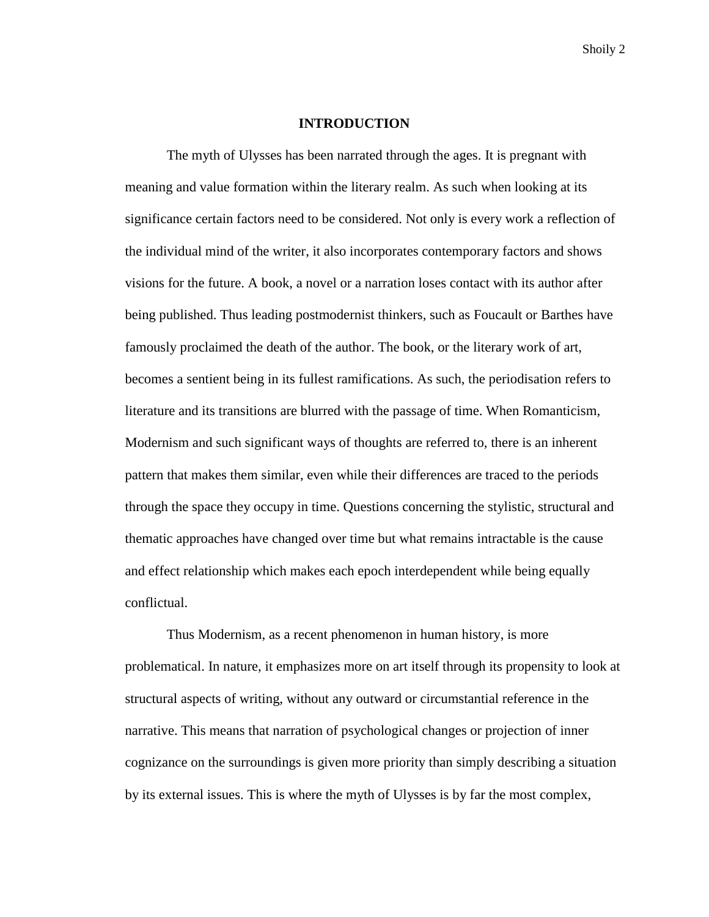## INTRODUCTION

The myth of Ulysses has been narrated through the ages. It is pregnant with meaning and value formation within the literary realm. As such when looking at its significance certain factors need to be considered. Not only is every work a reflection of the individual mind of the writer, it also incorporates contemporary factors and shows visions for the future. A book, a novel or a narration loses contact with its author after being published. Thus leading postmodernist thinkers, such as Foucault or Barthes have famously proclaimed the death of the author. The book, or the literary work of art, becomes a sentient being in its fullest ramifications. As such, the periodisation refers to literature and its transitions are blurred with the passage of time. When Romanticism, Modernism and such significant ways of thoughts are referred to, there is an inherent pattern that makes them similar, even while their differences are traced to the periods through the space they occupy in time. Questions concerning the stylistic, structural and thematic approaches have changed over time but what remains intractable is the cause and effect relationship which makes each epoch interdependent while being equally conflictual.

Thus Modernism, as a recent phenomenon in human history, is more problematical. In nature, it emphasizes more on art itself through its propensity to look at structural aspects of writing, without any outward or circumstantial reference in the narrative. This means that narration of psychological changes or projection of inner cognizance on the surroundings is given more priority than simply describing a situation by its external issues. This is where the myth of Ulysses is by far the most complex,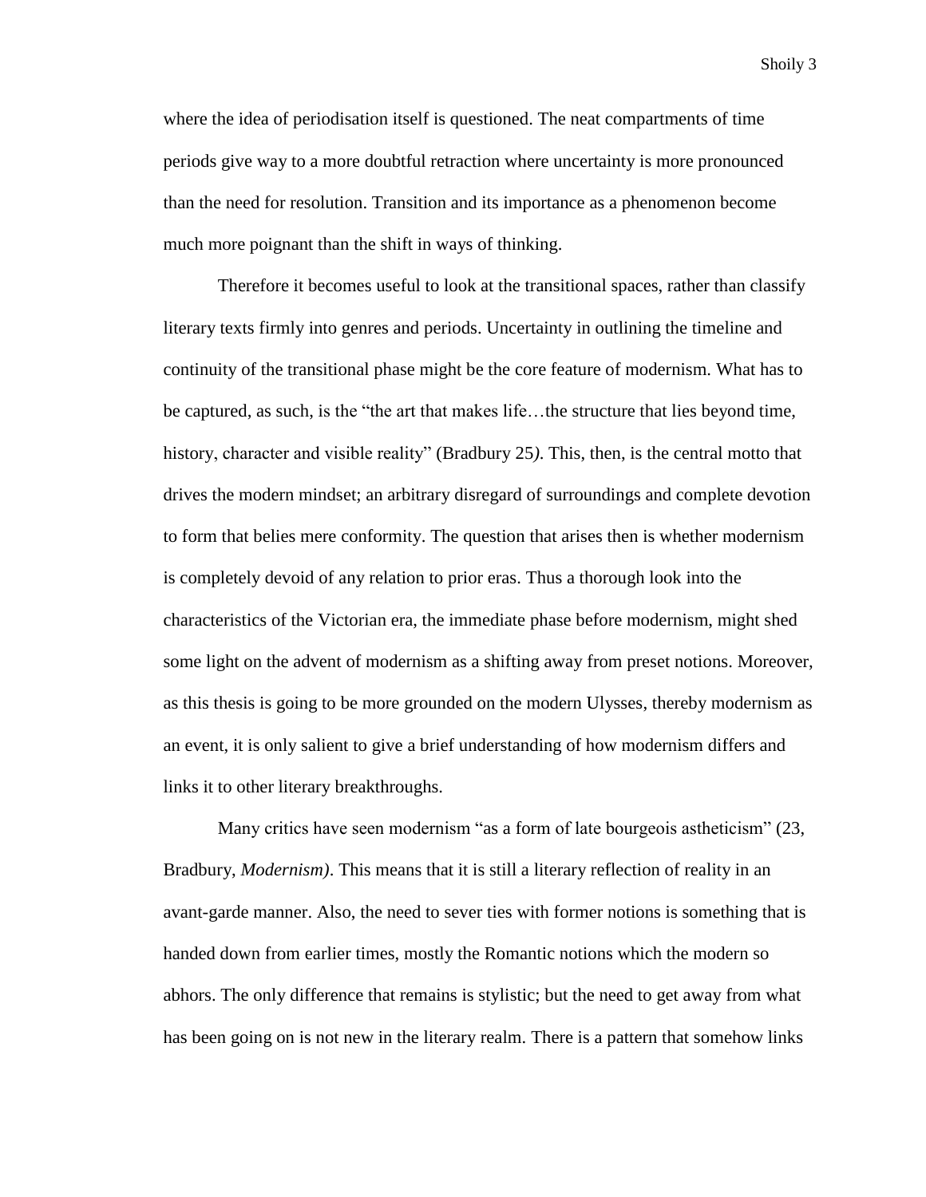where the idea of periodisation itself is questioned. The neat compartments of time periods give way to a more doubtful retraction where uncertainty is more pronounced than the need for resolution. Transition and its importance as a phenomenon become much more poignant than the shift in ways of thinking.

Therefore it becomes useful to look at the transitional spaces, rather than classify literary texts firmly into genres and periods. Uncertainty in outlining the timeline and continuity of the transitional phase might be the core feature of modernism. What has to be captured, as such, is the "the art that makes life…the structure that lies beyond time, history, character and visible reality" (Bradbury 25*)*. This, then, is the central motto that drives the modern mindset; an arbitrary disregard of surroundings and complete devotion to form that belies mere conformity. The question that arises then is whether modernism is completely devoid of any relation to prior eras. Thus a thorough look into the characteristics of the Victorian era, the immediate phase before modernism, might shed some light on the advent of modernism as a shifting away from preset notions. Moreover, as this thesis is going to be more grounded on the modern Ulysses, thereby modernism as an event, it is only salient to give a brief understanding of how modernism differs and links it to other literary breakthroughs.

Many critics have seen modernism "as a form of late bourgeois astheticism" (23, Bradbury, *Modernism)*. This means that it is still a literary reflection of reality in an avant-garde manner. Also, the need to sever ties with former notions is something that is handed down from earlier times, mostly the Romantic notions which the modern so abhors. The only difference that remains is stylistic; but the need to get away from what has been going on is not new in the literary realm. There is a pattern that somehow links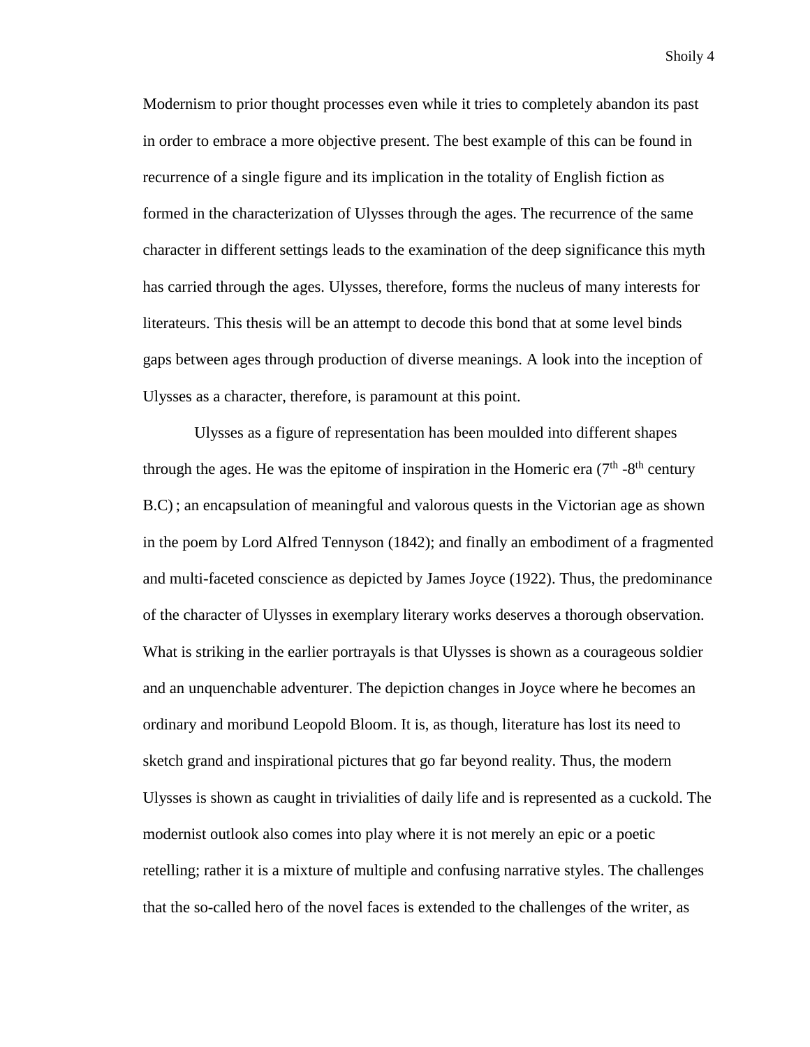Modernism to prior thought processes even while it tries to completely abandon its past in order to embrace a more objective present. The best example of this can be found in recurrence of a single figure and its implication in the totality of English fiction as formed in the characterization of Ulysses through the ages. The recurrence of the same character in different settings leads to the examination of the deep significance this myth has carried through the ages. Ulysses, therefore, forms the nucleus of many interests for literateurs. This thesis will be an attempt to decode this bond that at some level binds gaps between ages through production of diverse meanings. A look into the inception of Ulysses as a character, therefore, is paramount at this point.

Ulysses as a figure of representation has been moulded into different shapes through the ages. He was the epitome of inspiration in the Homeric era (7th -8th century B.C) ; an encapsulation of meaningful and valorous quests in the Victorian age as shown in the poem by Lord Alfred Tennyson (1842); and finally an embodiment of a fragmented and multi-faceted conscience as depicted by James Joyce (1922). Thus, the predominance of the character of Ulysses in exemplary literary works deserves a thorough observation. What is striking in the earlier portrayals is that Ulysses is shown as a courageous soldier and an unquenchable adventurer. The depiction changes in Joyce where he becomes an ordinary and moribund Leopold Bloom. It is, as though, literature has lost its need to sketch grand and inspirational pictures that go far beyond reality. Thus, the modern Ulysses is shown as caught in trivialities of daily life and is represented as a cuckold. The modernist outlook also comes into play where it is not merely an epic or a poetic retelling; rather it is a mixture of multiple and confusing narrative styles. The challenges that the so-called hero of the novel faces is extended to the challenges of the writer, as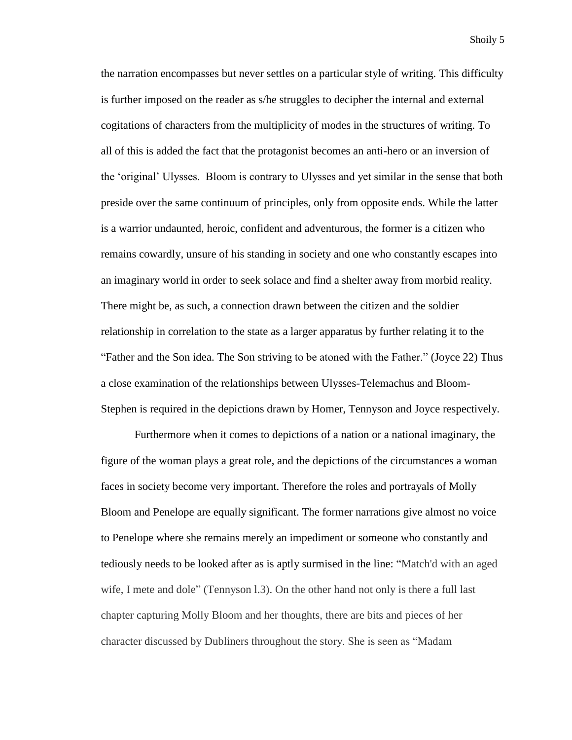the narration encompasses but never settles on a particular style of writing. This difficulty is further imposed on the reader as s/he struggles to decipher the internal and external cogitations of characters from the multiplicity of modes in the structures of writing. To all of this is added the fact that the protagonist becomes an anti-hero or an inversion of the 'original' Ulysses. Bloom is contrary to Ulysses and yet similar in the sense that both preside over the same continuum of principles, only from opposite ends. While the latter is a warrior undaunted, heroic, confident and adventurous, the former is a citizen who remains cowardly, unsure of his standing in society and one who constantly escapes into an imaginary world in order to seek solace and find a shelter away from morbid reality. There might be, as such, a connection drawn between the citizen and the soldier relationship in correlation to the state as a larger apparatus by further relating it to the "Father and the Son idea. The Son striving to be atoned with the Father." (Joyce 22) Thus a close examination of the relationships between Ulysses-Telemachus and Bloom-Stephen is required in the depictions drawn by Homer, Tennyson and Joyce respectively.

Furthermore when it comes to depictions of a nation or a national imaginary, the figure of the woman plays a great role, and the depictions of the circumstances a woman faces in society become very important. Therefore the roles and portrayals of Molly Bloom and Penelope are equally significant. The former narrations give almost no voice to Penelope where she remains merely an impediment or someone who constantly and tediously needs to be looked after as is aptly surmised in the line: "Match'd with an aged wife, I mete and dole" (Tennyson l.3). On the other hand not only is there a full last chapter capturing Molly Bloom and her thoughts, there are bits and pieces of her character discussed by Dubliners throughout the story. She is seen as "Madam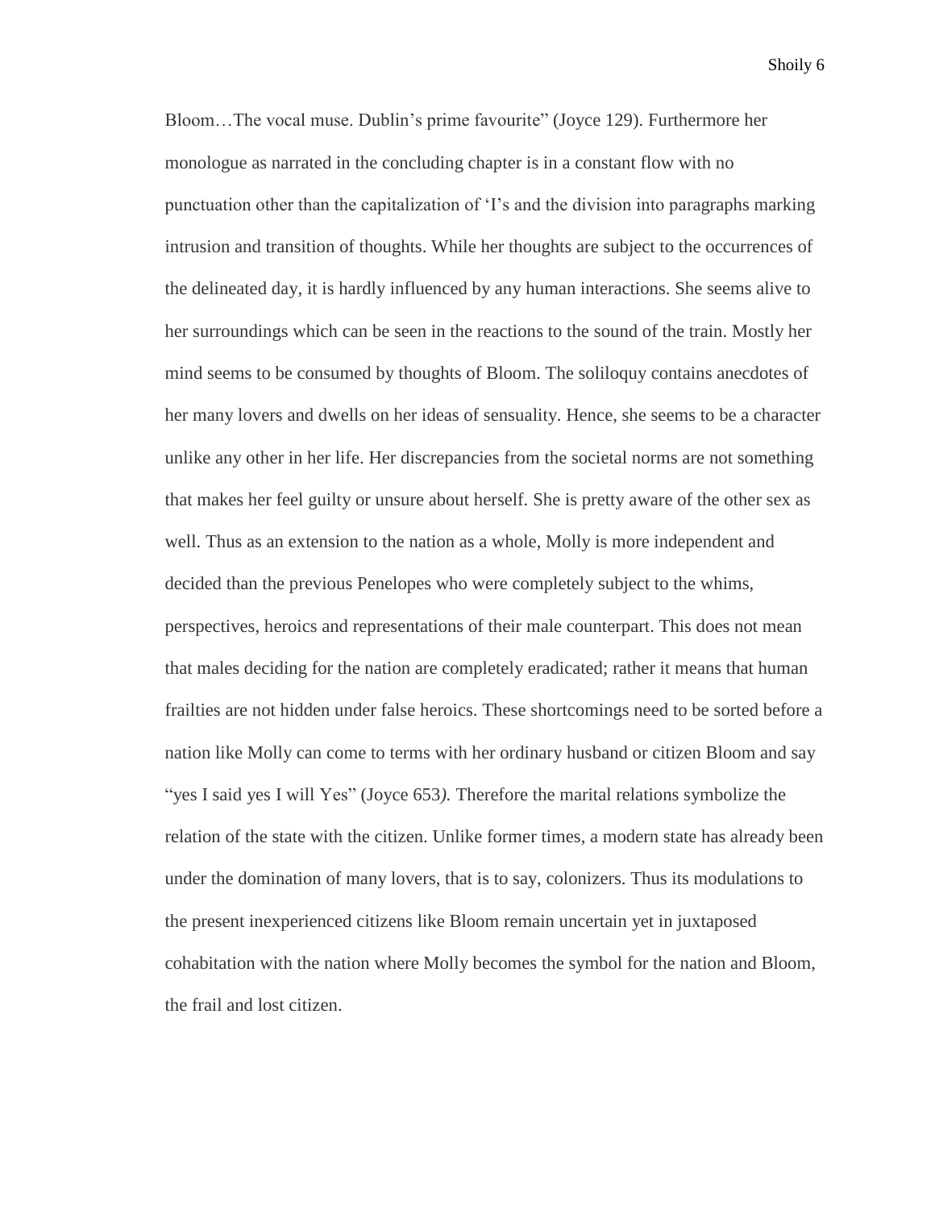Bloom…The vocal muse. Dublin's prime favourite" (Joyce 129). Furthermore her monologue as narrated in the concluding chapter is in a constant flow with no punctuation other than the capitalization of 'I's and the division into paragraphs marking intrusion and transition of thoughts. While her thoughts are subject to the occurrences of the delineated day, it is hardly influenced by any human interactions. She seems alive to her surroundings which can be seen in the reactions to the sound of the train. Mostly her mind seems to be consumed by thoughts of Bloom. The soliloquy contains anecdotes of her many lovers and dwells on her ideas of sensuality. Hence, she seems to be a character unlike any other in her life. Her discrepancies from the societal norms are not something that makes her feel guilty or unsure about herself. She is pretty aware of the other sex as well. Thus as an extension to the nation as a whole, Molly is more independent and decided than the previous Penelopes who were completely subject to the whims, perspectives, heroics and representations of their male counterpart. This does not mean that males deciding for the nation are completely eradicated; rather it means that human frailties are not hidden under false heroics. These shortcomings need to be sorted before a nation like Molly can come to terms with her ordinary husband or citizen Bloom and say "yes I said yes I will Yes" (Joyce 653*).* Therefore the marital relations symbolize the relation of the state with the citizen. Unlike former times, a modern state has already been under the domination of many lovers, that is to say, colonizers. Thus its modulations to the present inexperienced citizens like Bloom remain uncertain yet in juxtaposed cohabitation with the nation where Molly becomes the symbol for the nation and Bloom, the frail and lost citizen.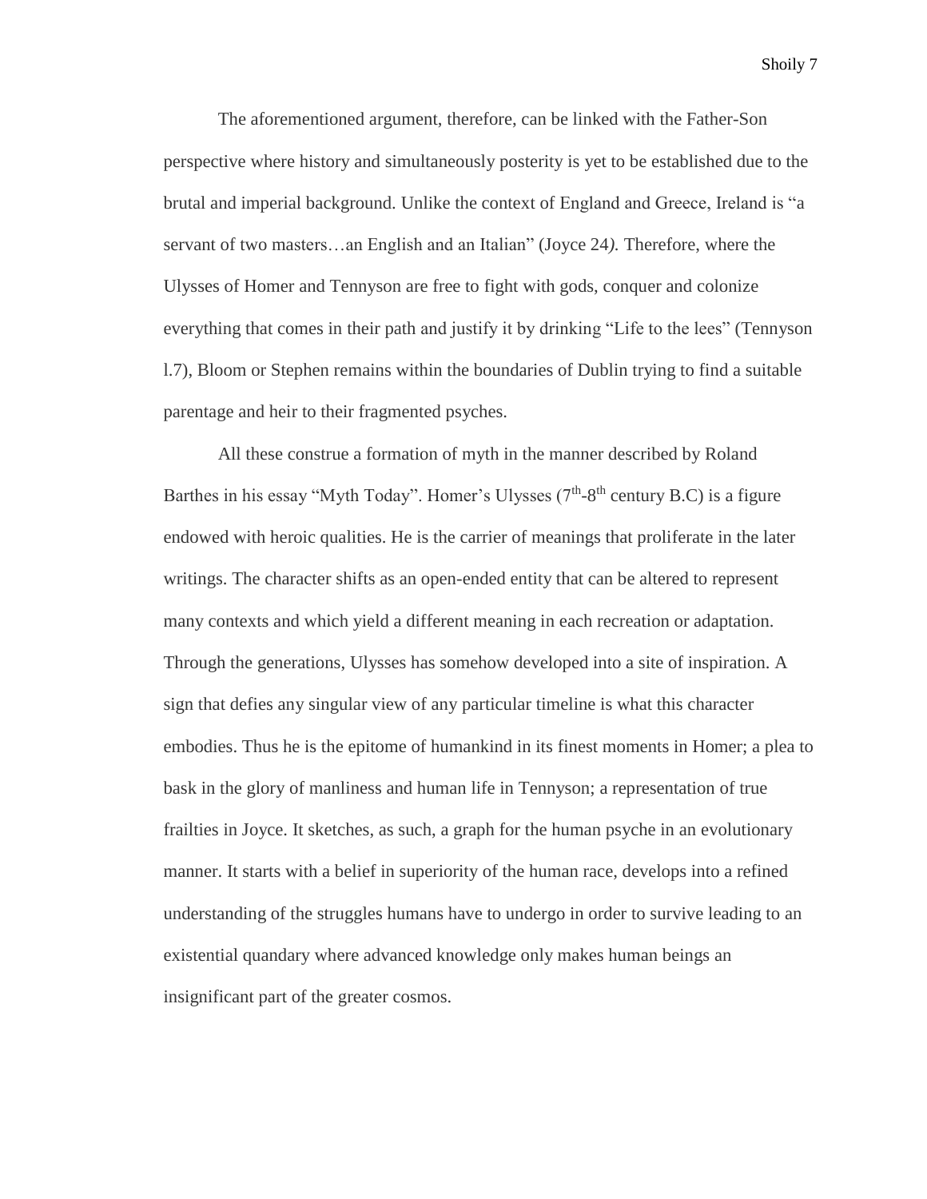The aforementioned argument, therefore, can be linked with the Father-Son perspective where history and simultaneously posterity is yet to be established due to the brutal and imperial background. Unlike the context of England and Greece, Ireland is "a servant of two masters…an English and an Italian" (Joyce 24*).* Therefore, where the Ulysses of Homer and Tennyson are free to fight with gods, conquer and colonize everything that comes in their path and justify it by drinking "Life to the lees" (Tennyson l.7), Bloom or Stephen remains within the boundaries of Dublin trying to find a suitable parentage and heir to their fragmented psyches.

All these construe a formation of myth in the manner described by Roland Barthes in his essay "Myth Today". Homer's Ulysses (7th-8th century B.C) is a figure endowed with heroic qualities. He is the carrier of meanings that proliferate in the later writings. The character shifts as an open-ended entity that can be altered to represent many contexts and which yield a different meaning in each recreation or adaptation. Through the generations, Ulysses has somehow developed into a site of inspiration. A sign that defies any singular view of any particular timeline is what this character embodies. Thus he is the epitome of humankind in its finest moments in Homer; a plea to bask in the glory of manliness and human life in Tennyson; a representation of true frailties in Joyce. It sketches, as such, a graph for the human psyche in an evolutionary manner. It starts with a belief in superiority of the human race, develops into a refined understanding of the struggles humans have to undergo in order to survive leading to an existential quandary where advanced knowledge only makes human beings an insignificant part of the greater cosmos.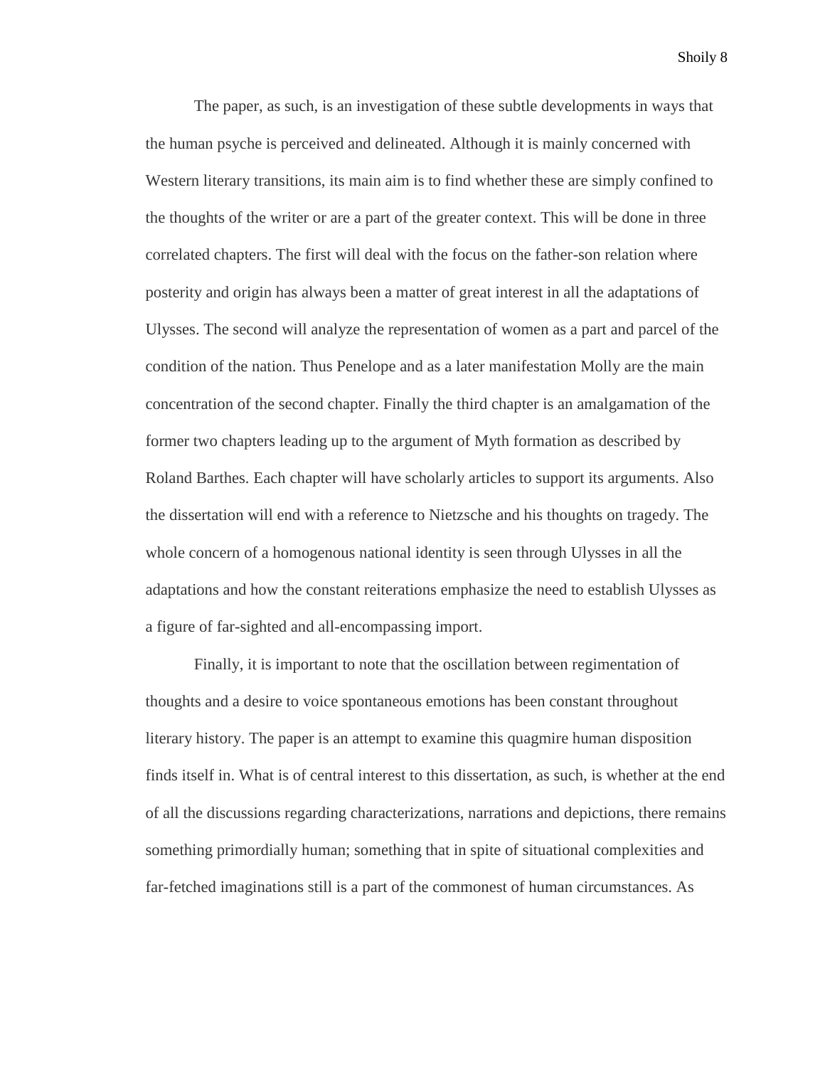The paper, as such, is an investigation of these subtle developments in ways that the human psyche is perceived and delineated. Although it is mainly concerned with Western literary transitions, its main aim is to find whether these are simply confined to the thoughts of the writer or are a part of the greater context. This will be done in three correlated chapters. The first will deal with the focus on the father-son relation where posterity and origin has always been a matter of great interest in all the adaptations of Ulysses. The second will analyze the representation of women as a part and parcel of the condition of the nation. Thus Penelope and as a later manifestation Molly are the main concentration of the second chapter. Finally the third chapter is an amalgamation of the former two chapters leading up to the argument of Myth formation as described by Roland Barthes. Each chapter will have scholarly articles to support its arguments. Also the dissertation will end with a reference to Nietzsche and his thoughts on tragedy. The whole concern of a homogenous national identity is seen through Ulysses in all the adaptations and how the constant reiterations emphasize the need to establish Ulysses as a figure of far-sighted and all-encompassing import.

Finally, it is important to note that the oscillation between regimentation of thoughts and a desire to voice spontaneous emotions has been constant throughout literary history. The paper is an attempt to examine this quagmire human disposition finds itself in. What is of central interest to this dissertation, as such, is whether at the end of all the discussions regarding characterizations, narrations and depictions, there remains something primordially human; something that in spite of situational complexities and far-fetched imaginations still is a part of the commonest of human circumstances. As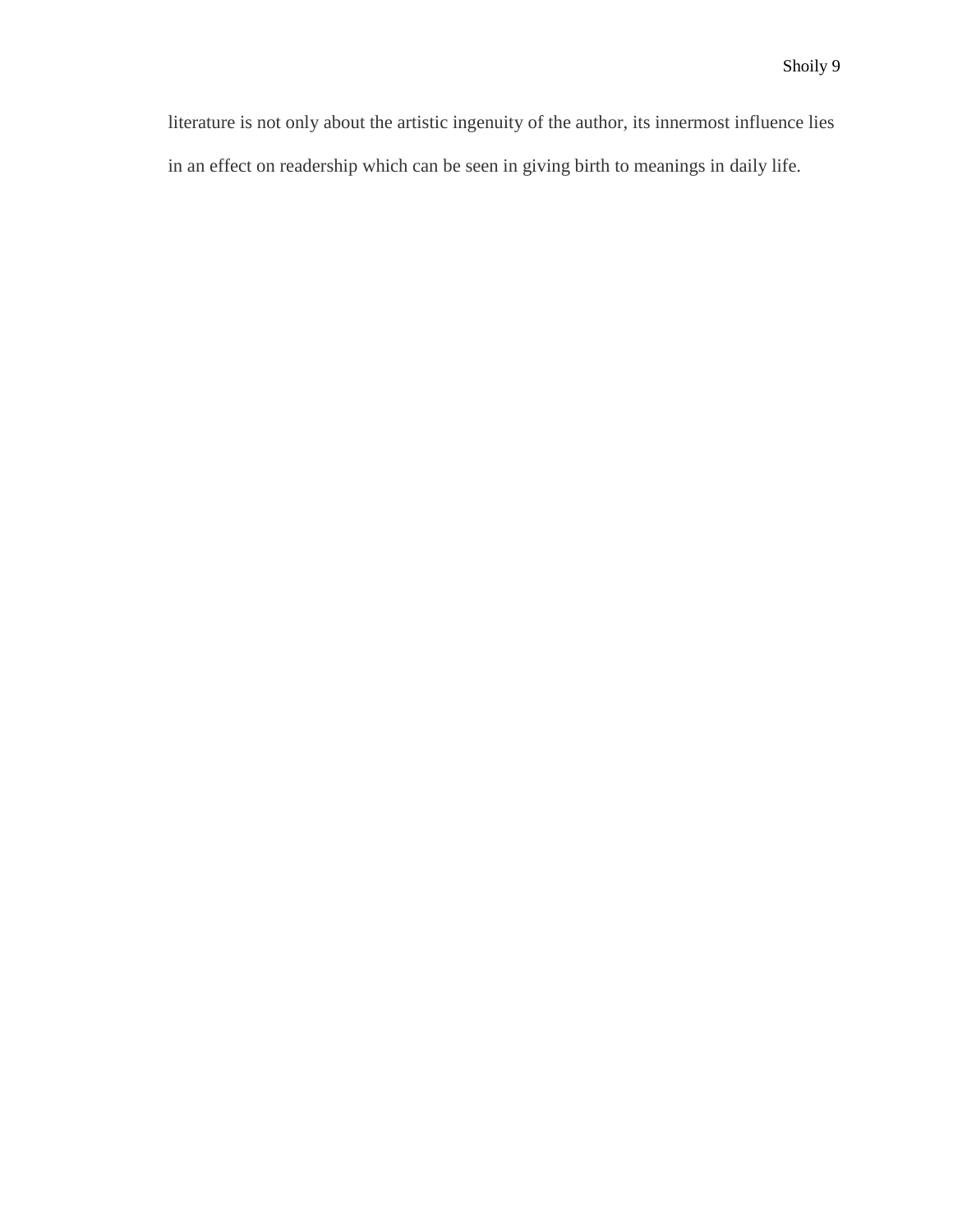literature is not only about the artistic ingenuity of the author, its innermost influence lies in an effect on readership which can be seen in giving birth to meanings in daily life.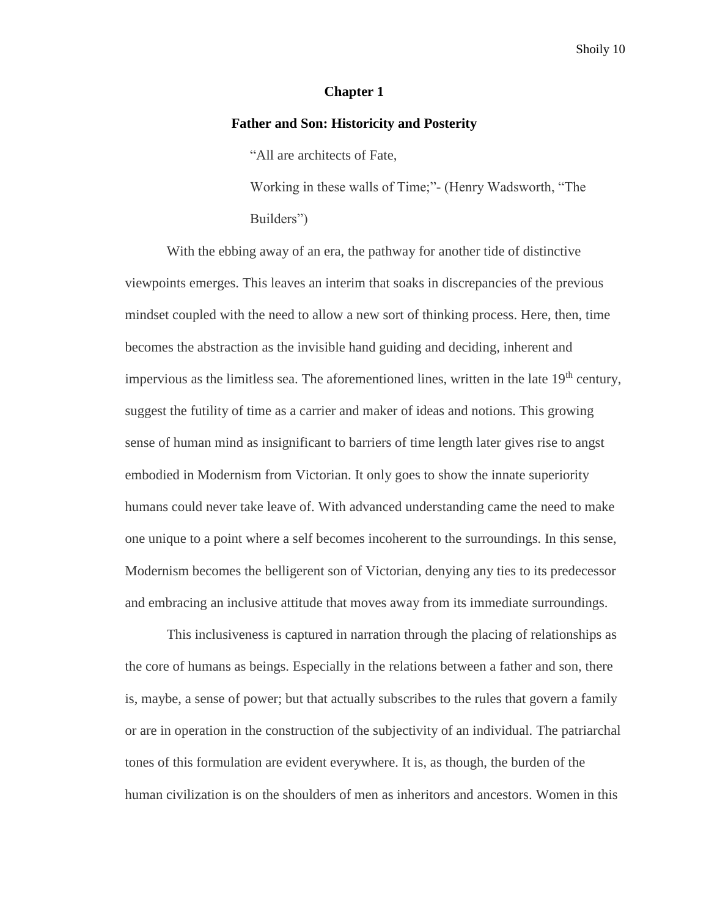# Chapter 1

## Father and Son: Historicity and Posterity

> "All are architects of Fate,
>
> Working in these walls of Time;"- (Henry Wadsworth, "The Builders")

With the ebbing away of an era, the pathway for another tide of distinctive viewpoints emerges. This leaves an interim that soaks in discrepancies of the previous mindset coupled with the need to allow a new sort of thinking process. Here, then, time becomes the abstraction as the invisible hand guiding and deciding, inherent and impervious as the limitless sea. The aforementioned lines, written in the late 19th century, suggest the futility of time as a carrier and maker of ideas and notions. This growing sense of human mind as insignificant to barriers of time length later gives rise to angst embodied in Modernism from Victorian. It only goes to show the innate superiority humans could never take leave of. With advanced understanding came the need to make one unique to a point where a self becomes incoherent to the surroundings. In this sense, Modernism becomes the belligerent son of Victorian, denying any ties to its predecessor and embracing an inclusive attitude that moves away from its immediate surroundings.

This inclusiveness is captured in narration through the placing of relationships as the core of humans as beings. Especially in the relations between a father and son, there is, maybe, a sense of power; but that actually subscribes to the rules that govern a family or are in operation in the construction of the subjectivity of an individual. The patriarchal tones of this formulation are evident everywhere. It is, as though, the burden of the human civilization is on the shoulders of men as inheritors and ancestors. Women in this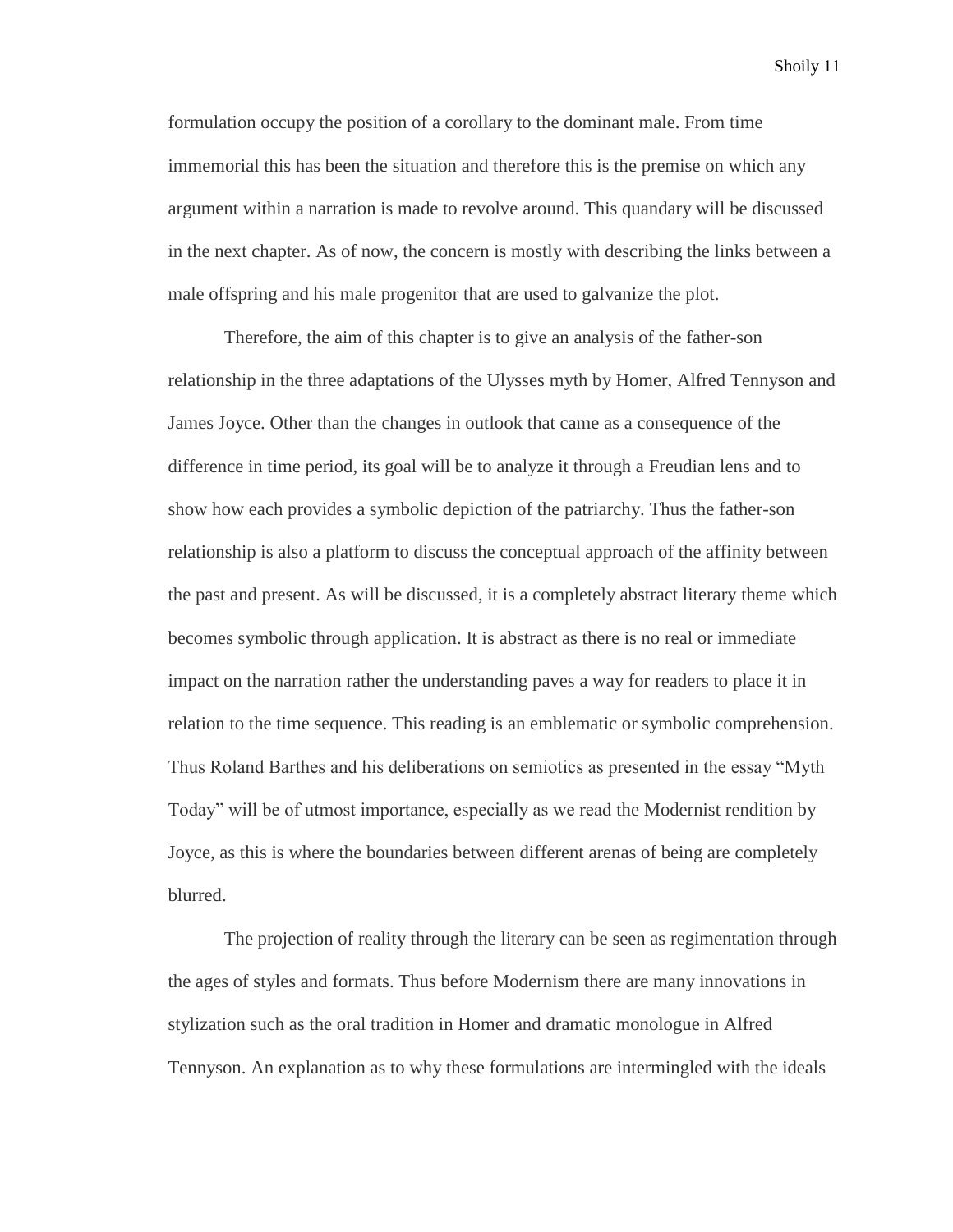formulation occupy the position of a corollary to the dominant male. From time immemorial this has been the situation and therefore this is the premise on which any argument within a narration is made to revolve around. This quandary will be discussed in the next chapter. As of now, the concern is mostly with describing the links between a male offspring and his male progenitor that are used to galvanize the plot.

Therefore, the aim of this chapter is to give an analysis of the father-son relationship in the three adaptations of the Ulysses myth by Homer, Alfred Tennyson and James Joyce. Other than the changes in outlook that came as a consequence of the difference in time period, its goal will be to analyze it through a Freudian lens and to show how each provides a symbolic depiction of the patriarchy. Thus the father-son relationship is also a platform to discuss the conceptual approach of the affinity between the past and present. As will be discussed, it is a completely abstract literary theme which becomes symbolic through application. It is abstract as there is no real or immediate impact on the narration rather the understanding paves a way for readers to place it in relation to the time sequence. This reading is an emblematic or symbolic comprehension. Thus Roland Barthes and his deliberations on semiotics as presented in the essay "Myth Today" will be of utmost importance, especially as we read the Modernist rendition by Joyce, as this is where the boundaries between different arenas of being are completely blurred.

The projection of reality through the literary can be seen as regimentation through the ages of styles and formats. Thus before Modernism there are many innovations in stylization such as the oral tradition in Homer and dramatic monologue in Alfred Tennyson. An explanation as to why these formulations are intermingled with the ideals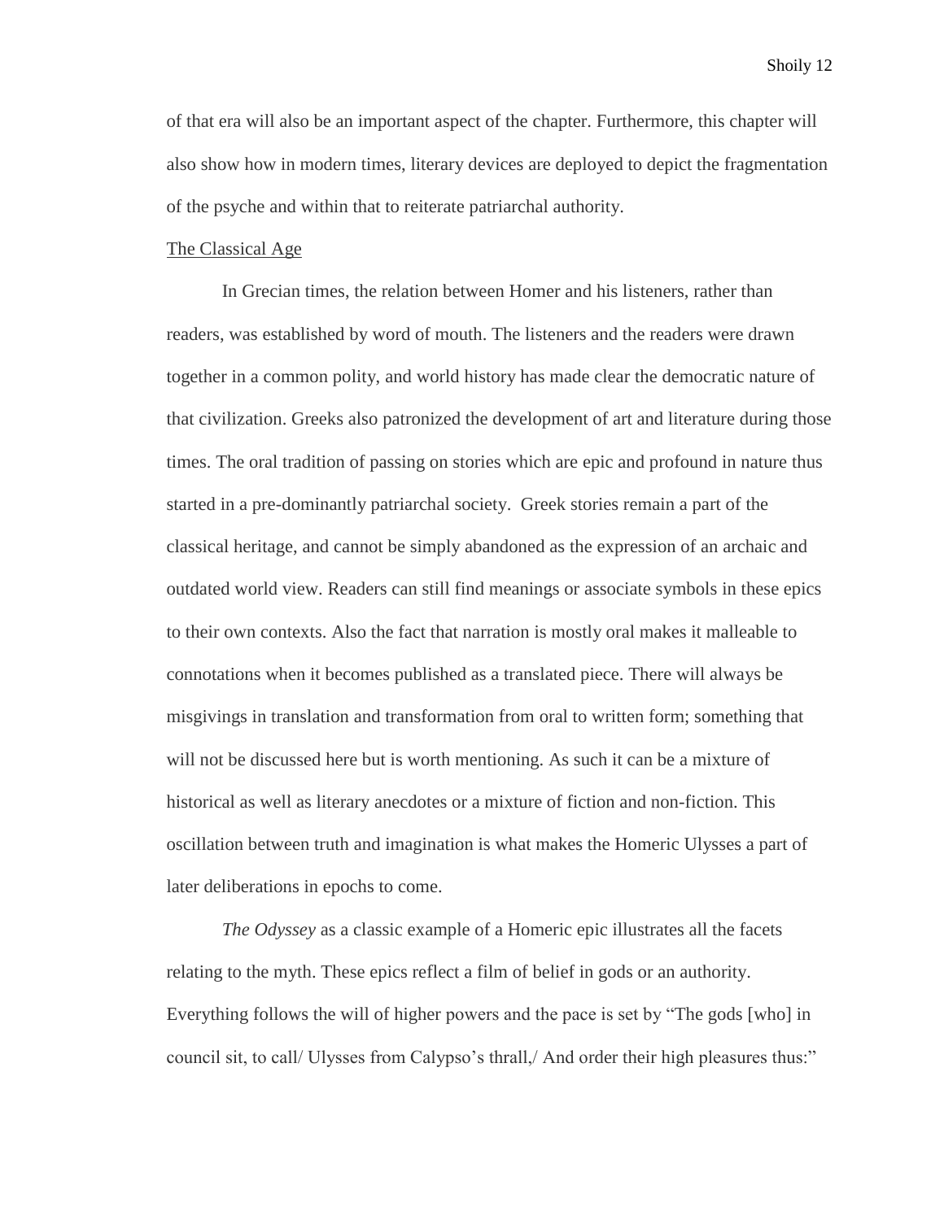of that era will also be an important aspect of the chapter. Furthermore, this chapter will also show how in modern times, literary devices are deployed to depict the fragmentation of the psyche and within that to reiterate patriarchal authority.

## The Classical Age

In Grecian times, the relation between Homer and his listeners, rather than readers, was established by word of mouth. The listeners and the readers were drawn together in a common polity, and world history has made clear the democratic nature of that civilization. Greeks also patronized the development of art and literature during those times. The oral tradition of passing on stories which are epic and profound in nature thus started in a pre-dominantly patriarchal society. Greek stories remain a part of the classical heritage, and cannot be simply abandoned as the expression of an archaic and outdated world view. Readers can still find meanings or associate symbols in these epics to their own contexts. Also the fact that narration is mostly oral makes it malleable to connotations when it becomes published as a translated piece. There will always be misgivings in translation and transformation from oral to written form; something that will not be discussed here but is worth mentioning. As such it can be a mixture of historical as well as literary anecdotes or a mixture of fiction and non-fiction. This oscillation between truth and imagination is what makes the Homeric Ulysses a part of later deliberations in epochs to come.

*The Odyssey* as a classic example of a Homeric epic illustrates all the facets relating to the myth. These epics reflect a film of belief in gods or an authority. Everything follows the will of higher powers and the pace is set by "The gods [who] in council sit, to call/ Ulysses from Calypso's thrall,/ And order their high pleasures thus:"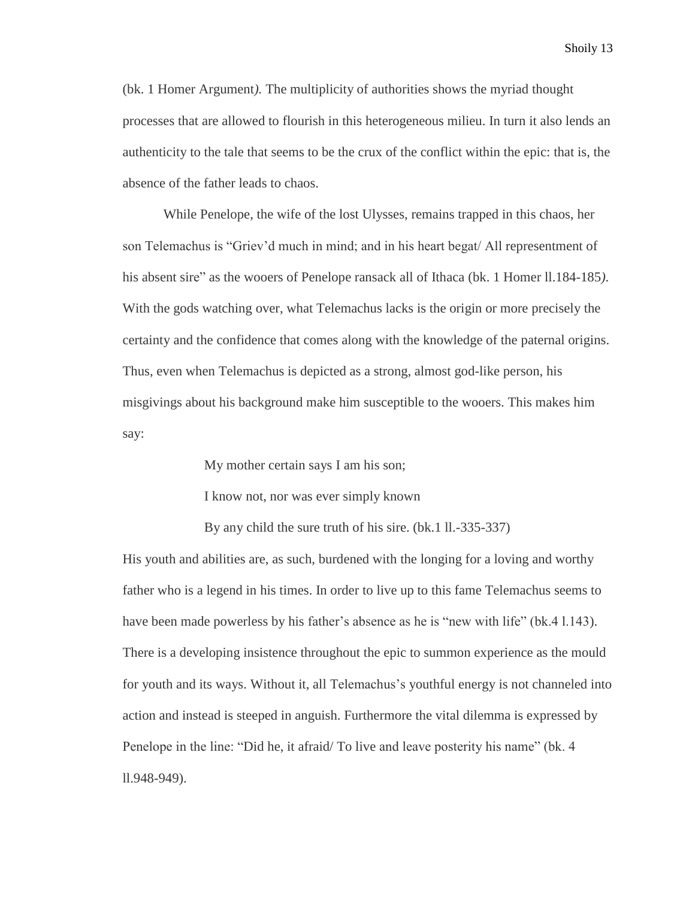(bk. 1 Homer Argument*).* The multiplicity of authorities shows the myriad thought processes that are allowed to flourish in this heterogeneous milieu. In turn it also lends an authenticity to the tale that seems to be the crux of the conflict within the epic: that is, the absence of the father leads to chaos.

While Penelope, the wife of the lost Ulysses, remains trapped in this chaos, her son Telemachus is "Griev'd much in mind; and in his heart begat/ All representment of his absent sire" as the wooers of Penelope ransack all of Ithaca (bk. 1 Homer ll.184-185*).* With the gods watching over, what Telemachus lacks is the origin or more precisely the certainty and the confidence that comes along with the knowledge of the paternal origins. Thus, even when Telemachus is depicted as a strong, almost god-like person, his misgivings about his background make him susceptible to the wooers. This makes him say:

> My mother certain says I am his son;
>
> I know not, nor was ever simply known
>
> By any child the sure truth of his sire. (bk.1 ll.-335-337)

His youth and abilities are, as such, burdened with the longing for a loving and worthy father who is a legend in his times. In order to live up to this fame Telemachus seems to have been made powerless by his father's absence as he is "new with life" (bk.4 l.143). There is a developing insistence throughout the epic to summon experience as the mould for youth and its ways. Without it, all Telemachus's youthful energy is not channeled into action and instead is steeped in anguish. Furthermore the vital dilemma is expressed by Penelope in the line: "Did he, it afraid/ To live and leave posterity his name" (bk. 4 ll.948-949).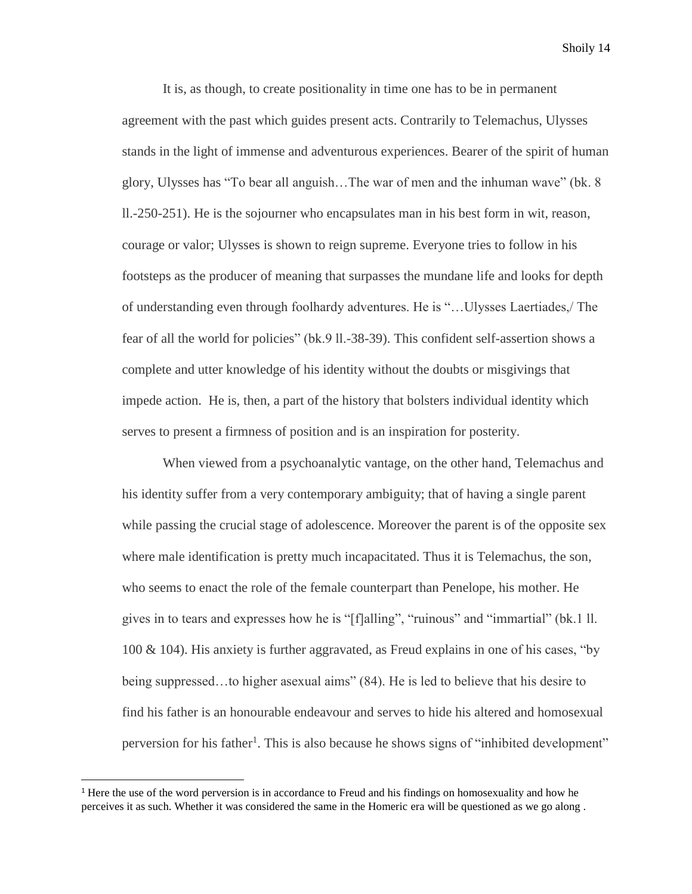It is, as though, to create positionality in time one has to be in permanent agreement with the past which guides present acts. Contrarily to Telemachus, Ulysses stands in the light of immense and adventurous experiences. Bearer of the spirit of human glory, Ulysses has "To bear all anguish…The war of men and the inhuman wave" (bk. 8 ll.-250-251). He is the sojourner who encapsulates man in his best form in wit, reason, courage or valor; Ulysses is shown to reign supreme. Everyone tries to follow in his footsteps as the producer of meaning that surpasses the mundane life and looks for depth of understanding even through foolhardy adventures. He is "…Ulysses Laertiades,/ The fear of all the world for policies" (bk.9 ll.-38-39). This confident self-assertion shows a complete and utter knowledge of his identity without the doubts or misgivings that impede action. He is, then, a part of the history that bolsters individual identity which serves to present a firmness of position and is an inspiration for posterity.

When viewed from a psychoanalytic vantage, on the other hand, Telemachus and his identity suffer from a very contemporary ambiguity; that of having a single parent while passing the crucial stage of adolescence. Moreover the parent is of the opposite sex where male identification is pretty much incapacitated. Thus it is Telemachus, the son, who seems to enact the role of the female counterpart than Penelope, his mother. He gives in to tears and expresses how he is "[f]alling", "ruinous" and "immartial" (bk.1 ll. 100 & 104). His anxiety is further aggravated, as Freud explains in one of his cases, "by being suppressed…to higher asexual aims" (84). He is led to believe that his desire to find his father is an honourable endeavour and serves to hide his altered and homosexual perversion for his father[1]. This is also because he shows signs of "inhibited development"

[1] Here the use of the word perversion is in accordance to Freud and his findings on homosexuality and how he perceives it as such. Whether it was considered the same in the Homeric era will be questioned as we go along .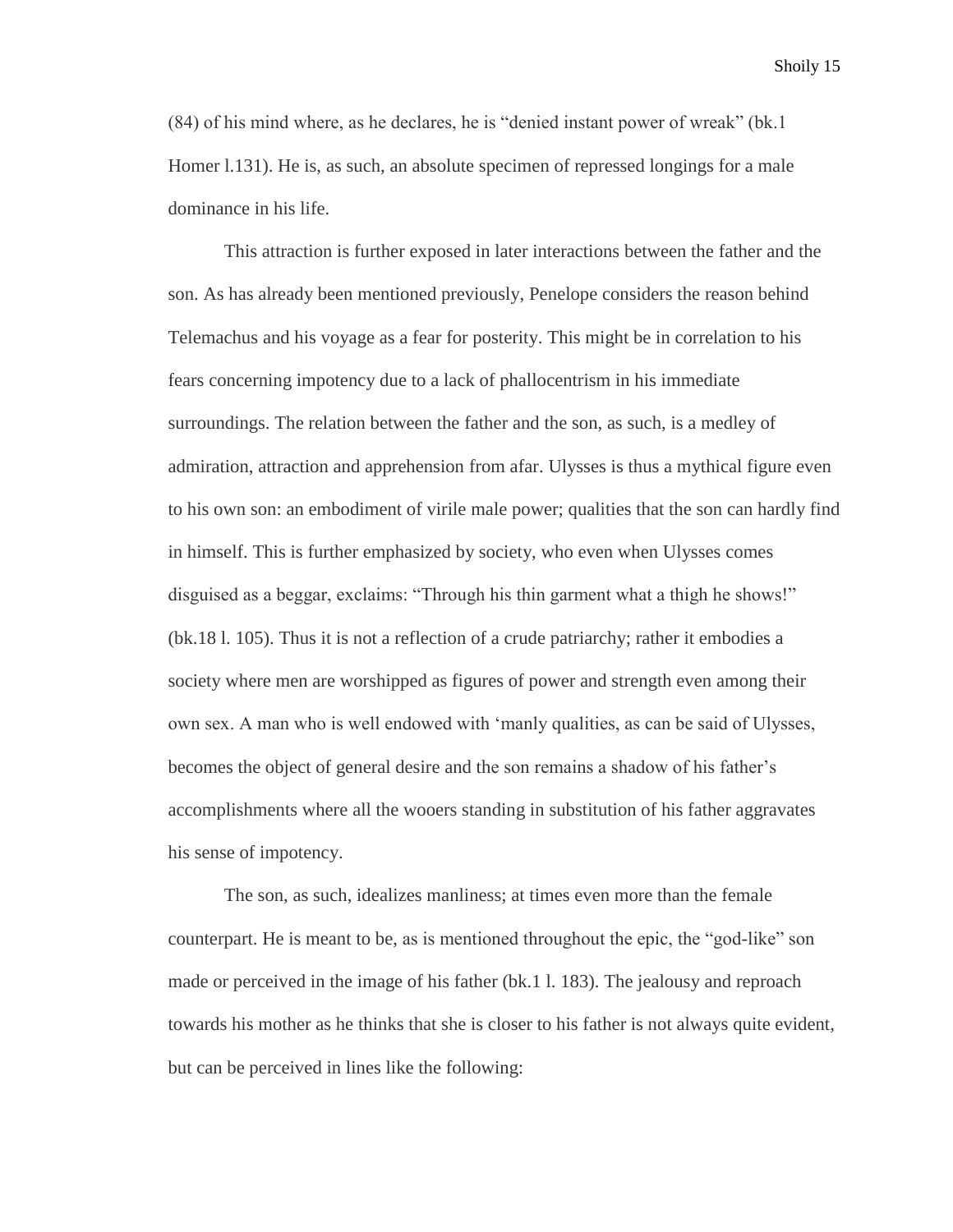(84) of his mind where, as he declares, he is "denied instant power of wreak" (bk.1 Homer l.131). He is, as such, an absolute specimen of repressed longings for a male dominance in his life.

This attraction is further exposed in later interactions between the father and the son. As has already been mentioned previously, Penelope considers the reason behind Telemachus and his voyage as a fear for posterity. This might be in correlation to his fears concerning impotency due to a lack of phallocentrism in his immediate surroundings. The relation between the father and the son, as such, is a medley of admiration, attraction and apprehension from afar. Ulysses is thus a mythical figure even to his own son: an embodiment of virile male power; qualities that the son can hardly find in himself. This is further emphasized by society, who even when Ulysses comes disguised as a beggar, exclaims: "Through his thin garment what a thigh he shows!" (bk.18 l. 105). Thus it is not a reflection of a crude patriarchy; rather it embodies a society where men are worshipped as figures of power and strength even among their own sex. A man who is well endowed with 'manly qualities, as can be said of Ulysses, becomes the object of general desire and the son remains a shadow of his father's accomplishments where all the wooers standing in substitution of his father aggravates his sense of impotency.

The son, as such, idealizes manliness; at times even more than the female counterpart. He is meant to be, as is mentioned throughout the epic, the "god-like" son made or perceived in the image of his father (bk.1 l. 183). The jealousy and reproach towards his mother as he thinks that she is closer to his father is not always quite evident, but can be perceived in lines like the following: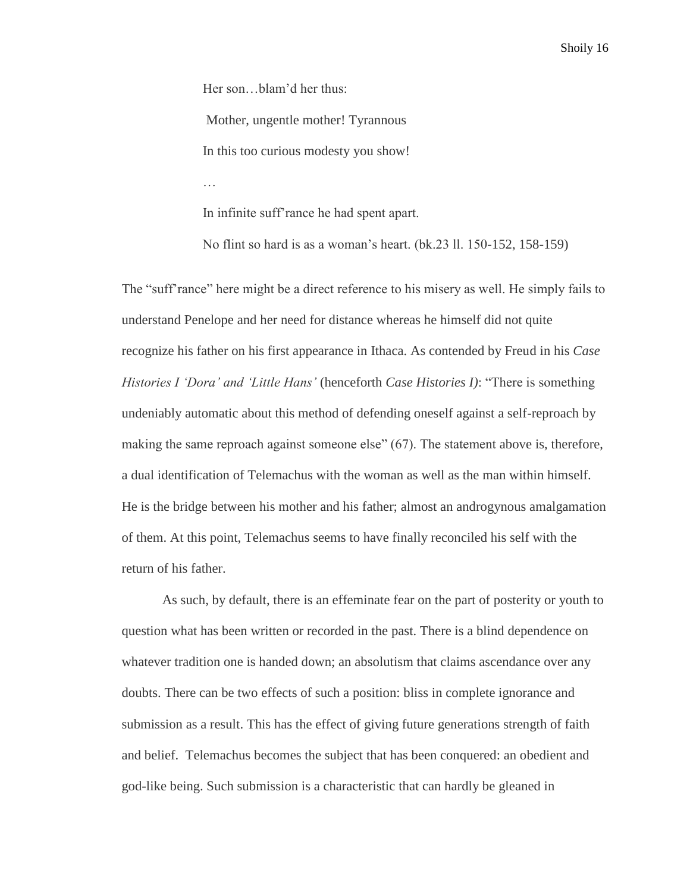> Her son…blam'd her thus:
>
> Mother, ungentle mother! Tyrannous
>
> In this too curious modesty you show!
>
> …
>
> In infinite suff'rance he had spent apart.
>
> No flint so hard is as a woman's heart. (bk.23 ll. 150-152, 158-159)

The "suff'rance" here might be a direct reference to his misery as well. He simply fails to understand Penelope and her need for distance whereas he himself did not quite recognize his father on his first appearance in Ithaca. As contended by Freud in his *Case Histories I 'Dora' and 'Little Hans'* (henceforth *Case Histories I)*: "There is something undeniably automatic about this method of defending oneself against a self-reproach by making the same reproach against someone else" (67). The statement above is, therefore, a dual identification of Telemachus with the woman as well as the man within himself. He is the bridge between his mother and his father; almost an androgynous amalgamation of them. At this point, Telemachus seems to have finally reconciled his self with the return of his father.

As such, by default, there is an effeminate fear on the part of posterity or youth to question what has been written or recorded in the past. There is a blind dependence on whatever tradition one is handed down; an absolutism that claims ascendance over any doubts. There can be two effects of such a position: bliss in complete ignorance and submission as a result. This has the effect of giving future generations strength of faith and belief. Telemachus becomes the subject that has been conquered: an obedient and god-like being. Such submission is a characteristic that can hardly be gleaned in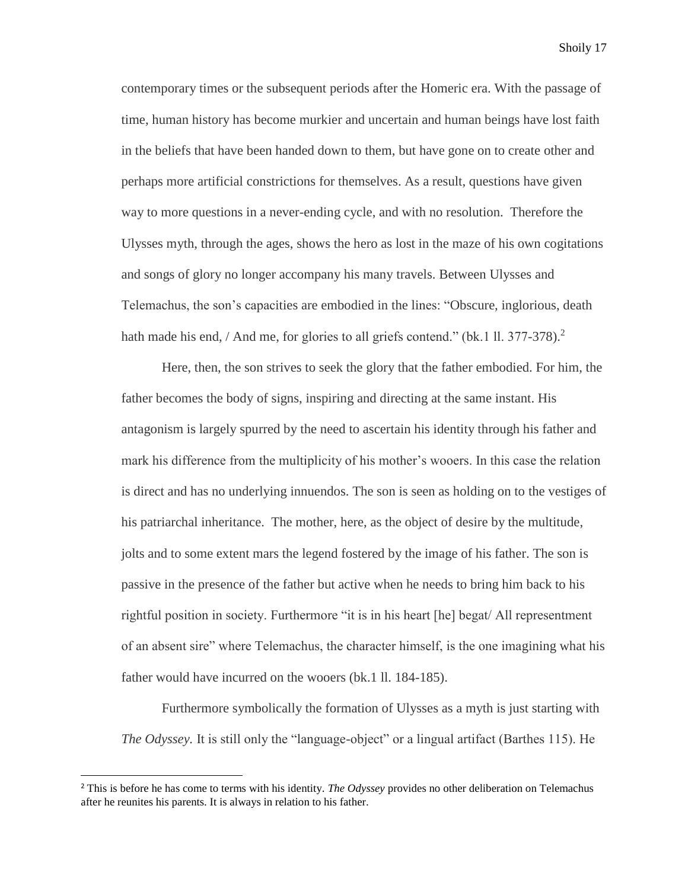contemporary times or the subsequent periods after the Homeric era. With the passage of time, human history has become murkier and uncertain and human beings have lost faith in the beliefs that have been handed down to them, but have gone on to create other and perhaps more artificial constrictions for themselves. As a result, questions have given way to more questions in a never-ending cycle, and with no resolution. Therefore the Ulysses myth, through the ages, shows the hero as lost in the maze of his own cogitations and songs of glory no longer accompany his many travels. Between Ulysses and Telemachus, the son's capacities are embodied in the lines: "Obscure, inglorious, death hath made his end, / And me, for glories to all griefs contend." (bk.1 ll. 377-378).[2]

Here, then, the son strives to seek the glory that the father embodied. For him, the father becomes the body of signs, inspiring and directing at the same instant. His antagonism is largely spurred by the need to ascertain his identity through his father and mark his difference from the multiplicity of his mother's wooers. In this case the relation is direct and has no underlying innuendos. The son is seen as holding on to the vestiges of his patriarchal inheritance. The mother, here, as the object of desire by the multitude, jolts and to some extent mars the legend fostered by the image of his father. The son is passive in the presence of the father but active when he needs to bring him back to his rightful position in society. Furthermore "it is in his heart [he] begat/ All representment of an absent sire" where Telemachus, the character himself, is the one imagining what his father would have incurred on the wooers (bk.1 ll. 184-185).

Furthermore symbolically the formation of Ulysses as a myth is just starting with *The Odyssey.* It is still only the "language-object" or a lingual artifact (Barthes 115). He

---

[2] This is before he has come to terms with his identity. *The Odyssey* provides no other deliberation on Telemachus after he reunites his parents. It is always in relation to his father.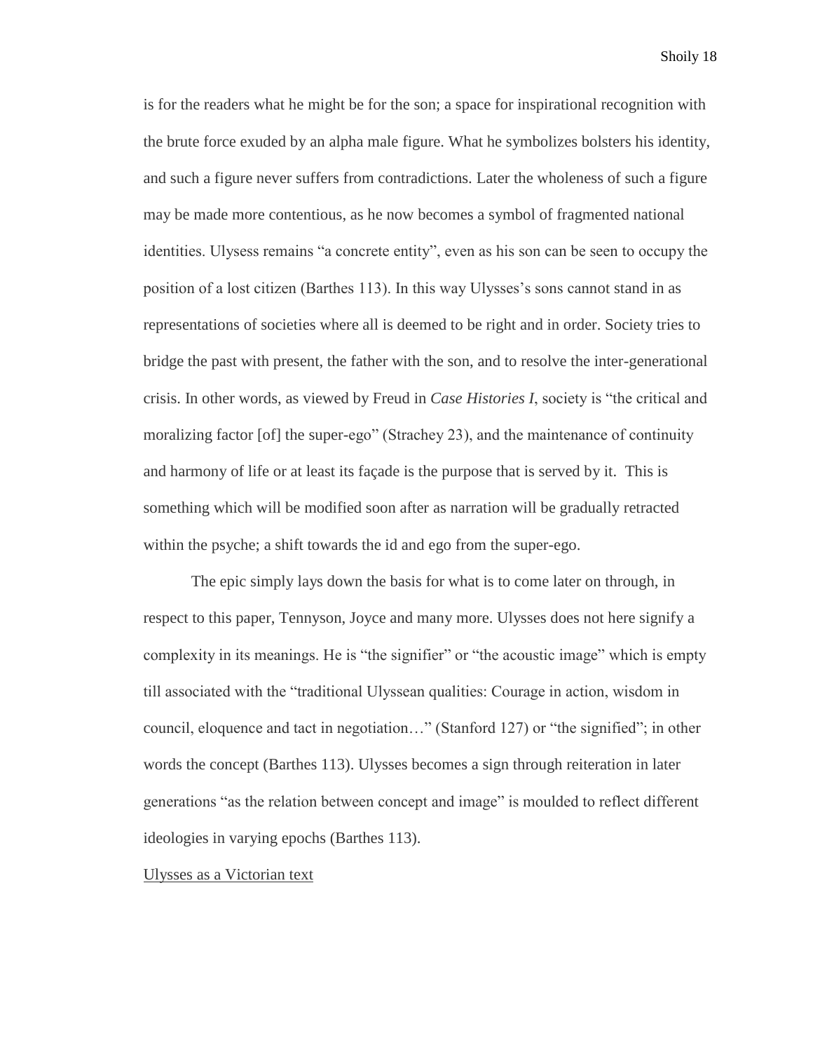is for the readers what he might be for the son; a space for inspirational recognition with the brute force exuded by an alpha male figure. What he symbolizes bolsters his identity, and such a figure never suffers from contradictions. Later the wholeness of such a figure may be made more contentious, as he now becomes a symbol of fragmented national identities. Ulysess remains "a concrete entity", even as his son can be seen to occupy the position of a lost citizen (Barthes 113). In this way Ulysses's sons cannot stand in as representations of societies where all is deemed to be right and in order. Society tries to bridge the past with present, the father with the son, and to resolve the inter-generational crisis. In other words, as viewed by Freud in *Case Histories I*, society is "the critical and moralizing factor [of] the super-ego" (Strachey 23), and the maintenance of continuity and harmony of life or at least its façade is the purpose that is served by it. This is something which will be modified soon after as narration will be gradually retracted within the psyche; a shift towards the id and ego from the super-ego.

The epic simply lays down the basis for what is to come later on through, in respect to this paper, Tennyson, Joyce and many more. Ulysses does not here signify a complexity in its meanings. He is "the signifier" or "the acoustic image" which is empty till associated with the "traditional Ulyssean qualities: Courage in action, wisdom in council, eloquence and tact in negotiation…" (Stanford 127) or "the signified"; in other words the concept (Barthes 113). Ulysses becomes a sign through reiteration in later generations "as the relation between concept and image" is moulded to reflect different ideologies in varying epochs (Barthes 113).

<u>Ulysses as a Victorian text</u>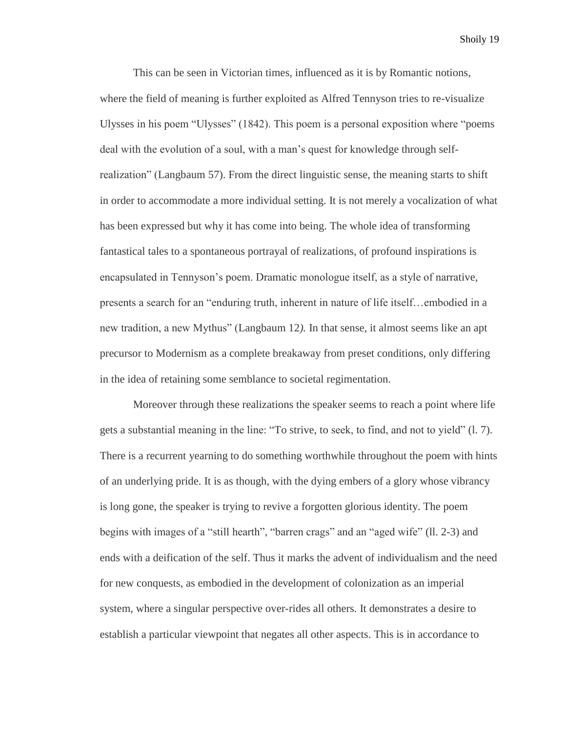This can be seen in Victorian times, influenced as it is by Romantic notions, where the field of meaning is further exploited as Alfred Tennyson tries to re-visualize Ulysses in his poem "Ulysses" (1842). This poem is a personal exposition where "poems deal with the evolution of a soul, with a man's quest for knowledge through self-realization" (Langbaum 57). From the direct linguistic sense, the meaning starts to shift in order to accommodate a more individual setting. It is not merely a vocalization of what has been expressed but why it has come into being. The whole idea of transforming fantastical tales to a spontaneous portrayal of realizations, of profound inspirations is encapsulated in Tennyson's poem. Dramatic monologue itself, as a style of narrative, presents a search for an "enduring truth, inherent in nature of life itself…embodied in a new tradition, a new Mythus" (Langbaum 12*).* In that sense, it almost seems like an apt precursor to Modernism as a complete breakaway from preset conditions, only differing in the idea of retaining some semblance to societal regimentation.

Moreover through these realizations the speaker seems to reach a point where life gets a substantial meaning in the line: "To strive, to seek, to find, and not to yield" (l. 7). There is a recurrent yearning to do something worthwhile throughout the poem with hints of an underlying pride. It is as though, with the dying embers of a glory whose vibrancy is long gone, the speaker is trying to revive a forgotten glorious identity. The poem begins with images of a "still hearth", "barren crags" and an "aged wife" (ll. 2-3) and ends with a deification of the self. Thus it marks the advent of individualism and the need for new conquests, as embodied in the development of colonization as an imperial system, where a singular perspective over-rides all others. It demonstrates a desire to establish a particular viewpoint that negates all other aspects. This is in accordance to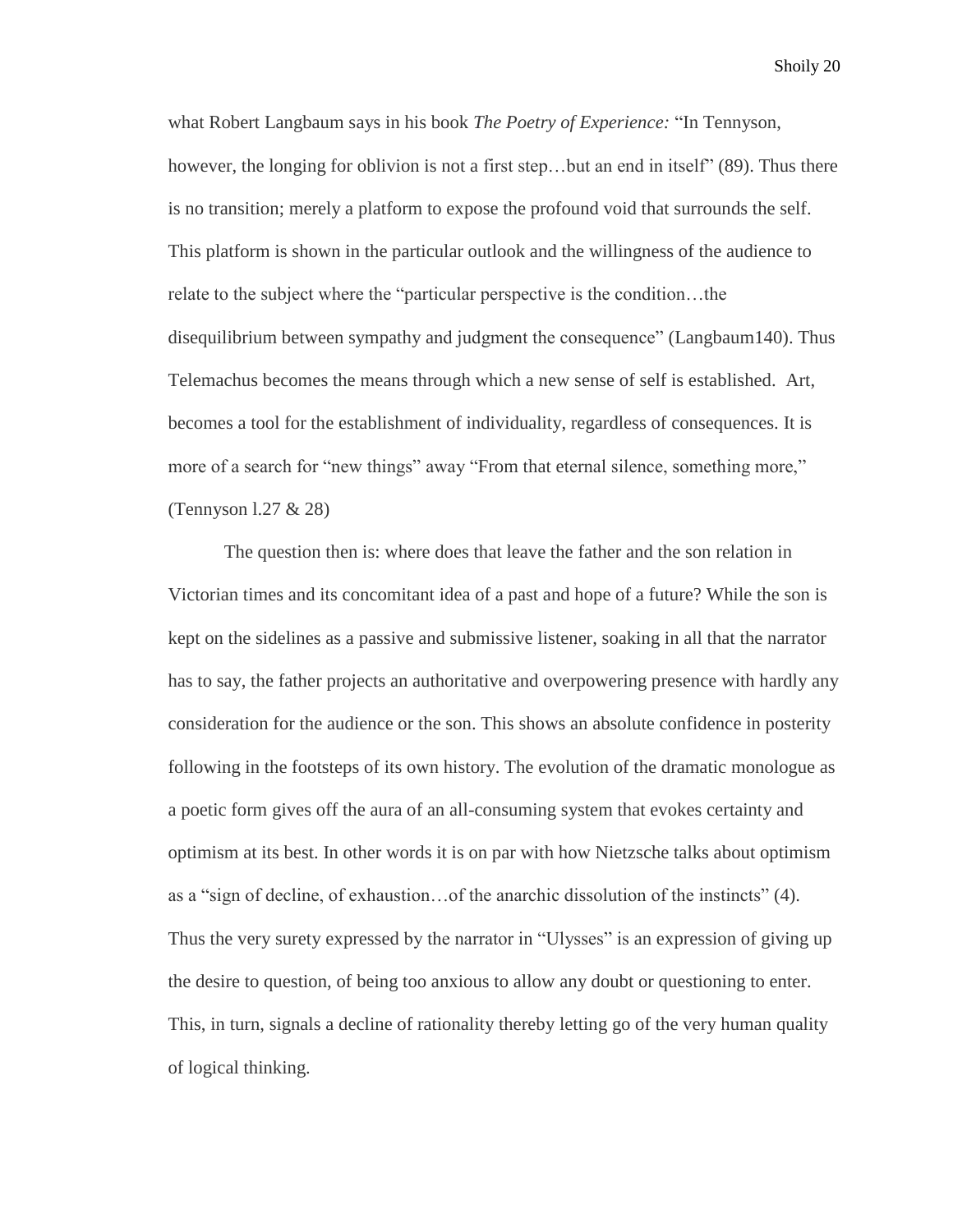what Robert Langbaum says in his book *The Poetry of Experience:* "In Tennyson, however, the longing for oblivion is not a first step…but an end in itself" (89). Thus there is no transition; merely a platform to expose the profound void that surrounds the self. This platform is shown in the particular outlook and the willingness of the audience to relate to the subject where the "particular perspective is the condition…the disequilibrium between sympathy and judgment the consequence" (Langbaum140). Thus Telemachus becomes the means through which a new sense of self is established. Art, becomes a tool for the establishment of individuality, regardless of consequences. It is more of a search for "new things" away "From that eternal silence, something more," (Tennyson l.27 & 28)

The question then is: where does that leave the father and the son relation in Victorian times and its concomitant idea of a past and hope of a future? While the son is kept on the sidelines as a passive and submissive listener, soaking in all that the narrator has to say, the father projects an authoritative and overpowering presence with hardly any consideration for the audience or the son. This shows an absolute confidence in posterity following in the footsteps of its own history. The evolution of the dramatic monologue as a poetic form gives off the aura of an all-consuming system that evokes certainty and optimism at its best. In other words it is on par with how Nietzsche talks about optimism as a "sign of decline, of exhaustion…of the anarchic dissolution of the instincts" (4). Thus the very surety expressed by the narrator in "Ulysses" is an expression of giving up the desire to question, of being too anxious to allow any doubt or questioning to enter. This, in turn, signals a decline of rationality thereby letting go of the very human quality of logical thinking.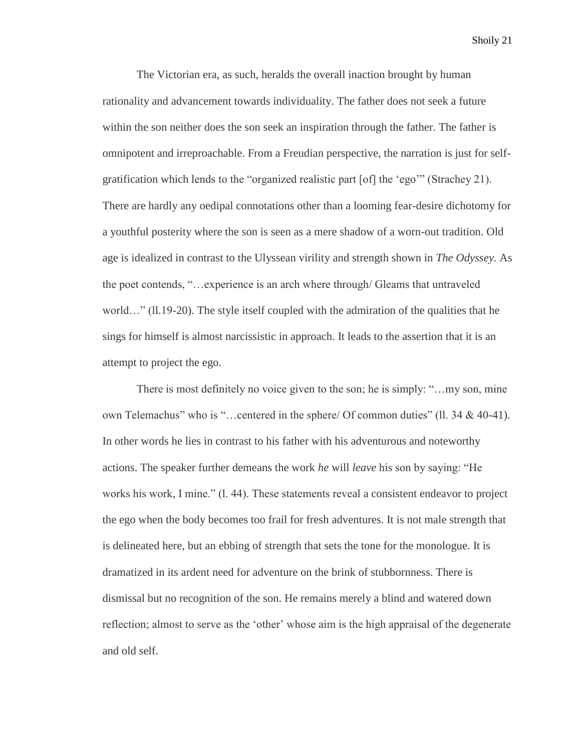The Victorian era, as such, heralds the overall inaction brought by human rationality and advancement towards individuality. The father does not seek a future within the son neither does the son seek an inspiration through the father. The father is omnipotent and irreproachable. From a Freudian perspective, the narration is just for self-gratification which lends to the "organized realistic part [of] the 'ego'" (Strachey 21). There are hardly any oedipal connotations other than a looming fear-desire dichotomy for a youthful posterity where the son is seen as a mere shadow of a worn-out tradition. Old age is idealized in contrast to the Ulyssean virility and strength shown in *The Odyssey.* As the poet contends, "…experience is an arch where through/ Gleams that untraveled world…" (ll.19-20). The style itself coupled with the admiration of the qualities that he sings for himself is almost narcissistic in approach. It leads to the assertion that it is an attempt to project the ego.

There is most definitely no voice given to the son; he is simply: "…my son, mine own Telemachus" who is "…centered in the sphere/ Of common duties" (ll. 34 & 40-41). In other words he lies in contrast to his father with his adventurous and noteworthy actions. The speaker further demeans the work *he* will *leave* his son by saying: "He works his work, I mine." (l. 44). These statements reveal a consistent endeavor to project the ego when the body becomes too frail for fresh adventures. It is not male strength that is delineated here, but an ebbing of strength that sets the tone for the monologue. It is dramatized in its ardent need for adventure on the brink of stubbornness. There is dismissal but no recognition of the son. He remains merely a blind and watered down reflection; almost to serve as the 'other' whose aim is the high appraisal of the degenerate and old self.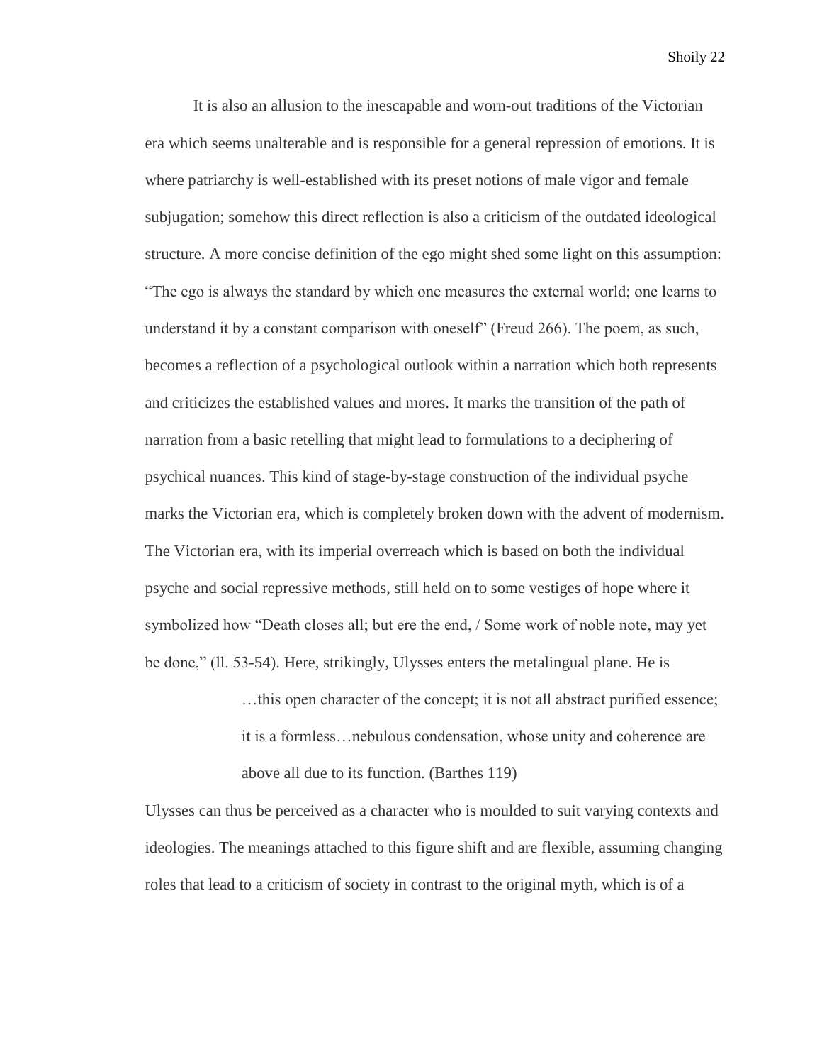It is also an allusion to the inescapable and worn-out traditions of the Victorian era which seems unalterable and is responsible for a general repression of emotions. It is where patriarchy is well-established with its preset notions of male vigor and female subjugation; somehow this direct reflection is also a criticism of the outdated ideological structure. A more concise definition of the ego might shed some light on this assumption: "The ego is always the standard by which one measures the external world; one learns to understand it by a constant comparison with oneself" (Freud 266). The poem, as such, becomes a reflection of a psychological outlook within a narration which both represents and criticizes the established values and mores. It marks the transition of the path of narration from a basic retelling that might lead to formulations to a deciphering of psychical nuances. This kind of stage-by-stage construction of the individual psyche marks the Victorian era, which is completely broken down with the advent of modernism. The Victorian era, with its imperial overreach which is based on both the individual psyche and social repressive methods, still held on to some vestiges of hope where it symbolized how "Death closes all; but ere the end, / Some work of noble note, may yet be done," (ll. 53-54). Here, strikingly, Ulysses enters the metalingual plane. He is

> …this open character of the concept; it is not all abstract purified essence; it is a formless…nebulous condensation, whose unity and coherence are above all due to its function. (Barthes 119)

Ulysses can thus be perceived as a character who is moulded to suit varying contexts and ideologies. The meanings attached to this figure shift and are flexible, assuming changing roles that lead to a criticism of society in contrast to the original myth, which is of a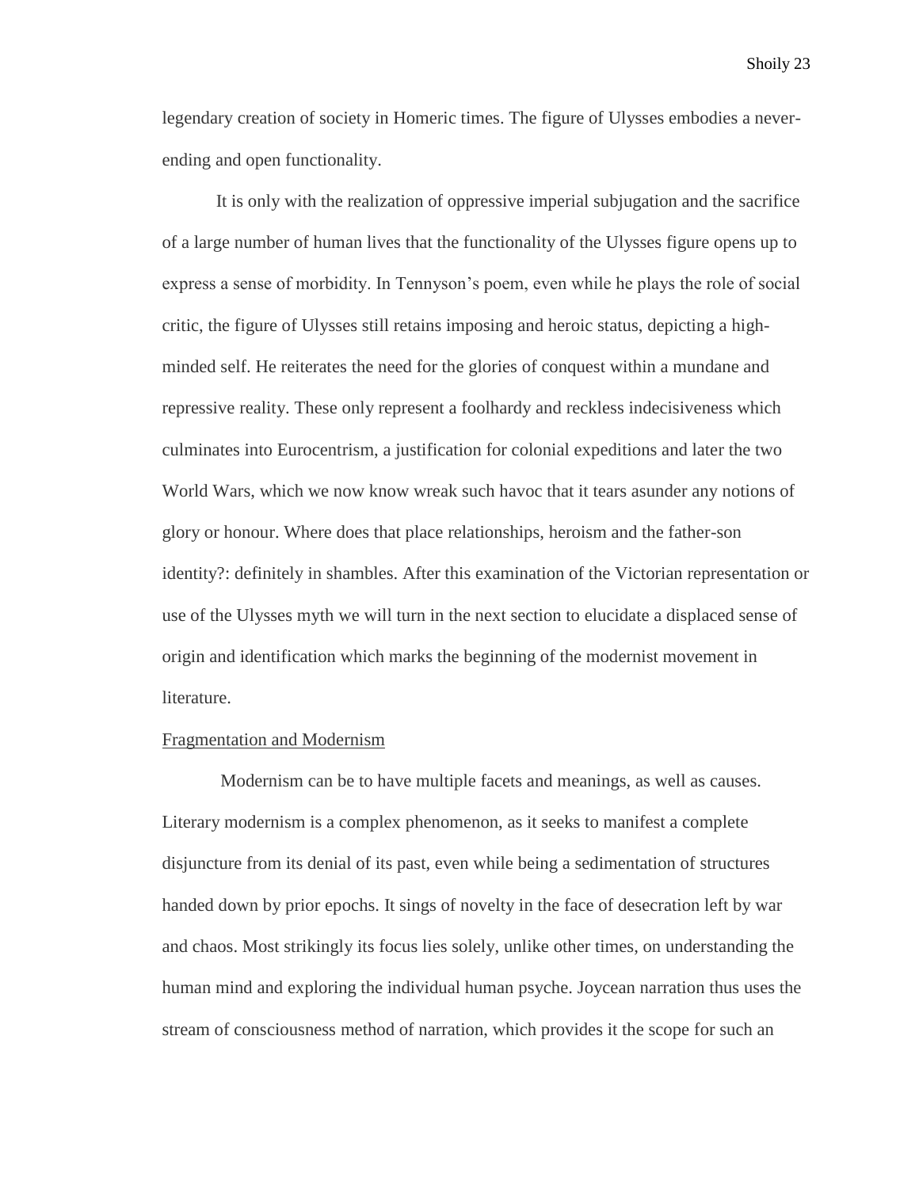legendary creation of society in Homeric times. The figure of Ulysses embodies a never-ending and open functionality.

It is only with the realization of oppressive imperial subjugation and the sacrifice of a large number of human lives that the functionality of the Ulysses figure opens up to express a sense of morbidity. In Tennyson's poem, even while he plays the role of social critic, the figure of Ulysses still retains imposing and heroic status, depicting a high-minded self. He reiterates the need for the glories of conquest within a mundane and repressive reality. These only represent a foolhardy and reckless indecisiveness which culminates into Eurocentrism, a justification for colonial expeditions and later the two World Wars, which we now know wreak such havoc that it tears asunder any notions of glory or honour. Where does that place relationships, heroism and the father-son identity?: definitely in shambles. After this examination of the Victorian representation or use of the Ulysses myth we will turn in the next section to elucidate a displaced sense of origin and identification which marks the beginning of the modernist movement in literature.

<u>Fragmentation and Modernism</u>

Modernism can be to have multiple facets and meanings, as well as causes. Literary modernism is a complex phenomenon, as it seeks to manifest a complete disjuncture from its denial of its past, even while being a sedimentation of structures handed down by prior epochs. It sings of novelty in the face of desecration left by war and chaos. Most strikingly its focus lies solely, unlike other times, on understanding the human mind and exploring the individual human psyche. Joycean narration thus uses the stream of consciousness method of narration, which provides it the scope for such an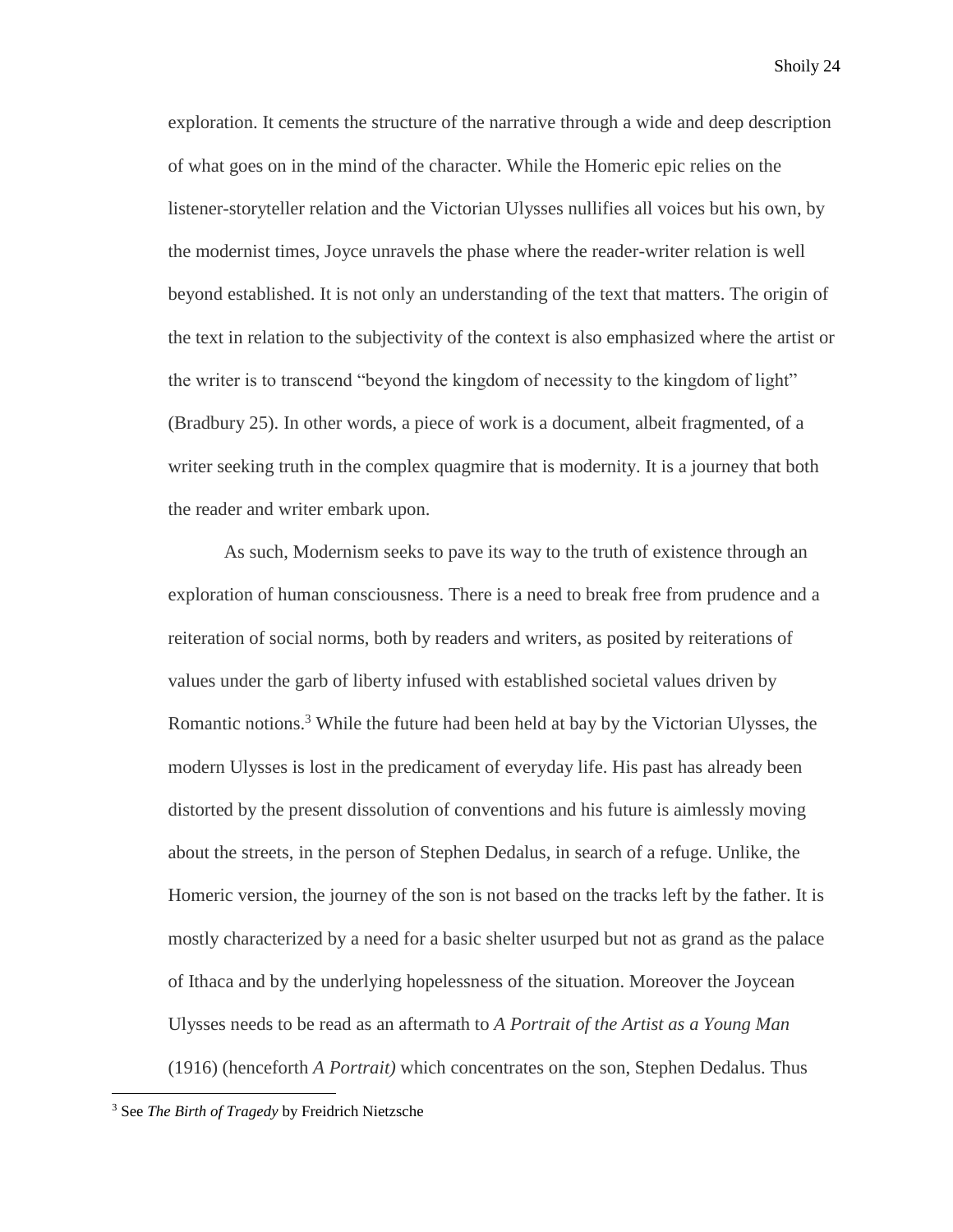exploration. It cements the structure of the narrative through a wide and deep description of what goes on in the mind of the character. While the Homeric epic relies on the listener-storyteller relation and the Victorian Ulysses nullifies all voices but his own, by the modernist times, Joyce unravels the phase where the reader-writer relation is well beyond established. It is not only an understanding of the text that matters. The origin of the text in relation to the subjectivity of the context is also emphasized where the artist or the writer is to transcend "beyond the kingdom of necessity to the kingdom of light" (Bradbury 25). In other words, a piece of work is a document, albeit fragmented, of a writer seeking truth in the complex quagmire that is modernity. It is a journey that both the reader and writer embark upon.

As such, Modernism seeks to pave its way to the truth of existence through an exploration of human consciousness. There is a need to break free from prudence and a reiteration of social norms, both by readers and writers, as posited by reiterations of values under the garb of liberty infused with established societal values driven by Romantic notions.[3] While the future had been held at bay by the Victorian Ulysses, the modern Ulysses is lost in the predicament of everyday life. His past has already been distorted by the present dissolution of conventions and his future is aimlessly moving about the streets, in the person of Stephen Dedalus, in search of a refuge. Unlike, the Homeric version, the journey of the son is not based on the tracks left by the father. It is mostly characterized by a need for a basic shelter usurped but not as grand as the palace of Ithaca and by the underlying hopelessness of the situation. Moreover the Joycean Ulysses needs to be read as an aftermath to *A Portrait of the Artist as a Young Man* (1916) (henceforth *A Portrait)* which concentrates on the son, Stephen Dedalus. Thus

[3] See *The Birth of Tragedy* by Freidrich Nietzsche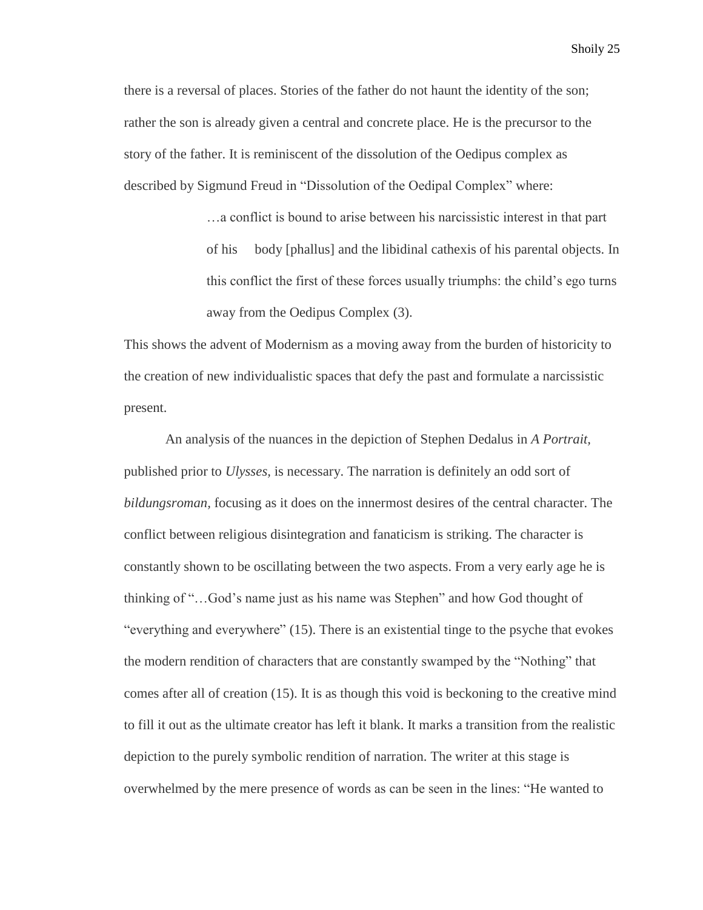there is a reversal of places. Stories of the father do not haunt the identity of the son; rather the son is already given a central and concrete place. He is the precursor to the story of the father. It is reminiscent of the dissolution of the Oedipus complex as described by Sigmund Freud in "Dissolution of the Oedipal Complex" where:

> …a conflict is bound to arise between his narcissistic interest in that part of his body [phallus] and the libidinal cathexis of his parental objects. In this conflict the first of these forces usually triumphs: the child's ego turns away from the Oedipus Complex (3).

This shows the advent of Modernism as a moving away from the burden of historicity to the creation of new individualistic spaces that defy the past and formulate a narcissistic present.

An analysis of the nuances in the depiction of Stephen Dedalus in *A Portrait,* published prior to *Ulysses,* is necessary. The narration is definitely an odd sort of *bildungsroman,* focusing as it does on the innermost desires of the central character. The conflict between religious disintegration and fanaticism is striking. The character is constantly shown to be oscillating between the two aspects. From a very early age he is thinking of "…God's name just as his name was Stephen" and how God thought of "everything and everywhere" (15). There is an existential tinge to the psyche that evokes the modern rendition of characters that are constantly swamped by the "Nothing" that comes after all of creation (15). It is as though this void is beckoning to the creative mind to fill it out as the ultimate creator has left it blank. It marks a transition from the realistic depiction to the purely symbolic rendition of narration. The writer at this stage is overwhelmed by the mere presence of words as can be seen in the lines: "He wanted to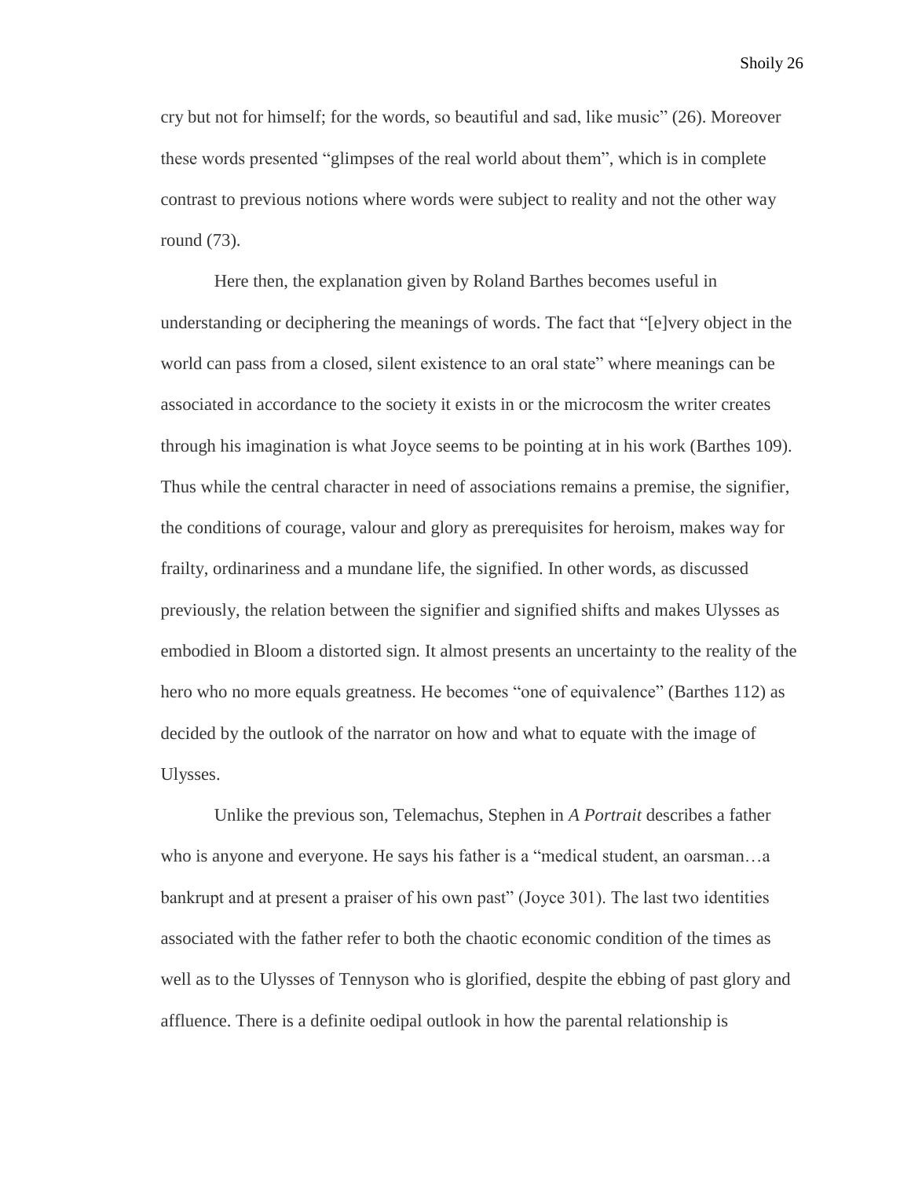cry but not for himself; for the words, so beautiful and sad, like music" (26). Moreover these words presented "glimpses of the real world about them", which is in complete contrast to previous notions where words were subject to reality and not the other way round (73).

Here then, the explanation given by Roland Barthes becomes useful in understanding or deciphering the meanings of words. The fact that "[e]very object in the world can pass from a closed, silent existence to an oral state" where meanings can be associated in accordance to the society it exists in or the microcosm the writer creates through his imagination is what Joyce seems to be pointing at in his work (Barthes 109). Thus while the central character in need of associations remains a premise, the signifier, the conditions of courage, valour and glory as prerequisites for heroism, makes way for frailty, ordinariness and a mundane life, the signified. In other words, as discussed previously, the relation between the signifier and signified shifts and makes Ulysses as embodied in Bloom a distorted sign. It almost presents an uncertainty to the reality of the hero who no more equals greatness. He becomes "one of equivalence" (Barthes 112) as decided by the outlook of the narrator on how and what to equate with the image of Ulysses.

Unlike the previous son, Telemachus, Stephen in *A Portrait* describes a father who is anyone and everyone. He says his father is a "medical student, an oarsman…a bankrupt and at present a praiser of his own past" (Joyce 301). The last two identities associated with the father refer to both the chaotic economic condition of the times as well as to the Ulysses of Tennyson who is glorified, despite the ebbing of past glory and affluence. There is a definite oedipal outlook in how the parental relationship is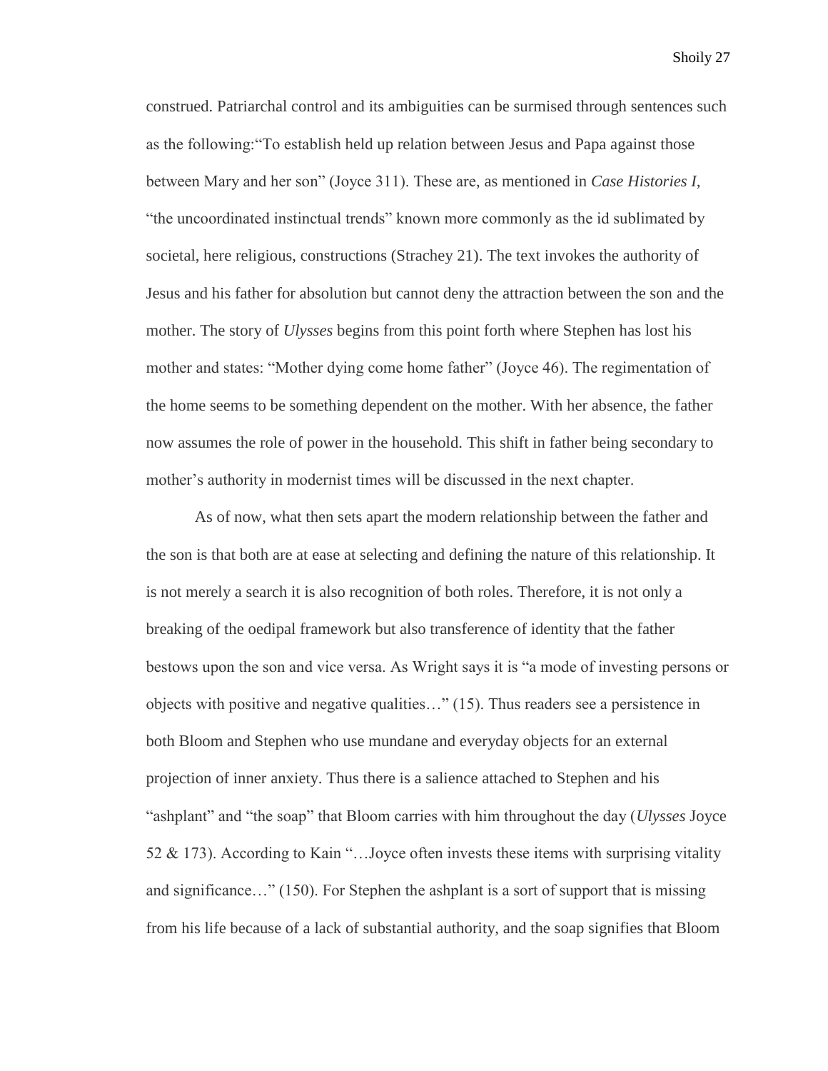construed. Patriarchal control and its ambiguities can be surmised through sentences such as the following:“To establish held up relation between Jesus and Papa against those between Mary and her son” (Joyce 311). These are, as mentioned in *Case Histories I*, “the uncoordinated instinctual trends” known more commonly as the id sublimated by societal, here religious, constructions (Strachey 21). The text invokes the authority of Jesus and his father for absolution but cannot deny the attraction between the son and the mother. The story of *Ulysses* begins from this point forth where Stephen has lost his mother and states: “Mother dying come home father” (Joyce 46). The regimentation of the home seems to be something dependent on the mother. With her absence, the father now assumes the role of power in the household. This shift in father being secondary to mother’s authority in modernist times will be discussed in the next chapter.

As of now, what then sets apart the modern relationship between the father and the son is that both are at ease at selecting and defining the nature of this relationship. It is not merely a search it is also recognition of both roles. Therefore, it is not only a breaking of the oedipal framework but also transference of identity that the father bestows upon the son and vice versa. As Wright says it is “a mode of investing persons or objects with positive and negative qualities…” (15). Thus readers see a persistence in both Bloom and Stephen who use mundane and everyday objects for an external projection of inner anxiety. Thus there is a salience attached to Stephen and his “ashplant” and “the soap” that Bloom carries with him throughout the day (*Ulysses* Joyce 52 & 173). According to Kain “…Joyce often invests these items with surprising vitality and significance…” (150). For Stephen the ashplant is a sort of support that is missing from his life because of a lack of substantial authority, and the soap signifies that Bloom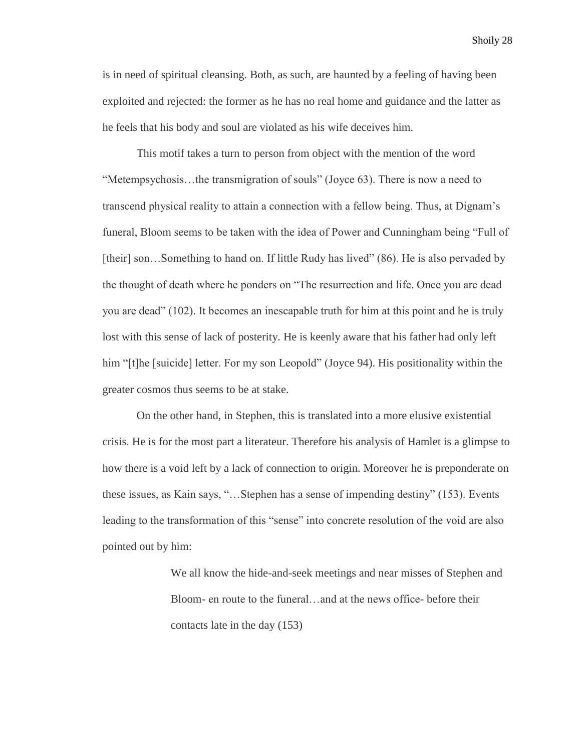is in need of spiritual cleansing. Both, as such, are haunted by a feeling of having been exploited and rejected: the former as he has no real home and guidance and the latter as he feels that his body and soul are violated as his wife deceives him.

This motif takes a turn to person from object with the mention of the word "Metempsychosis…the transmigration of souls" (Joyce 63). There is now a need to transcend physical reality to attain a connection with a fellow being. Thus, at Dignam's funeral, Bloom seems to be taken with the idea of Power and Cunningham being "Full of [their] son…Something to hand on. If little Rudy has lived" (86). He is also pervaded by the thought of death where he ponders on "The resurrection and life. Once you are dead you are dead" (102). It becomes an inescapable truth for him at this point and he is truly lost with this sense of lack of posterity. He is keenly aware that his father had only left him "[t]he [suicide] letter. For my son Leopold" (Joyce 94). His positionality within the greater cosmos thus seems to be at stake.

On the other hand, in Stephen, this is translated into a more elusive existential crisis. He is for the most part a literateur. Therefore his analysis of Hamlet is a glimpse to how there is a void left by a lack of connection to origin. Moreover he is preponderate on these issues, as Kain says, "…Stephen has a sense of impending destiny" (153). Events leading to the transformation of this "sense" into concrete resolution of the void are also pointed out by him:

> We all know the hide-and-seek meetings and near misses of Stephen and Bloom- en route to the funeral…and at the news office- before their contacts late in the day (153)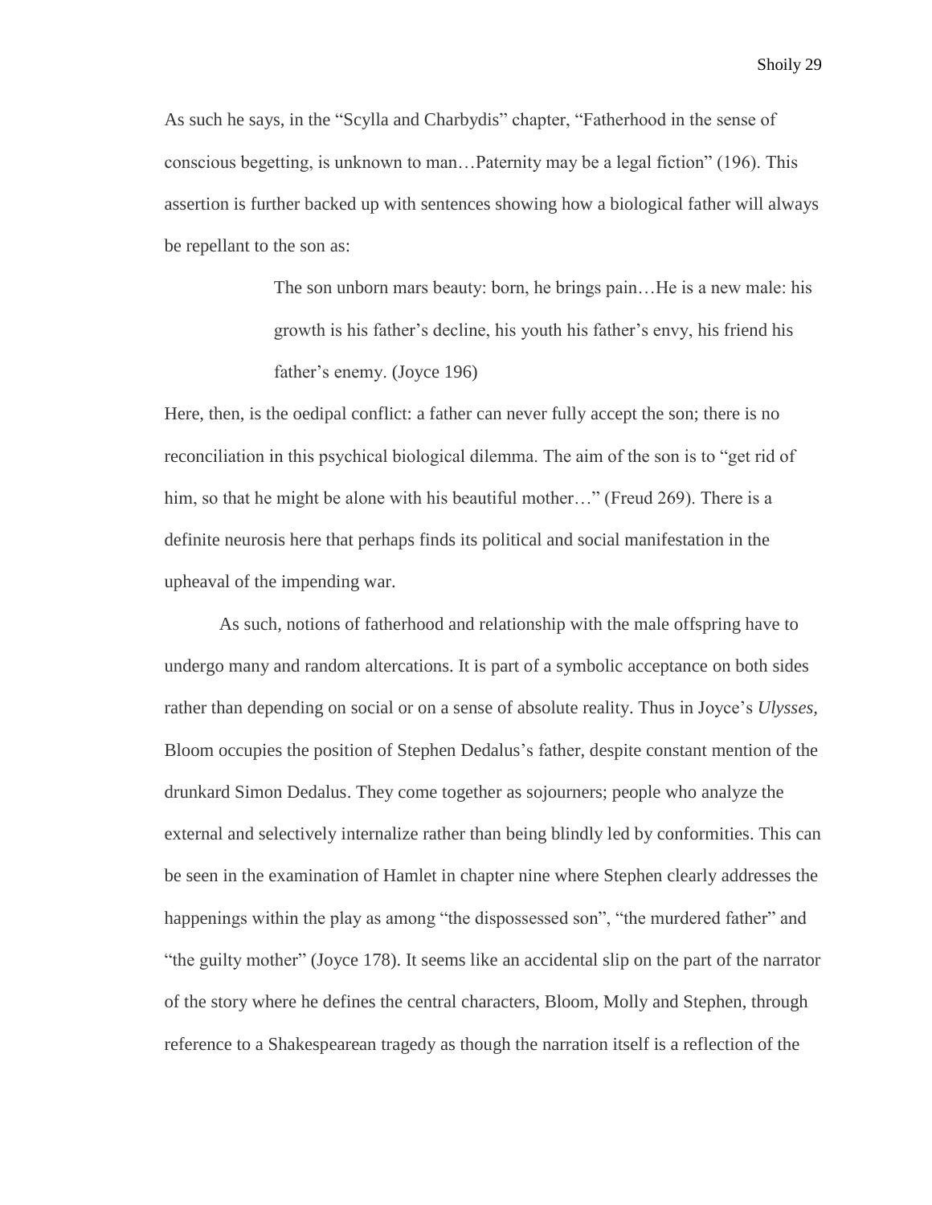As such he says, in the "Scylla and Charybdis" chapter, "Fatherhood in the sense of conscious begetting, is unknown to man…Paternity may be a legal fiction" (196). This assertion is further backed up with sentences showing how a biological father will always be repellant to the son as:

> The son unborn mars beauty: born, he brings pain…He is a new male: his growth is his father's decline, his youth his father's envy, his friend his father's enemy. (Joyce 196)

Here, then, is the oedipal conflict: a father can never fully accept the son; there is no reconciliation in this psychical biological dilemma. The aim of the son is to "get rid of him, so that he might be alone with his beautiful mother…" (Freud 269). There is a definite neurosis here that perhaps finds its political and social manifestation in the upheaval of the impending war.

As such, notions of fatherhood and relationship with the male offspring have to undergo many and random altercations. It is part of a symbolic acceptance on both sides rather than depending on social or on a sense of absolute reality. Thus in Joyce's *Ulysses,* Bloom occupies the position of Stephen Dedalus's father, despite constant mention of the drunkard Simon Dedalus. They come together as sojourners; people who analyze the external and selectively internalize rather than being blindly led by conformities. This can be seen in the examination of Hamlet in chapter nine where Stephen clearly addresses the happenings within the play as among "the dispossessed son", "the murdered father" and "the guilty mother" (Joyce 178). It seems like an accidental slip on the part of the narrator of the story where he defines the central characters, Bloom, Molly and Stephen, through reference to a Shakespearean tragedy as though the narration itself is a reflection of the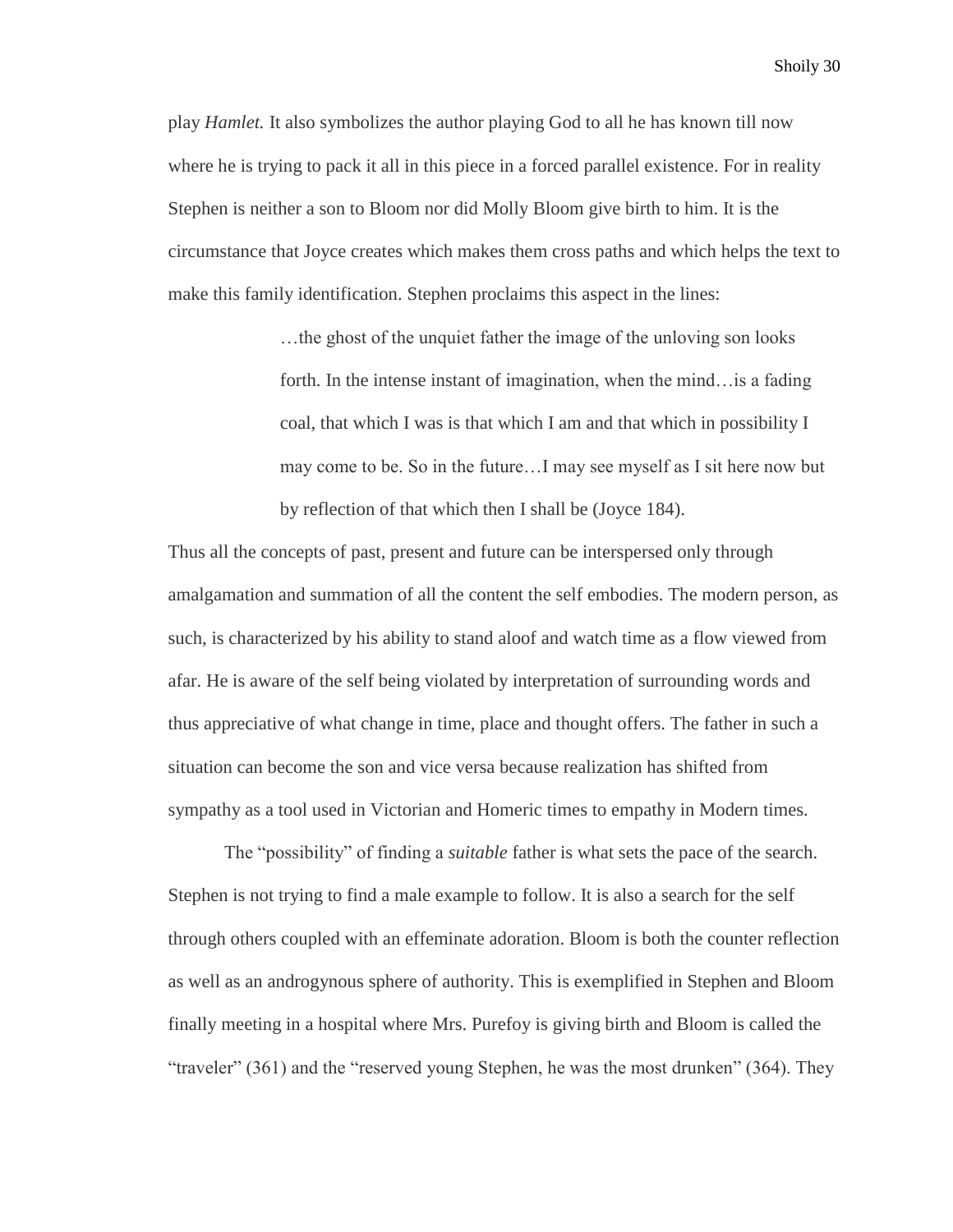play *Hamlet.* It also symbolizes the author playing God to all he has known till now where he is trying to pack it all in this piece in a forced parallel existence. For in reality Stephen is neither a son to Bloom nor did Molly Bloom give birth to him. It is the circumstance that Joyce creates which makes them cross paths and which helps the text to make this family identification. Stephen proclaims this aspect in the lines:

> …the ghost of the unquiet father the image of the unloving son looks forth. In the intense instant of imagination, when the mind…is a fading coal, that which I was is that which I am and that which in possibility I may come to be. So in the future…I may see myself as I sit here now but by reflection of that which then I shall be (Joyce 184).

Thus all the concepts of past, present and future can be interspersed only through amalgamation and summation of all the content the self embodies. The modern person, as such, is characterized by his ability to stand aloof and watch time as a flow viewed from afar. He is aware of the self being violated by interpretation of surrounding words and thus appreciative of what change in time, place and thought offers. The father in such a situation can become the son and vice versa because realization has shifted from sympathy as a tool used in Victorian and Homeric times to empathy in Modern times.

The "possibility" of finding a *suitable* father is what sets the pace of the search. Stephen is not trying to find a male example to follow. It is also a search for the self through others coupled with an effeminate adoration. Bloom is both the counter reflection as well as an androgynous sphere of authority. This is exemplified in Stephen and Bloom finally meeting in a hospital where Mrs. Purefoy is giving birth and Bloom is called the "traveler" (361) and the "reserved young Stephen, he was the most drunken" (364). They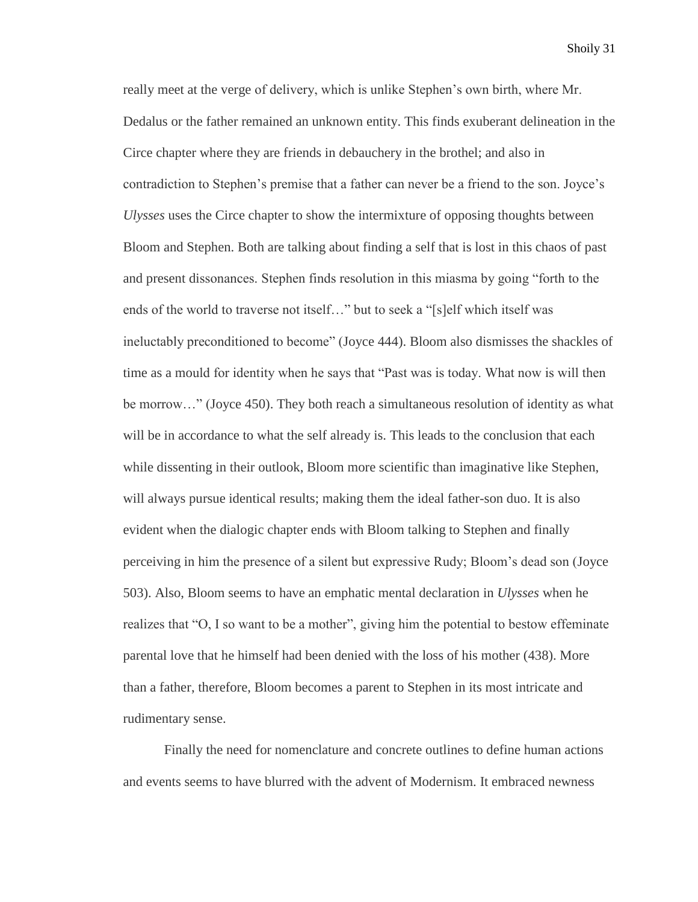really meet at the verge of delivery, which is unlike Stephen's own birth, where Mr. Dedalus or the father remained an unknown entity. This finds exuberant delineation in the Circe chapter where they are friends in debauchery in the brothel; and also in contradiction to Stephen's premise that a father can never be a friend to the son. Joyce's *Ulysses* uses the Circe chapter to show the intermixture of opposing thoughts between Bloom and Stephen. Both are talking about finding a self that is lost in this chaos of past and present dissonances. Stephen finds resolution in this miasma by going "forth to the ends of the world to traverse not itself…" but to seek a "[s]elf which itself was ineluctably preconditioned to become" (Joyce 444). Bloom also dismisses the shackles of time as a mould for identity when he says that "Past was is today. What now is will then be morrow…" (Joyce 450). They both reach a simultaneous resolution of identity as what will be in accordance to what the self already is. This leads to the conclusion that each while dissenting in their outlook, Bloom more scientific than imaginative like Stephen, will always pursue identical results; making them the ideal father-son duo. It is also evident when the dialogic chapter ends with Bloom talking to Stephen and finally perceiving in him the presence of a silent but expressive Rudy; Bloom's dead son (Joyce 503). Also, Bloom seems to have an emphatic mental declaration in *Ulysses* when he realizes that "O, I so want to be a mother", giving him the potential to bestow effeminate parental love that he himself had been denied with the loss of his mother (438). More than a father, therefore, Bloom becomes a parent to Stephen in its most intricate and rudimentary sense.

Finally the need for nomenclature and concrete outlines to define human actions and events seems to have blurred with the advent of Modernism. It embraced newness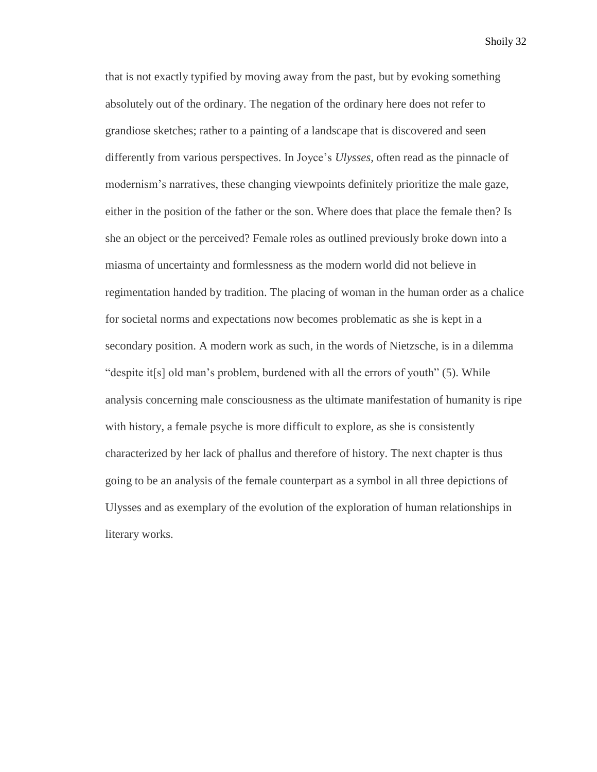that is not exactly typified by moving away from the past, but by evoking something absolutely out of the ordinary. The negation of the ordinary here does not refer to grandiose sketches; rather to a painting of a landscape that is discovered and seen differently from various perspectives. In Joyce's *Ulysses,* often read as the pinnacle of modernism's narratives, these changing viewpoints definitely prioritize the male gaze, either in the position of the father or the son. Where does that place the female then? Is she an object or the perceived? Female roles as outlined previously broke down into a miasma of uncertainty and formlessness as the modern world did not believe in regimentation handed by tradition. The placing of woman in the human order as a chalice for societal norms and expectations now becomes problematic as she is kept in a secondary position. A modern work as such, in the words of Nietzsche, is in a dilemma "despite it[s] old man's problem, burdened with all the errors of youth" (5). While analysis concerning male consciousness as the ultimate manifestation of humanity is ripe with history, a female psyche is more difficult to explore, as she is consistently characterized by her lack of phallus and therefore of history. The next chapter is thus going to be an analysis of the female counterpart as a symbol in all three depictions of Ulysses and as exemplary of the evolution of the exploration of human relationships in literary works.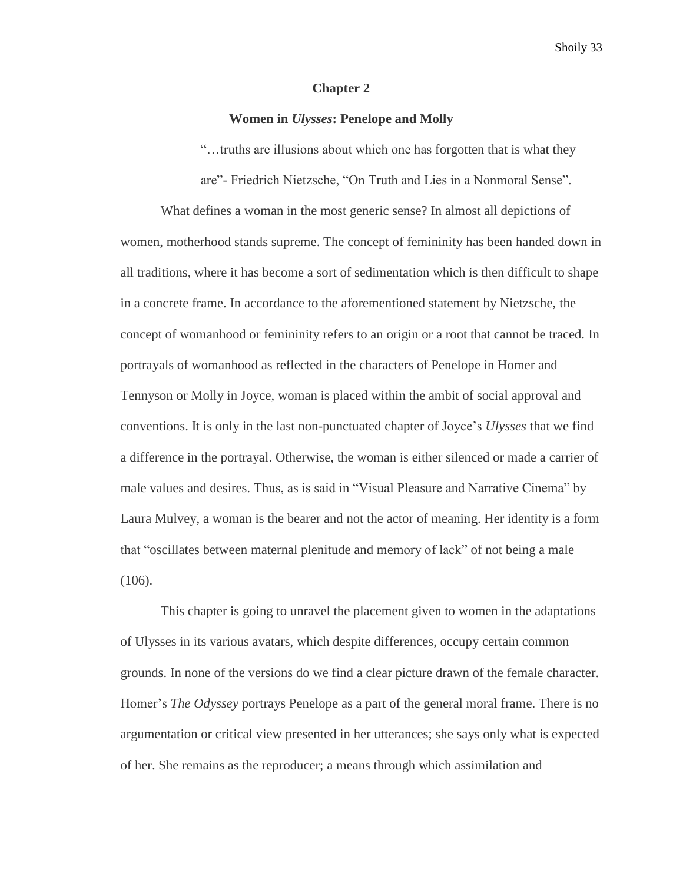## Chapter 2

### Women in *Ulysses*: Penelope and Molly

> "…truths are illusions about which one has forgotten that is what they are"- Friedrich Nietzsche, "On Truth and Lies in a Nonmoral Sense".

What defines a woman in the most generic sense? In almost all depictions of women, motherhood stands supreme. The concept of femininity has been handed down in all traditions, where it has become a sort of sedimentation which is then difficult to shape in a concrete frame. In accordance to the aforementioned statement by Nietzsche, the concept of womanhood or femininity refers to an origin or a root that cannot be traced. In portrayals of womanhood as reflected in the characters of Penelope in Homer and Tennyson or Molly in Joyce, woman is placed within the ambit of social approval and conventions. It is only in the last non-punctuated chapter of Joyce's *Ulysses* that we find a difference in the portrayal. Otherwise, the woman is either silenced or made a carrier of male values and desires. Thus, as is said in "Visual Pleasure and Narrative Cinema" by Laura Mulvey, a woman is the bearer and not the actor of meaning. Her identity is a form that "oscillates between maternal plenitude and memory of lack" of not being a male (106).

This chapter is going to unravel the placement given to women in the adaptations of Ulysses in its various avatars, which despite differences, occupy certain common grounds. In none of the versions do we find a clear picture drawn of the female character. Homer's *The Odyssey* portrays Penelope as a part of the general moral frame. There is no argumentation or critical view presented in her utterances; she says only what is expected of her. She remains as the reproducer; a means through which assimilation and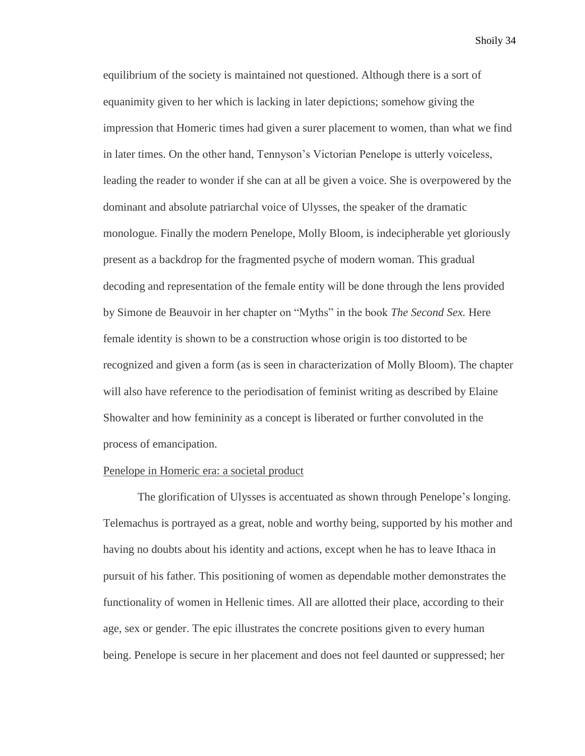equilibrium of the society is maintained not questioned. Although there is a sort of equanimity given to her which is lacking in later depictions; somehow giving the impression that Homeric times had given a surer placement to women, than what we find in later times. On the other hand, Tennyson's Victorian Penelope is utterly voiceless, leading the reader to wonder if she can at all be given a voice. She is overpowered by the dominant and absolute patriarchal voice of Ulysses, the speaker of the dramatic monologue. Finally the modern Penelope, Molly Bloom, is indecipherable yet gloriously present as a backdrop for the fragmented psyche of modern woman. This gradual decoding and representation of the female entity will be done through the lens provided by Simone de Beauvoir in her chapter on "Myths" in the book *The Second Sex.* Here female identity is shown to be a construction whose origin is too distorted to be recognized and given a form (as is seen in characterization of Molly Bloom). The chapter will also have reference to the periodisation of feminist writing as described by Elaine Showalter and how femininity as a concept is liberated or further convoluted in the process of emancipation.

<u>Penelope in Homeric era: a societal product</u>

The glorification of Ulysses is accentuated as shown through Penelope's longing. Telemachus is portrayed as a great, noble and worthy being, supported by his mother and having no doubts about his identity and actions, except when he has to leave Ithaca in pursuit of his father. This positioning of women as dependable mother demonstrates the functionality of women in Hellenic times. All are allotted their place, according to their age, sex or gender. The epic illustrates the concrete positions given to every human being. Penelope is secure in her placement and does not feel daunted or suppressed; her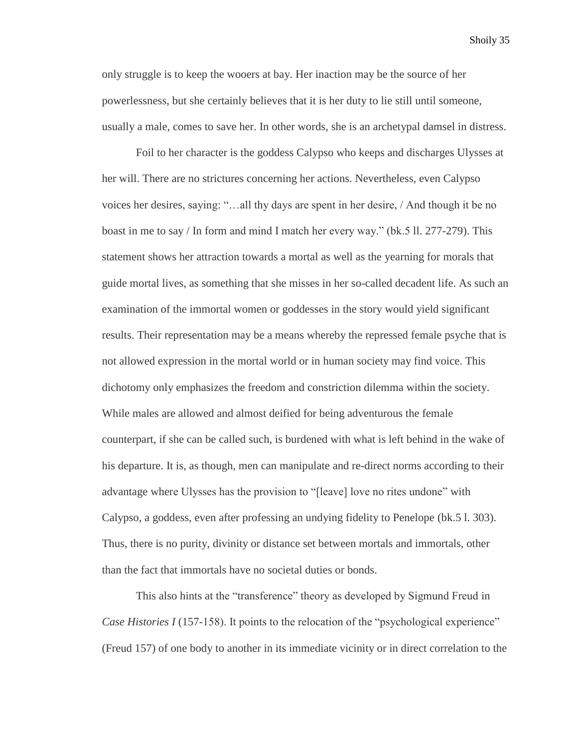only struggle is to keep the wooers at bay. Her inaction may be the source of her powerlessness, but she certainly believes that it is her duty to lie still until someone, usually a male, comes to save her. In other words, she is an archetypal damsel in distress.

Foil to her character is the goddess Calypso who keeps and discharges Ulysses at her will. There are no strictures concerning her actions. Nevertheless, even Calypso voices her desires, saying: "…all thy days are spent in her desire, / And though it be no boast in me to say / In form and mind I match her every way." (bk.5 ll. 277-279). This statement shows her attraction towards a mortal as well as the yearning for morals that guide mortal lives, as something that she misses in her so-called decadent life. As such an examination of the immortal women or goddesses in the story would yield significant results. Their representation may be a means whereby the repressed female psyche that is not allowed expression in the mortal world or in human society may find voice. This dichotomy only emphasizes the freedom and constriction dilemma within the society. While males are allowed and almost deified for being adventurous the female counterpart, if she can be called such, is burdened with what is left behind in the wake of his departure. It is, as though, men can manipulate and re-direct norms according to their advantage where Ulysses has the provision to "[leave] love no rites undone" with Calypso, a goddess, even after professing an undying fidelity to Penelope (bk.5 l. 303). Thus, there is no purity, divinity or distance set between mortals and immortals, other than the fact that immortals have no societal duties or bonds.

This also hints at the "transference" theory as developed by Sigmund Freud in *Case Histories I* (157-158). It points to the relocation of the "psychological experience" (Freud 157) of one body to another in its immediate vicinity or in direct correlation to the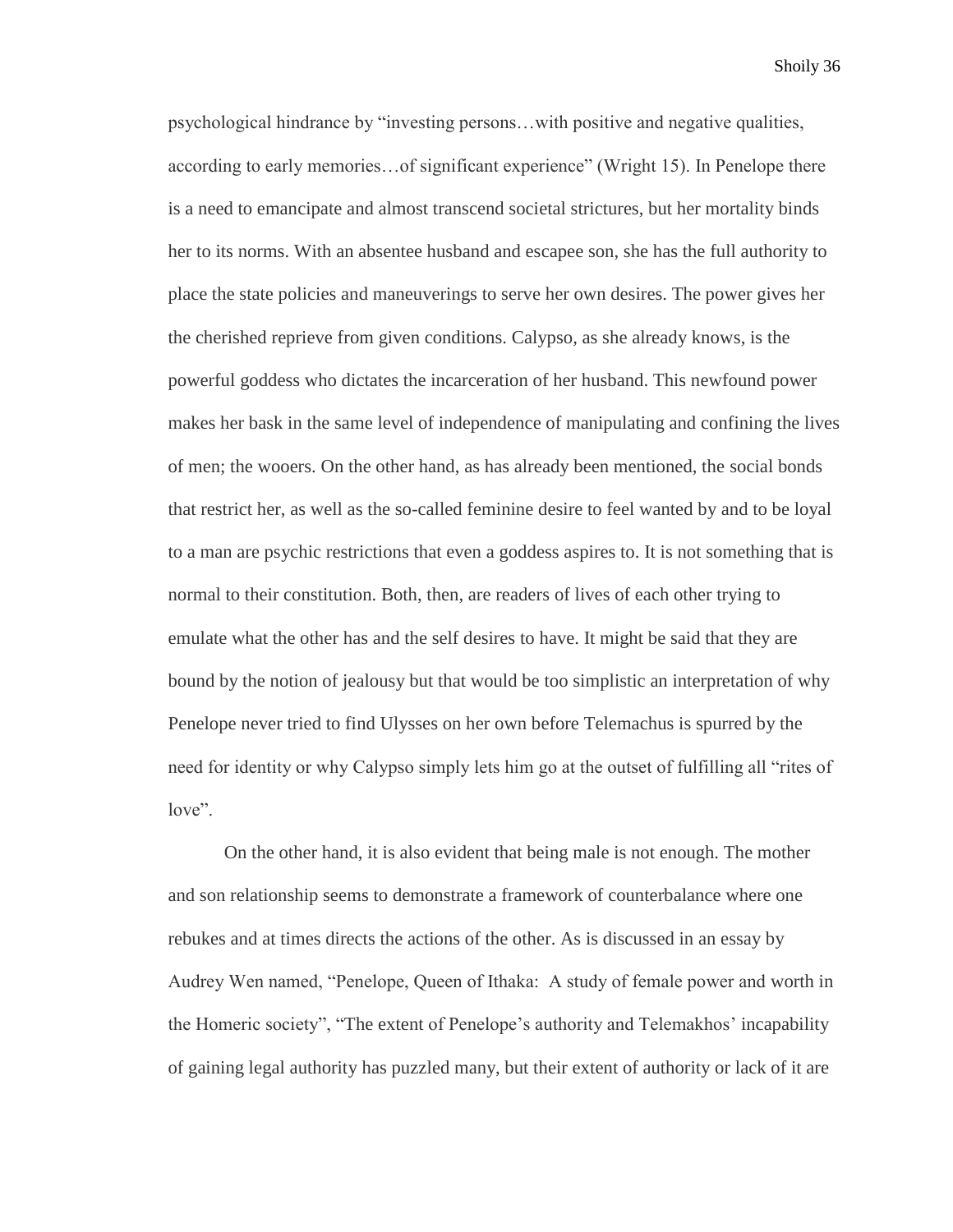psychological hindrance by "investing persons…with positive and negative qualities, according to early memories…of significant experience" (Wright 15). In Penelope there is a need to emancipate and almost transcend societal strictures, but her mortality binds her to its norms. With an absentee husband and escapee son, she has the full authority to place the state policies and maneuverings to serve her own desires. The power gives her the cherished reprieve from given conditions. Calypso, as she already knows, is the powerful goddess who dictates the incarceration of her husband. This newfound power makes her bask in the same level of independence of manipulating and confining the lives of men; the wooers. On the other hand, as has already been mentioned, the social bonds that restrict her, as well as the so-called feminine desire to feel wanted by and to be loyal to a man are psychic restrictions that even a goddess aspires to. It is not something that is normal to their constitution. Both, then, are readers of lives of each other trying to emulate what the other has and the self desires to have. It might be said that they are bound by the notion of jealousy but that would be too simplistic an interpretation of why Penelope never tried to find Ulysses on her own before Telemachus is spurred by the need for identity or why Calypso simply lets him go at the outset of fulfilling all "rites of love".

On the other hand, it is also evident that being male is not enough. The mother and son relationship seems to demonstrate a framework of counterbalance where one rebukes and at times directs the actions of the other. As is discussed in an essay by Audrey Wen named, "Penelope, Queen of Ithaka: A study of female power and worth in the Homeric society", "The extent of Penelope's authority and Telemakhos' incapability of gaining legal authority has puzzled many, but their extent of authority or lack of it are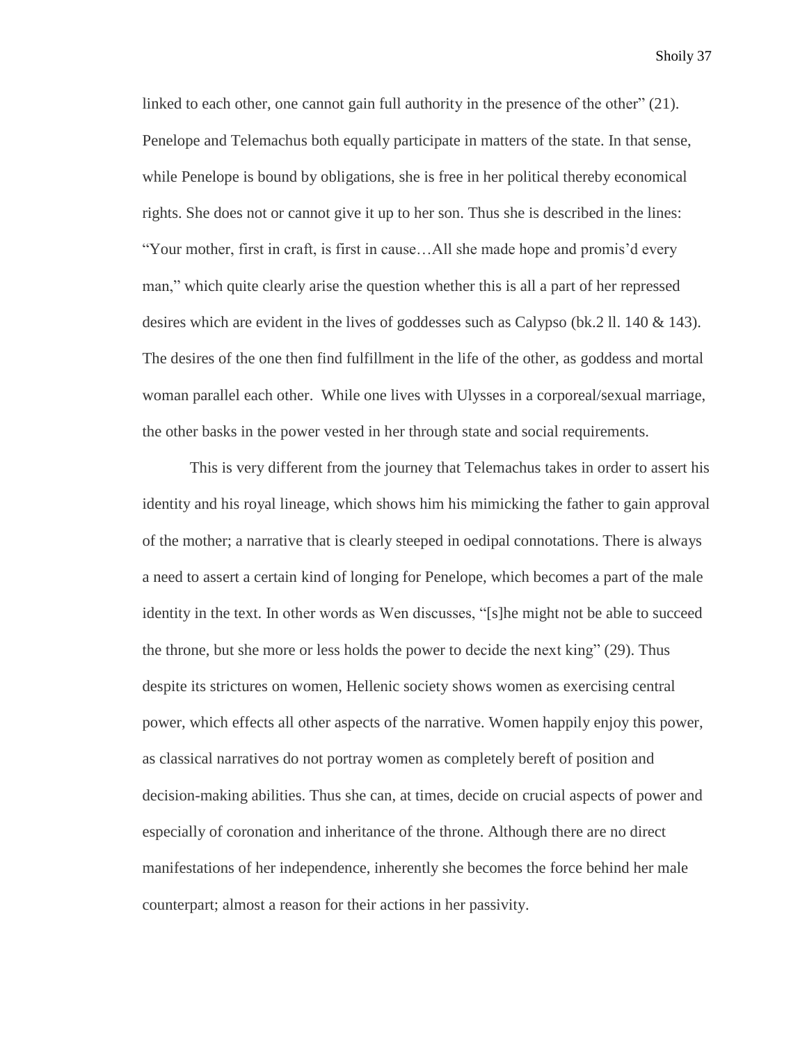linked to each other, one cannot gain full authority in the presence of the other" (21). Penelope and Telemachus both equally participate in matters of the state. In that sense, while Penelope is bound by obligations, she is free in her political thereby economical rights. She does not or cannot give it up to her son. Thus she is described in the lines: "Your mother, first in craft, is first in cause…All she made hope and promis'd every man," which quite clearly arise the question whether this is all a part of her repressed desires which are evident in the lives of goddesses such as Calypso (bk.2 ll. 140 & 143). The desires of the one then find fulfillment in the life of the other, as goddess and mortal woman parallel each other. While one lives with Ulysses in a corporeal/sexual marriage, the other basks in the power vested in her through state and social requirements.

This is very different from the journey that Telemachus takes in order to assert his identity and his royal lineage, which shows him his mimicking the father to gain approval of the mother; a narrative that is clearly steeped in oedipal connotations. There is always a need to assert a certain kind of longing for Penelope, which becomes a part of the male identity in the text. In other words as Wen discusses, "[s]he might not be able to succeed the throne, but she more or less holds the power to decide the next king" (29). Thus despite its strictures on women, Hellenic society shows women as exercising central power, which effects all other aspects of the narrative. Women happily enjoy this power, as classical narratives do not portray women as completely bereft of position and decision-making abilities. Thus she can, at times, decide on crucial aspects of power and especially of coronation and inheritance of the throne. Although there are no direct manifestations of her independence, inherently she becomes the force behind her male counterpart; almost a reason for their actions in her passivity.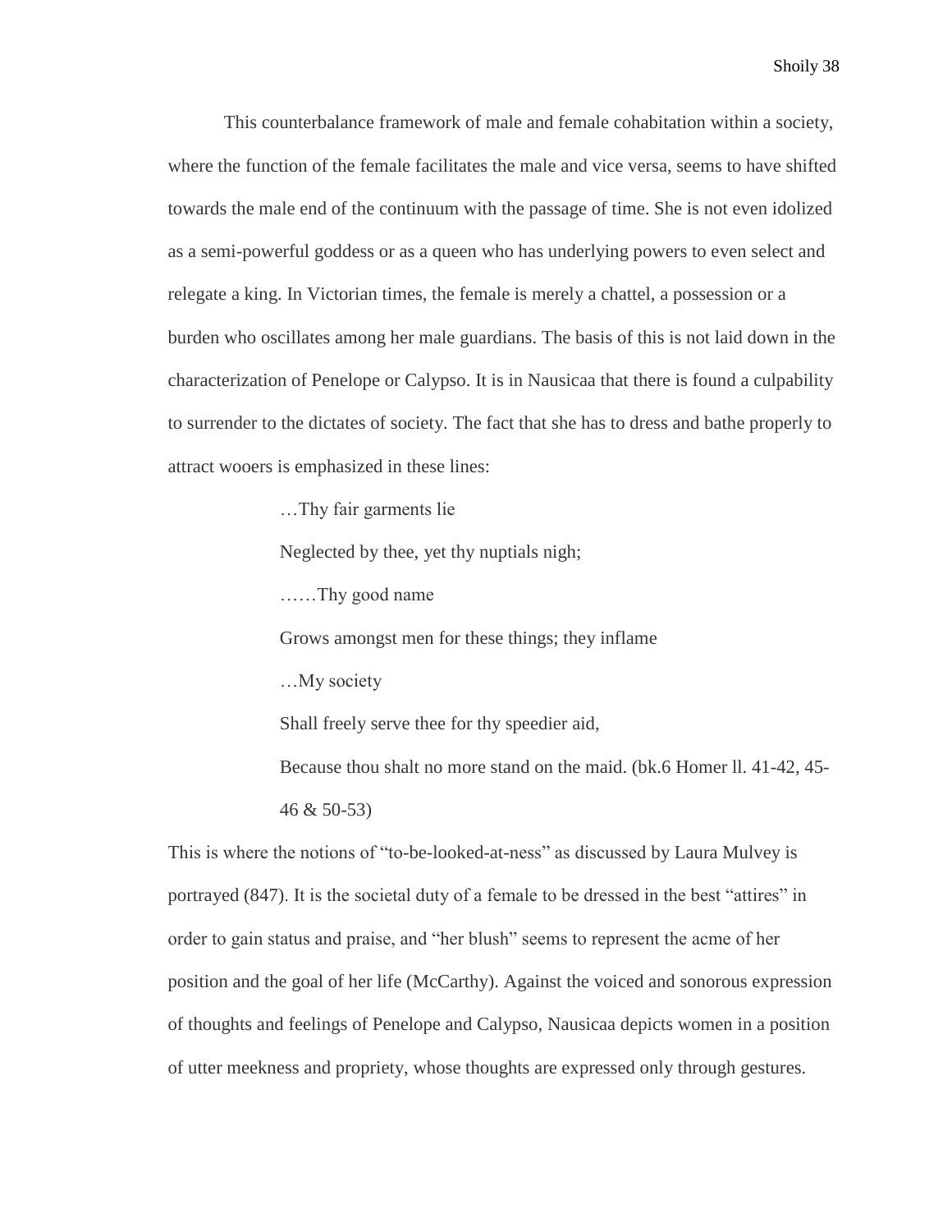This counterbalance framework of male and female cohabitation within a society, where the function of the female facilitates the male and vice versa, seems to have shifted towards the male end of the continuum with the passage of time. She is not even idolized as a semi-powerful goddess or as a queen who has underlying powers to even select and relegate a king. In Victorian times, the female is merely a chattel, a possession or a burden who oscillates among her male guardians. The basis of this is not laid down in the characterization of Penelope or Calypso. It is in Nausicaa that there is found a culpability to surrender to the dictates of society. The fact that she has to dress and bathe properly to attract wooers is emphasized in these lines:

> …Thy fair garments lie
>
> Neglected by thee, yet thy nuptials nigh;
>
> ……Thy good name
>
> Grows amongst men for these things; they inflame
>
> …My society
>
> Shall freely serve thee for thy speedier aid,
>
> Because thou shalt no more stand on the maid. (bk.6 Homer ll. 41-42, 45-46 & 50-53)

This is where the notions of "to-be-looked-at-ness" as discussed by Laura Mulvey is portrayed (847). It is the societal duty of a female to be dressed in the best "attires" in order to gain status and praise, and "her blush" seems to represent the acme of her position and the goal of her life (McCarthy). Against the voiced and sonorous expression of thoughts and feelings of Penelope and Calypso, Nausicaa depicts women in a position of utter meekness and propriety, whose thoughts are expressed only through gestures.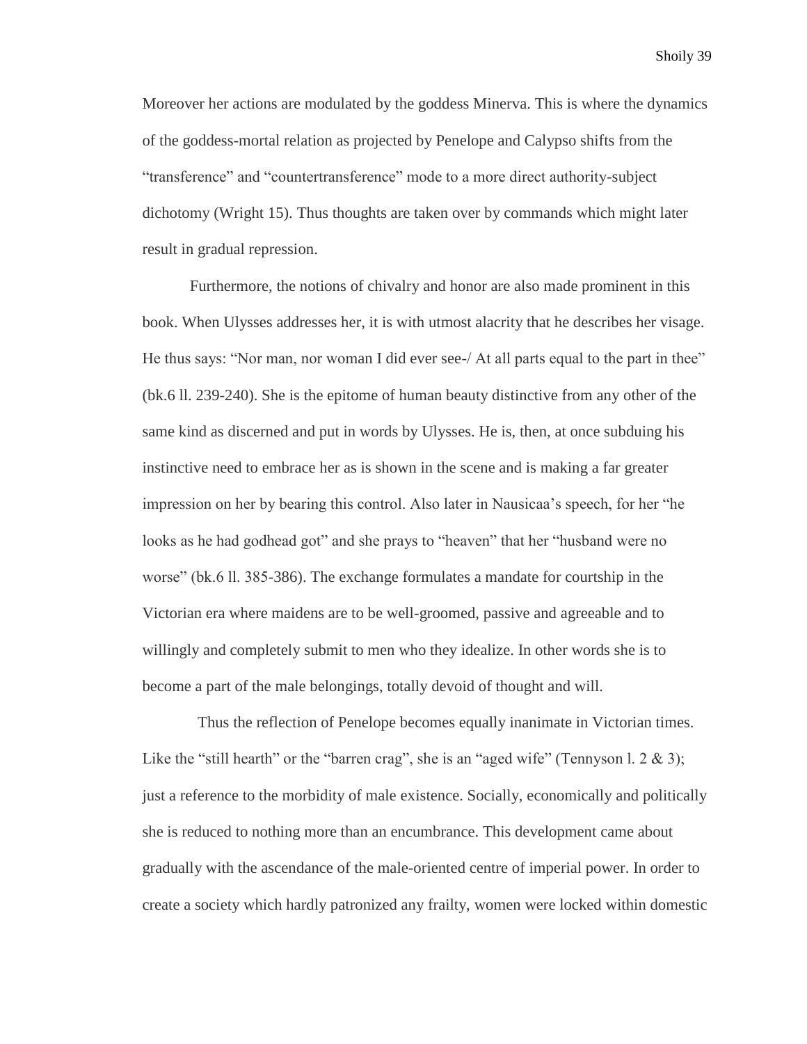Moreover her actions are modulated by the goddess Minerva. This is where the dynamics of the goddess-mortal relation as projected by Penelope and Calypso shifts from the "transference" and "countertransference" mode to a more direct authority-subject dichotomy (Wright 15). Thus thoughts are taken over by commands which might later result in gradual repression.

Furthermore, the notions of chivalry and honor are also made prominent in this book. When Ulysses addresses her, it is with utmost alacrity that he describes her visage. He thus says: "Nor man, nor woman I did ever see-/ At all parts equal to the part in thee" (bk.6 ll. 239-240). She is the epitome of human beauty distinctive from any other of the same kind as discerned and put in words by Ulysses. He is, then, at once subduing his instinctive need to embrace her as is shown in the scene and is making a far greater impression on her by bearing this control. Also later in Nausicaa's speech, for her "he looks as he had godhead got" and she prays to "heaven" that her "husband were no worse" (bk.6 ll. 385-386). The exchange formulates a mandate for courtship in the Victorian era where maidens are to be well-groomed, passive and agreeable and to willingly and completely submit to men who they idealize. In other words she is to become a part of the male belongings, totally devoid of thought and will.

Thus the reflection of Penelope becomes equally inanimate in Victorian times. Like the "still hearth" or the "barren crag", she is an "aged wife" (Tennyson l. 2 & 3); just a reference to the morbidity of male existence. Socially, economically and politically she is reduced to nothing more than an encumbrance. This development came about gradually with the ascendance of the male-oriented centre of imperial power. In order to create a society which hardly patronized any frailty, women were locked within domestic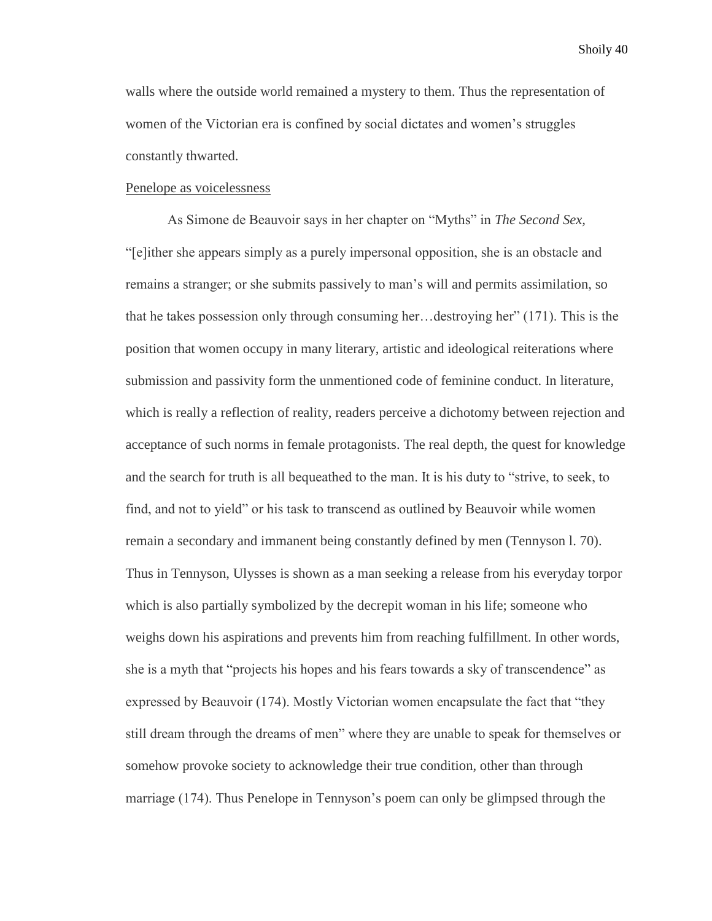walls where the outside world remained a mystery to them. Thus the representation of women of the Victorian era is confined by social dictates and women's struggles constantly thwarted.

<u>Penelope as voicelessness</u>

As Simone de Beauvoir says in her chapter on "Myths" in *The Second Sex,* "[e]ither she appears simply as a purely impersonal opposition, she is an obstacle and remains a stranger; or she submits passively to man's will and permits assimilation, so that he takes possession only through consuming her…destroying her" (171). This is the position that women occupy in many literary, artistic and ideological reiterations where submission and passivity form the unmentioned code of feminine conduct. In literature, which is really a reflection of reality, readers perceive a dichotomy between rejection and acceptance of such norms in female protagonists. The real depth, the quest for knowledge and the search for truth is all bequeathed to the man. It is his duty to "strive, to seek, to find, and not to yield" or his task to transcend as outlined by Beauvoir while women remain a secondary and immanent being constantly defined by men (Tennyson l. 70). Thus in Tennyson, Ulysses is shown as a man seeking a release from his everyday torpor which is also partially symbolized by the decrepit woman in his life; someone who weighs down his aspirations and prevents him from reaching fulfillment. In other words, she is a myth that "projects his hopes and his fears towards a sky of transcendence" as expressed by Beauvoir (174). Mostly Victorian women encapsulate the fact that "they still dream through the dreams of men" where they are unable to speak for themselves or somehow provoke society to acknowledge their true condition, other than through marriage (174). Thus Penelope in Tennyson's poem can only be glimpsed through the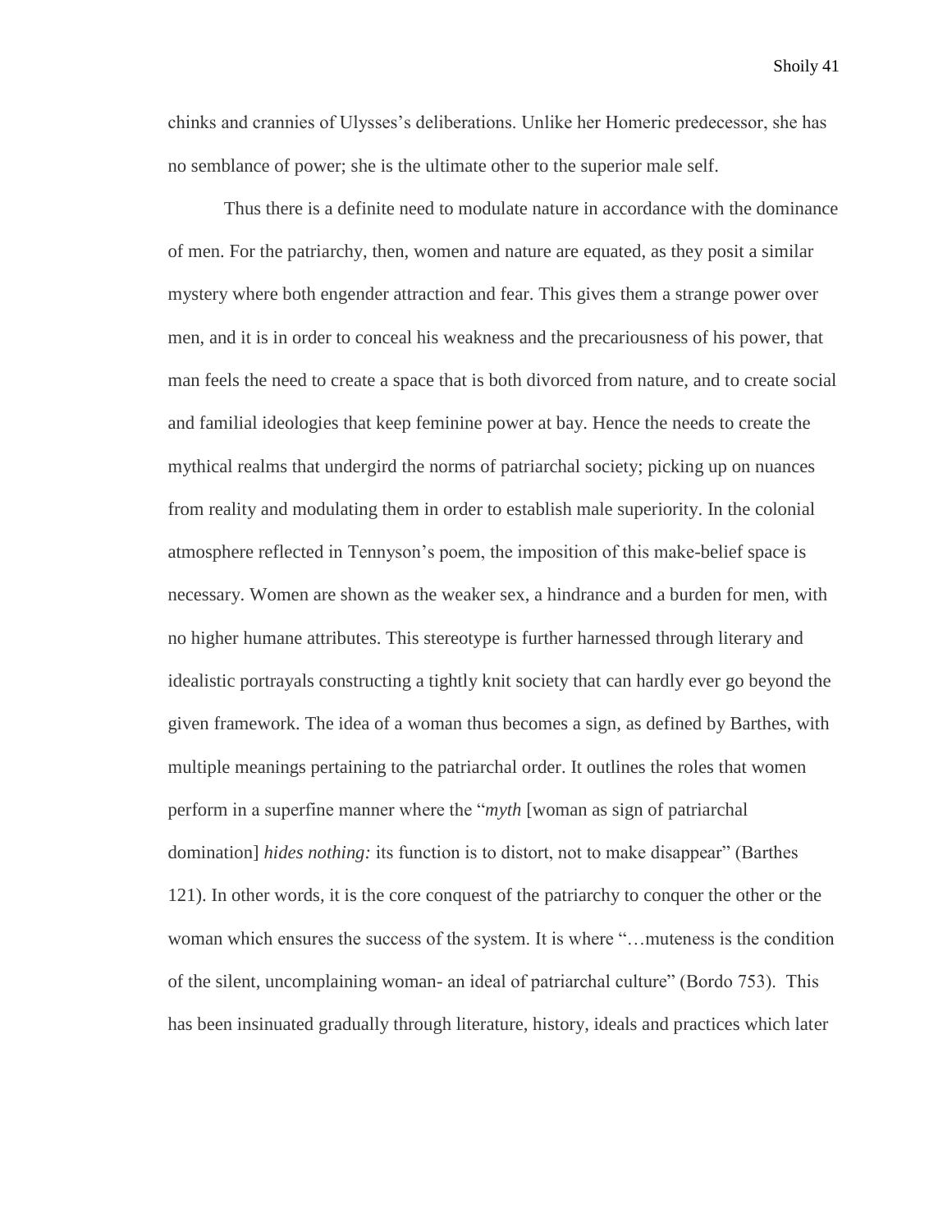chinks and crannies of Ulysses's deliberations. Unlike her Homeric predecessor, she has no semblance of power; she is the ultimate other to the superior male self.

Thus there is a definite need to modulate nature in accordance with the dominance of men. For the patriarchy, then, women and nature are equated, as they posit a similar mystery where both engender attraction and fear. This gives them a strange power over men, and it is in order to conceal his weakness and the precariousness of his power, that man feels the need to create a space that is both divorced from nature, and to create social and familial ideologies that keep feminine power at bay. Hence the needs to create the mythical realms that undergird the norms of patriarchal society; picking up on nuances from reality and modulating them in order to establish male superiority. In the colonial atmosphere reflected in Tennyson's poem, the imposition of this make-belief space is necessary. Women are shown as the weaker sex, a hindrance and a burden for men, with no higher humane attributes. This stereotype is further harnessed through literary and idealistic portrayals constructing a tightly knit society that can hardly ever go beyond the given framework. The idea of a woman thus becomes a sign, as defined by Barthes, with multiple meanings pertaining to the patriarchal order. It outlines the roles that women perform in a superfine manner where the "*myth* [woman as sign of patriarchal domination] *hides nothing:* its function is to distort, not to make disappear" (Barthes 121). In other words, it is the core conquest of the patriarchy to conquer the other or the woman which ensures the success of the system. It is where "…muteness is the condition of the silent, uncomplaining woman- an ideal of patriarchal culture" (Bordo 753). This has been insinuated gradually through literature, history, ideals and practices which later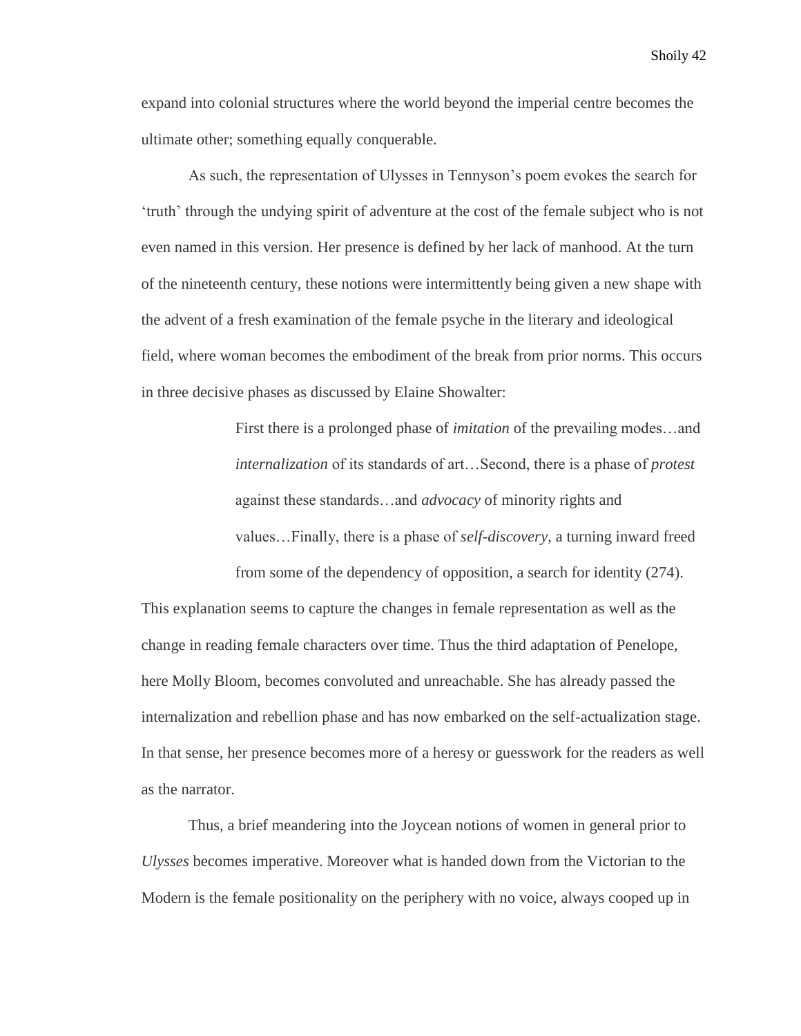expand into colonial structures where the world beyond the imperial centre becomes the ultimate other; something equally conquerable.

As such, the representation of Ulysses in Tennyson's poem evokes the search for 'truth' through the undying spirit of adventure at the cost of the female subject who is not even named in this version. Her presence is defined by her lack of manhood. At the turn of the nineteenth century, these notions were intermittently being given a new shape with the advent of a fresh examination of the female psyche in the literary and ideological field, where woman becomes the embodiment of the break from prior norms. This occurs in three decisive phases as discussed by Elaine Showalter:

> First there is a prolonged phase of *imitation* of the prevailing modes…and *internalization* of its standards of art…Second, there is a phase of *protest* against these standards…and *advocacy* of minority rights and values…Finally, there is a phase of *self-discovery*, a turning inward freed from some of the dependency of opposition, a search for identity (274).

This explanation seems to capture the changes in female representation as well as the change in reading female characters over time. Thus the third adaptation of Penelope, here Molly Bloom, becomes convoluted and unreachable. She has already passed the internalization and rebellion phase and has now embarked on the self-actualization stage. In that sense, her presence becomes more of a heresy or guesswork for the readers as well as the narrator.

Thus, a brief meandering into the Joycean notions of women in general prior to *Ulysses* becomes imperative. Moreover what is handed down from the Victorian to the Modern is the female positionality on the periphery with no voice, always cooped up in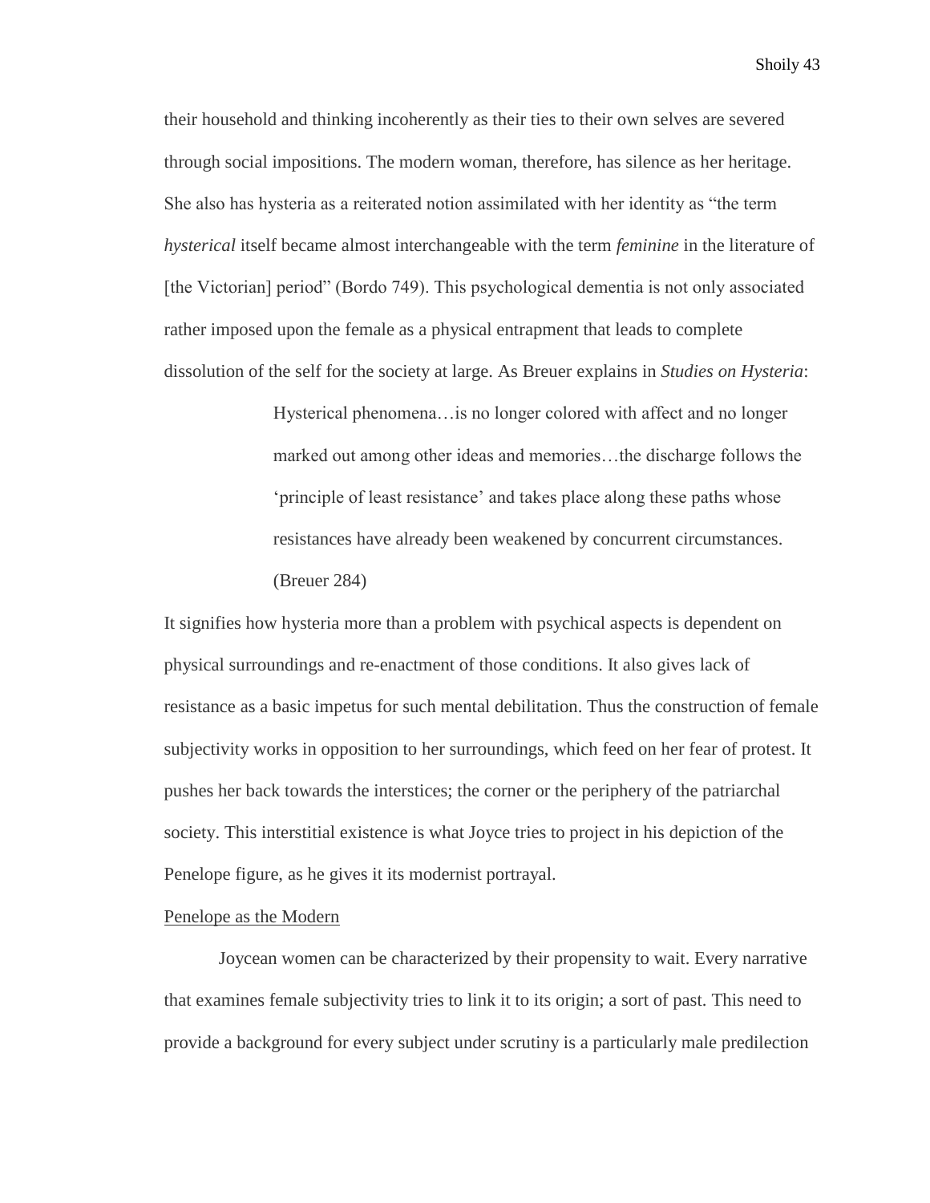their household and thinking incoherently as their ties to their own selves are severed through social impositions. The modern woman, therefore, has silence as her heritage. She also has hysteria as a reiterated notion assimilated with her identity as "the term *hysterical* itself became almost interchangeable with the term *feminine* in the literature of [the Victorian] period" (Bordo 749). This psychological dementia is not only associated rather imposed upon the female as a physical entrapment that leads to complete dissolution of the self for the society at large. As Breuer explains in *Studies on Hysteria*:

> Hysterical phenomena…is no longer colored with affect and no longer marked out among other ideas and memories…the discharge follows the 'principle of least resistance' and takes place along these paths whose resistances have already been weakened by concurrent circumstances. (Breuer 284)

It signifies how hysteria more than a problem with psychical aspects is dependent on physical surroundings and re-enactment of those conditions. It also gives lack of resistance as a basic impetus for such mental debilitation. Thus the construction of female subjectivity works in opposition to her surroundings, which feed on her fear of protest. It pushes her back towards the interstices; the corner or the periphery of the patriarchal society. This interstitial existence is what Joyce tries to project in his depiction of the Penelope figure, as he gives it its modernist portrayal.

## Penelope as the Modern

Joycean women can be characterized by their propensity to wait. Every narrative that examines female subjectivity tries to link it to its origin; a sort of past. This need to provide a background for every subject under scrutiny is a particularly male predilection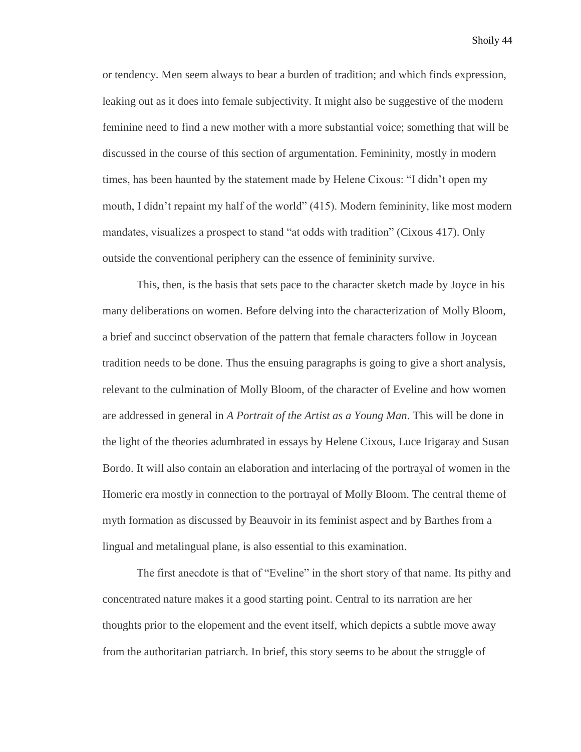or tendency. Men seem always to bear a burden of tradition; and which finds expression, leaking out as it does into female subjectivity. It might also be suggestive of the modern feminine need to find a new mother with a more substantial voice; something that will be discussed in the course of this section of argumentation. Femininity, mostly in modern times, has been haunted by the statement made by Helene Cixous: "I didn't open my mouth, I didn't repaint my half of the world" (415). Modern femininity, like most modern mandates, visualizes a prospect to stand "at odds with tradition" (Cixous 417). Only outside the conventional periphery can the essence of femininity survive.

This, then, is the basis that sets pace to the character sketch made by Joyce in his many deliberations on women. Before delving into the characterization of Molly Bloom, a brief and succinct observation of the pattern that female characters follow in Joycean tradition needs to be done. Thus the ensuing paragraphs is going to give a short analysis, relevant to the culmination of Molly Bloom, of the character of Eveline and how women are addressed in general in *A Portrait of the Artist as a Young Man*. This will be done in the light of the theories adumbrated in essays by Helene Cixous, Luce Irigaray and Susan Bordo. It will also contain an elaboration and interlacing of the portrayal of women in the Homeric era mostly in connection to the portrayal of Molly Bloom. The central theme of myth formation as discussed by Beauvoir in its feminist aspect and by Barthes from a lingual and metalingual plane, is also essential to this examination.

The first anecdote is that of "Eveline" in the short story of that name. Its pithy and concentrated nature makes it a good starting point. Central to its narration are her thoughts prior to the elopement and the event itself, which depicts a subtle move away from the authoritarian patriarch. In brief, this story seems to be about the struggle of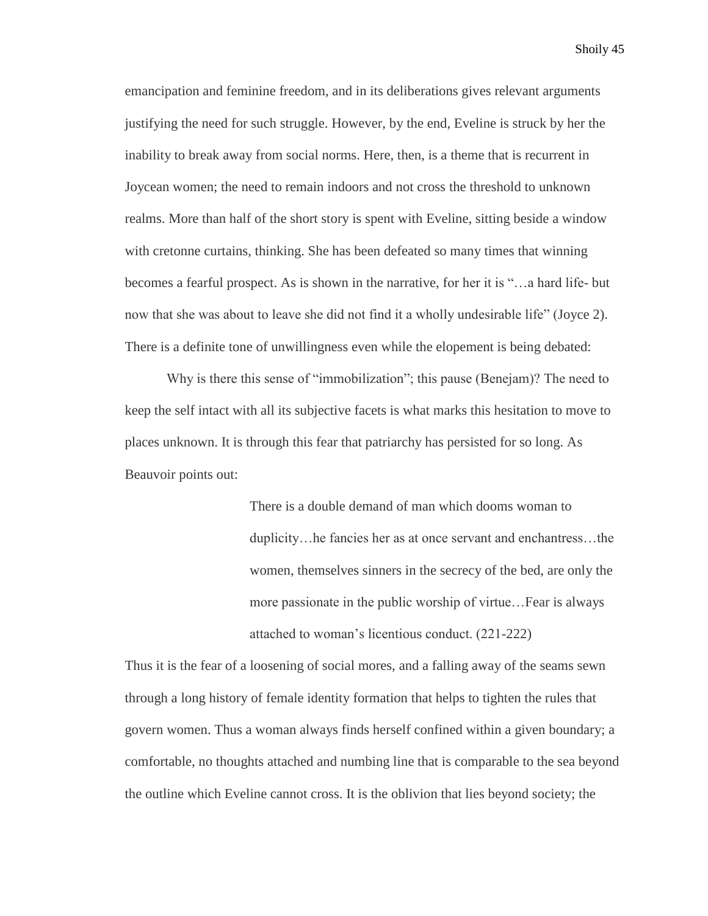emancipation and feminine freedom, and in its deliberations gives relevant arguments justifying the need for such struggle. However, by the end, Eveline is struck by her the inability to break away from social norms. Here, then, is a theme that is recurrent in Joycean women; the need to remain indoors and not cross the threshold to unknown realms. More than half of the short story is spent with Eveline, sitting beside a window with cretonne curtains, thinking. She has been defeated so many times that winning becomes a fearful prospect. As is shown in the narrative, for her it is "…a hard life- but now that she was about to leave she did not find it a wholly undesirable life" (Joyce 2). There is a definite tone of unwillingness even while the elopement is being debated:

Why is there this sense of "immobilization"; this pause (Benejam)? The need to keep the self intact with all its subjective facets is what marks this hesitation to move to places unknown. It is through this fear that patriarchy has persisted for so long. As Beauvoir points out:

> There is a double demand of man which dooms woman to duplicity…he fancies her as at once servant and enchantress…the women, themselves sinners in the secrecy of the bed, are only the more passionate in the public worship of virtue…Fear is always attached to woman's licentious conduct. (221-222)

Thus it is the fear of a loosening of social mores, and a falling away of the seams sewn through a long history of female identity formation that helps to tighten the rules that govern women. Thus a woman always finds herself confined within a given boundary; a comfortable, no thoughts attached and numbing line that is comparable to the sea beyond the outline which Eveline cannot cross. It is the oblivion that lies beyond society; the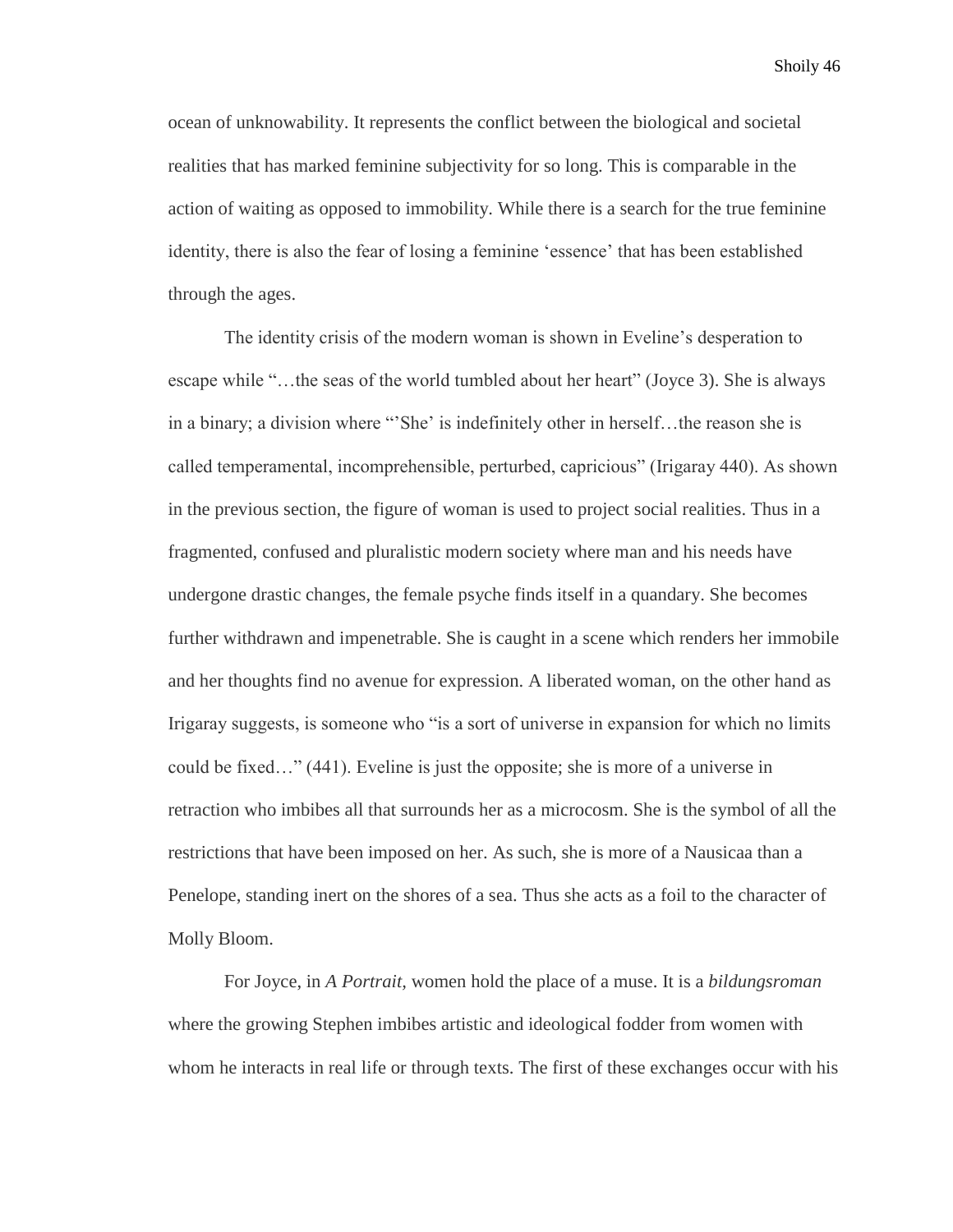ocean of unknowability. It represents the conflict between the biological and societal realities that has marked feminine subjectivity for so long. This is comparable in the action of waiting as opposed to immobility. While there is a search for the true feminine identity, there is also the fear of losing a feminine 'essence' that has been established through the ages.

The identity crisis of the modern woman is shown in Eveline's desperation to escape while "…the seas of the world tumbled about her heart" (Joyce 3). She is always in a binary; a division where "'She' is indefinitely other in herself…the reason she is called temperamental, incomprehensible, perturbed, capricious" (Irigaray 440). As shown in the previous section, the figure of woman is used to project social realities. Thus in a fragmented, confused and pluralistic modern society where man and his needs have undergone drastic changes, the female psyche finds itself in a quandary. She becomes further withdrawn and impenetrable. She is caught in a scene which renders her immobile and her thoughts find no avenue for expression. A liberated woman, on the other hand as Irigaray suggests, is someone who "is a sort of universe in expansion for which no limits could be fixed…" (441). Eveline is just the opposite; she is more of a universe in retraction who imbibes all that surrounds her as a microcosm. She is the symbol of all the restrictions that have been imposed on her. As such, she is more of a Nausicaa than a Penelope, standing inert on the shores of a sea. Thus she acts as a foil to the character of Molly Bloom.

For Joyce, in *A Portrait,* women hold the place of a muse. It is a *bildungsroman* where the growing Stephen imbibes artistic and ideological fodder from women with whom he interacts in real life or through texts. The first of these exchanges occur with his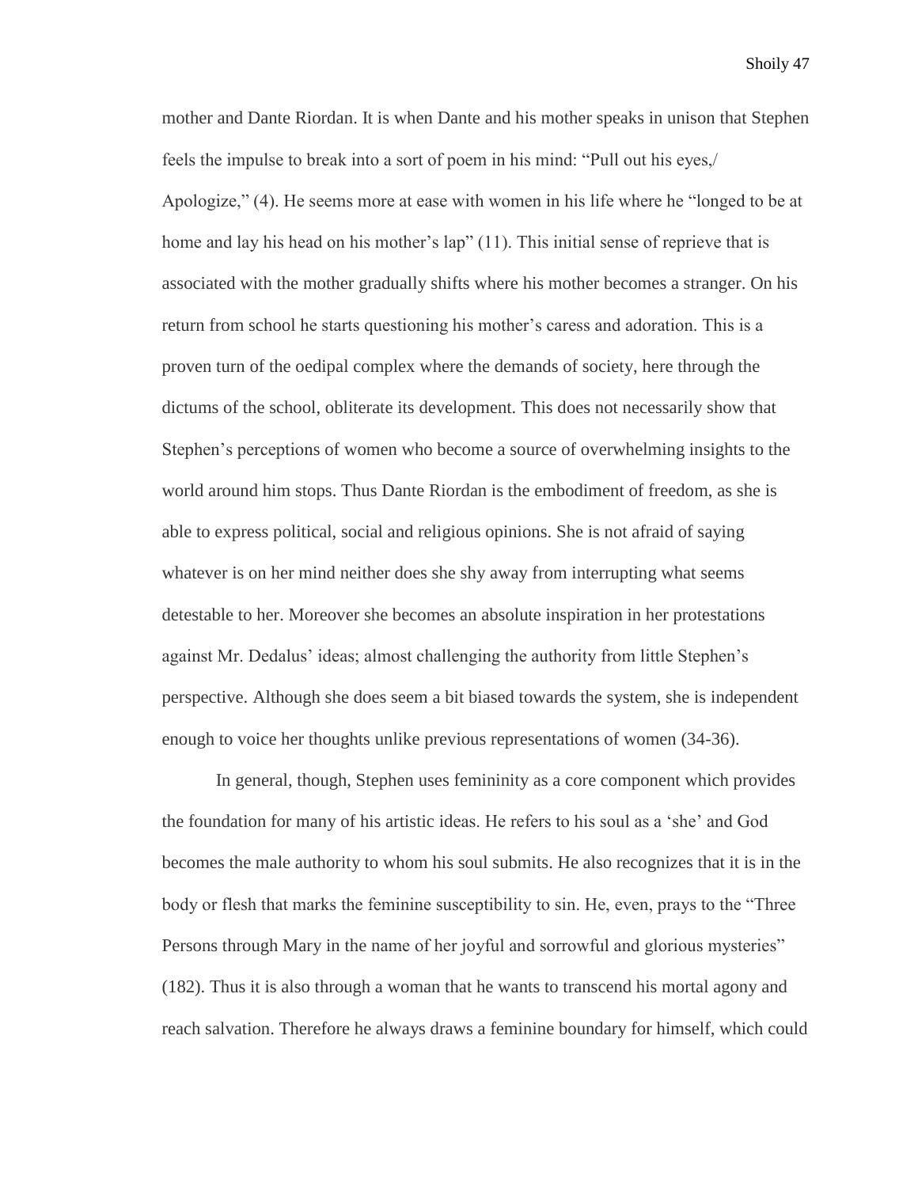mother and Dante Riordan. It is when Dante and his mother speaks in unison that Stephen feels the impulse to break into a sort of poem in his mind: "Pull out his eyes,/ Apologize," (4). He seems more at ease with women in his life where he "longed to be at home and lay his head on his mother's lap" (11). This initial sense of reprieve that is associated with the mother gradually shifts where his mother becomes a stranger. On his return from school he starts questioning his mother's caress and adoration. This is a proven turn of the oedipal complex where the demands of society, here through the dictums of the school, obliterate its development. This does not necessarily show that Stephen's perceptions of women who become a source of overwhelming insights to the world around him stops. Thus Dante Riordan is the embodiment of freedom, as she is able to express political, social and religious opinions. She is not afraid of saying whatever is on her mind neither does she shy away from interrupting what seems detestable to her. Moreover she becomes an absolute inspiration in her protestations against Mr. Dedalus' ideas; almost challenging the authority from little Stephen's perspective. Although she does seem a bit biased towards the system, she is independent enough to voice her thoughts unlike previous representations of women (34-36).

In general, though, Stephen uses femininity as a core component which provides the foundation for many of his artistic ideas. He refers to his soul as a 'she' and God becomes the male authority to whom his soul submits. He also recognizes that it is in the body or flesh that marks the feminine susceptibility to sin. He, even, prays to the "Three Persons through Mary in the name of her joyful and sorrowful and glorious mysteries" (182). Thus it is also through a woman that he wants to transcend his mortal agony and reach salvation. Therefore he always draws a feminine boundary for himself, which could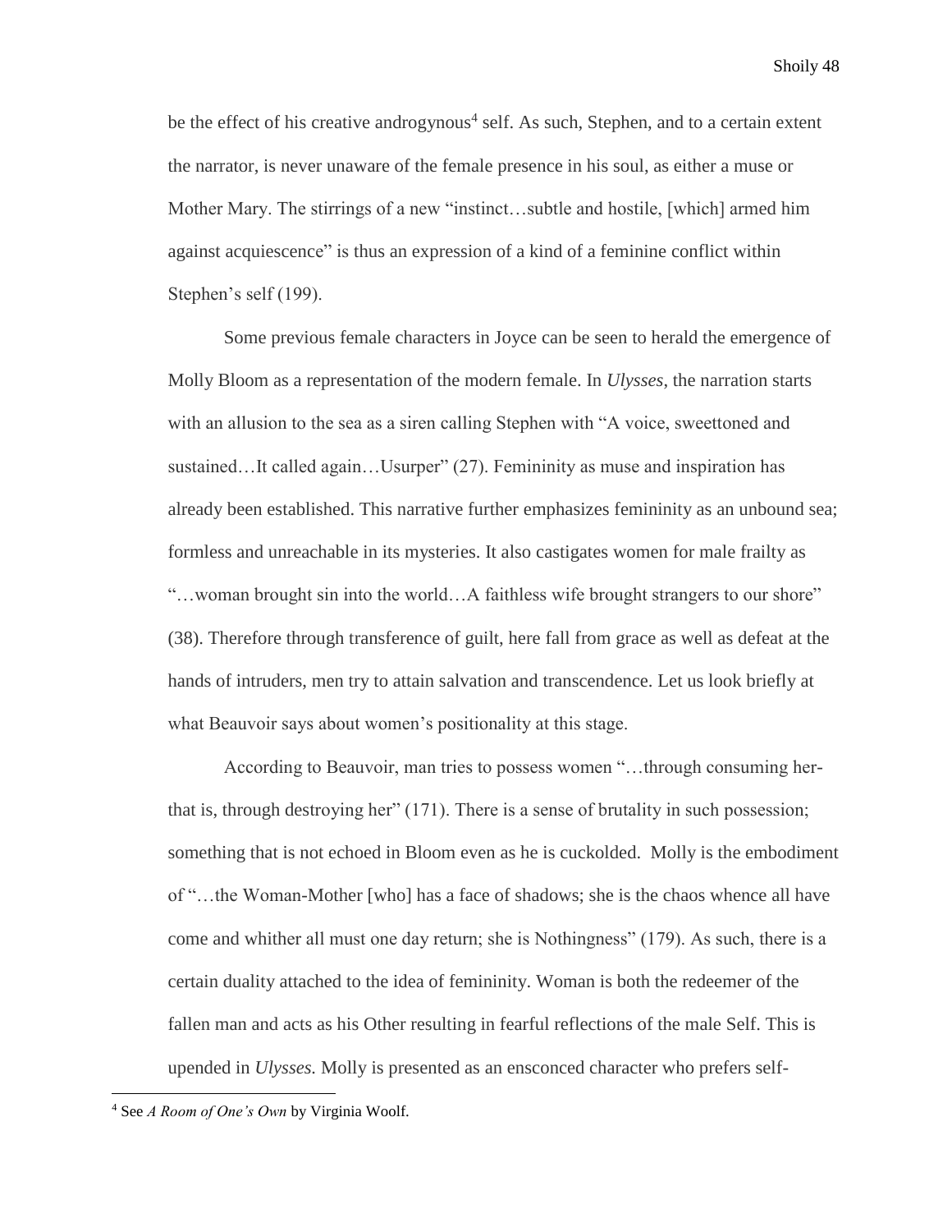be the effect of his creative androgynous[4] self. As such, Stephen, and to a certain extent the narrator, is never unaware of the female presence in his soul, as either a muse or Mother Mary. The stirrings of a new "instinct…subtle and hostile, [which] armed him against acquiescence" is thus an expression of a kind of a feminine conflict within Stephen's self (199).

Some previous female characters in Joyce can be seen to herald the emergence of Molly Bloom as a representation of the modern female. In *Ulysses*, the narration starts with an allusion to the sea as a siren calling Stephen with "A voice, sweettoned and sustained…It called again…Usurper" (27). Femininity as muse and inspiration has already been established. This narrative further emphasizes femininity as an unbound sea; formless and unreachable in its mysteries. It also castigates women for male frailty as "…woman brought sin into the world…A faithless wife brought strangers to our shore" (38). Therefore through transference of guilt, here fall from grace as well as defeat at the hands of intruders, men try to attain salvation and transcendence. Let us look briefly at what Beauvoir says about women's positionality at this stage.

According to Beauvoir, man tries to possess women "…through consuming her- that is, through destroying her" (171). There is a sense of brutality in such possession; something that is not echoed in Bloom even as he is cuckolded. Molly is the embodiment of "…the Woman-Mother [who] has a face of shadows; she is the chaos whence all have come and whither all must one day return; she is Nothingness" (179). As such, there is a certain duality attached to the idea of femininity. Woman is both the redeemer of the fallen man and acts as his Other resulting in fearful reflections of the male Self. This is upended in *Ulysses*. Molly is presented as an ensconced character who prefers self-

[4] See *A Room of One's Own* by Virginia Woolf.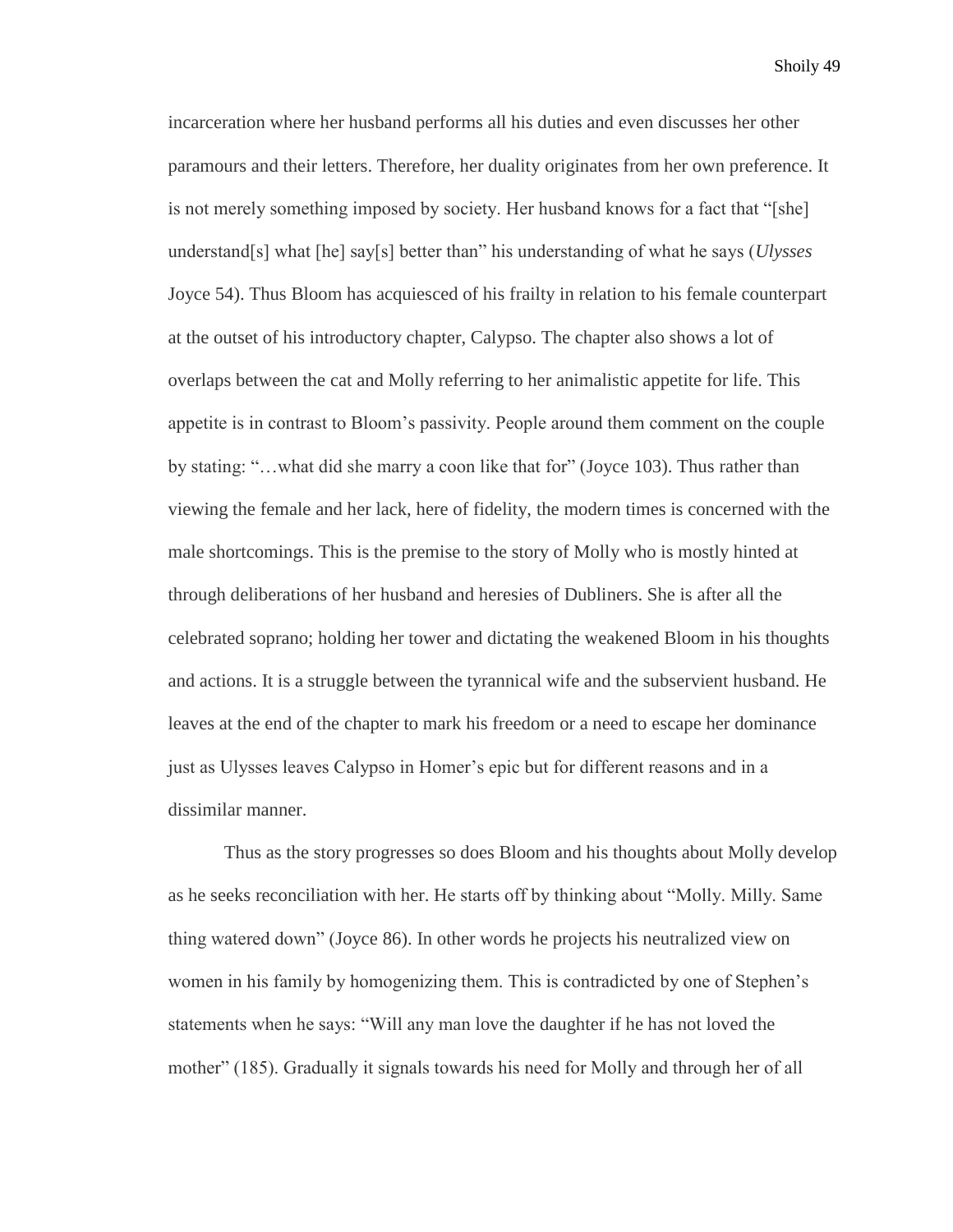incarceration where her husband performs all his duties and even discusses her other paramours and their letters. Therefore, her duality originates from her own preference. It is not merely something imposed by society. Her husband knows for a fact that "[she] understand[s] what [he] say[s] better than" his understanding of what he says (*Ulysses* Joyce 54). Thus Bloom has acquiesced of his frailty in relation to his female counterpart at the outset of his introductory chapter, Calypso. The chapter also shows a lot of overlaps between the cat and Molly referring to her animalistic appetite for life. This appetite is in contrast to Bloom's passivity. People around them comment on the couple by stating: "…what did she marry a coon like that for" (Joyce 103). Thus rather than viewing the female and her lack, here of fidelity, the modern times is concerned with the male shortcomings. This is the premise to the story of Molly who is mostly hinted at through deliberations of her husband and heresies of Dubliners. She is after all the celebrated soprano; holding her tower and dictating the weakened Bloom in his thoughts and actions. It is a struggle between the tyrannical wife and the subservient husband. He leaves at the end of the chapter to mark his freedom or a need to escape her dominance just as Ulysses leaves Calypso in Homer's epic but for different reasons and in a dissimilar manner.

Thus as the story progresses so does Bloom and his thoughts about Molly develop as he seeks reconciliation with her. He starts off by thinking about "Molly. Milly. Same thing watered down" (Joyce 86). In other words he projects his neutralized view on women in his family by homogenizing them. This is contradicted by one of Stephen's statements when he says: "Will any man love the daughter if he has not loved the mother" (185). Gradually it signals towards his need for Molly and through her of all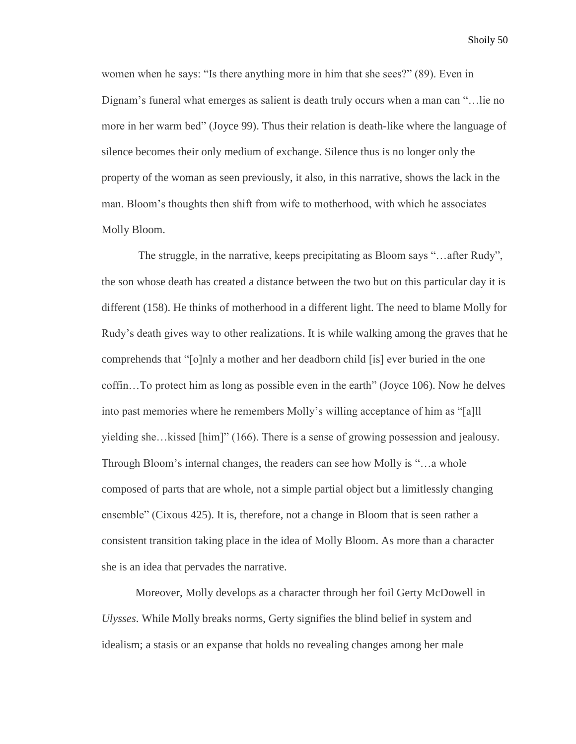women when he says: "Is there anything more in him that she sees?" (89). Even in Dignam's funeral what emerges as salient is death truly occurs when a man can "…lie no more in her warm bed" (Joyce 99). Thus their relation is death-like where the language of silence becomes their only medium of exchange. Silence thus is no longer only the property of the woman as seen previously, it also, in this narrative, shows the lack in the man. Bloom's thoughts then shift from wife to motherhood, with which he associates Molly Bloom.

The struggle, in the narrative, keeps precipitating as Bloom says "…after Rudy", the son whose death has created a distance between the two but on this particular day it is different (158). He thinks of motherhood in a different light. The need to blame Molly for Rudy's death gives way to other realizations. It is while walking among the graves that he comprehends that "[o]nly a mother and her deadborn child [is] ever buried in the one coffin…To protect him as long as possible even in the earth" (Joyce 106). Now he delves into past memories where he remembers Molly's willing acceptance of him as "[a]ll yielding she…kissed [him]" (166). There is a sense of growing possession and jealousy. Through Bloom's internal changes, the readers can see how Molly is "…a whole composed of parts that are whole, not a simple partial object but a limitlessly changing ensemble" (Cixous 425). It is, therefore, not a change in Bloom that is seen rather a consistent transition taking place in the idea of Molly Bloom. As more than a character she is an idea that pervades the narrative.

Moreover, Molly develops as a character through her foil Gerty McDowell in *Ulysses*. While Molly breaks norms, Gerty signifies the blind belief in system and idealism; a stasis or an expanse that holds no revealing changes among her male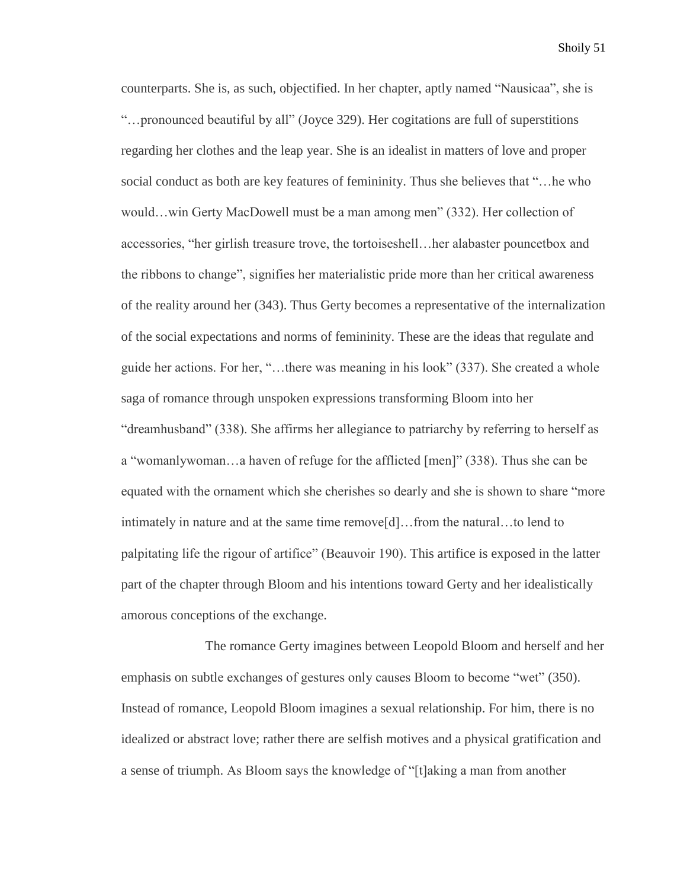counterparts. She is, as such, objectified. In her chapter, aptly named "Nausicaa", she is "…pronounced beautiful by all" (Joyce 329). Her cogitations are full of superstitions regarding her clothes and the leap year. She is an idealist in matters of love and proper social conduct as both are key features of femininity. Thus she believes that "…he who would…win Gerty MacDowell must be a man among men" (332). Her collection of accessories, "her girlish treasure trove, the tortoiseshell…her alabaster pouncetbox and the ribbons to change", signifies her materialistic pride more than her critical awareness of the reality around her (343). Thus Gerty becomes a representative of the internalization of the social expectations and norms of femininity. These are the ideas that regulate and guide her actions. For her, "…there was meaning in his look" (337). She created a whole saga of romance through unspoken expressions transforming Bloom into her "dreamhusband" (338). She affirms her allegiance to patriarchy by referring to herself as a "womanlywoman…a haven of refuge for the afflicted [men]" (338). Thus she can be equated with the ornament which she cherishes so dearly and she is shown to share "more intimately in nature and at the same time remove[d]…from the natural…to lend to palpitating life the rigour of artifice" (Beauvoir 190). This artifice is exposed in the latter part of the chapter through Bloom and his intentions toward Gerty and her idealistically amorous conceptions of the exchange.

The romance Gerty imagines between Leopold Bloom and herself and her emphasis on subtle exchanges of gestures only causes Bloom to become "wet" (350). Instead of romance, Leopold Bloom imagines a sexual relationship. For him, there is no idealized or abstract love; rather there are selfish motives and a physical gratification and a sense of triumph. As Bloom says the knowledge of "[t]aking a man from another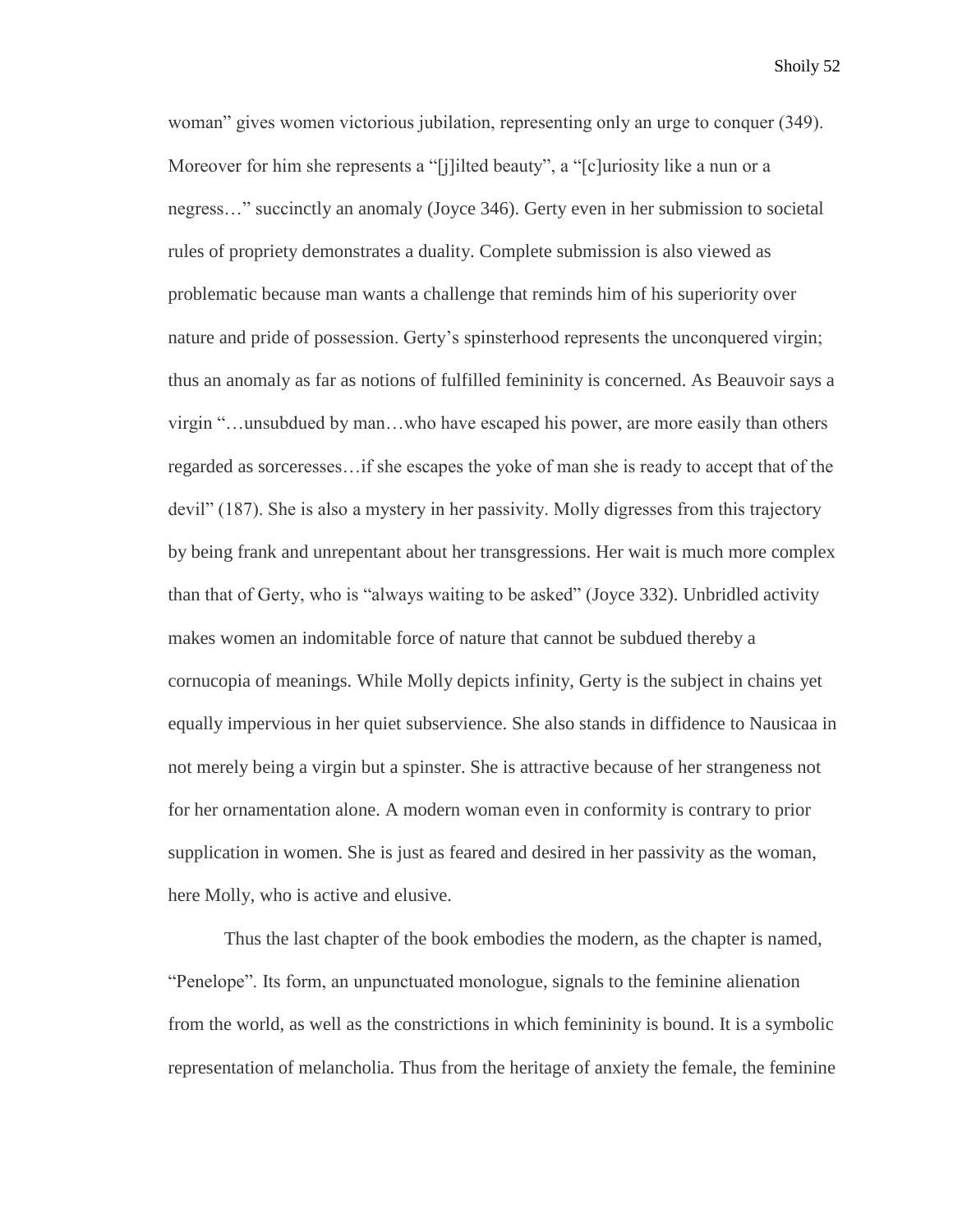woman" gives women victorious jubilation, representing only an urge to conquer (349). Moreover for him she represents a "[j]ilted beauty", a "[c]uriosity like a nun or a negress…" succinctly an anomaly (Joyce 346). Gerty even in her submission to societal rules of propriety demonstrates a duality. Complete submission is also viewed as problematic because man wants a challenge that reminds him of his superiority over nature and pride of possession. Gerty's spinsterhood represents the unconquered virgin; thus an anomaly as far as notions of fulfilled femininity is concerned. As Beauvoir says a virgin "…unsubdued by man…who have escaped his power, are more easily than others regarded as sorceresses…if she escapes the yoke of man she is ready to accept that of the devil" (187). She is also a mystery in her passivity. Molly digresses from this trajectory by being frank and unrepentant about her transgressions. Her wait is much more complex than that of Gerty, who is "always waiting to be asked" (Joyce 332). Unbridled activity makes women an indomitable force of nature that cannot be subdued thereby a cornucopia of meanings. While Molly depicts infinity, Gerty is the subject in chains yet equally impervious in her quiet subservience. She also stands in diffidence to Nausicaa in not merely being a virgin but a spinster. She is attractive because of her strangeness not for her ornamentation alone. A modern woman even in conformity is contrary to prior supplication in women. She is just as feared and desired in her passivity as the woman, here Molly, who is active and elusive.

Thus the last chapter of the book embodies the modern, as the chapter is named, "Penelope". Its form, an unpunctuated monologue, signals to the feminine alienation from the world, as well as the constrictions in which femininity is bound. It is a symbolic representation of melancholia. Thus from the heritage of anxiety the female, the feminine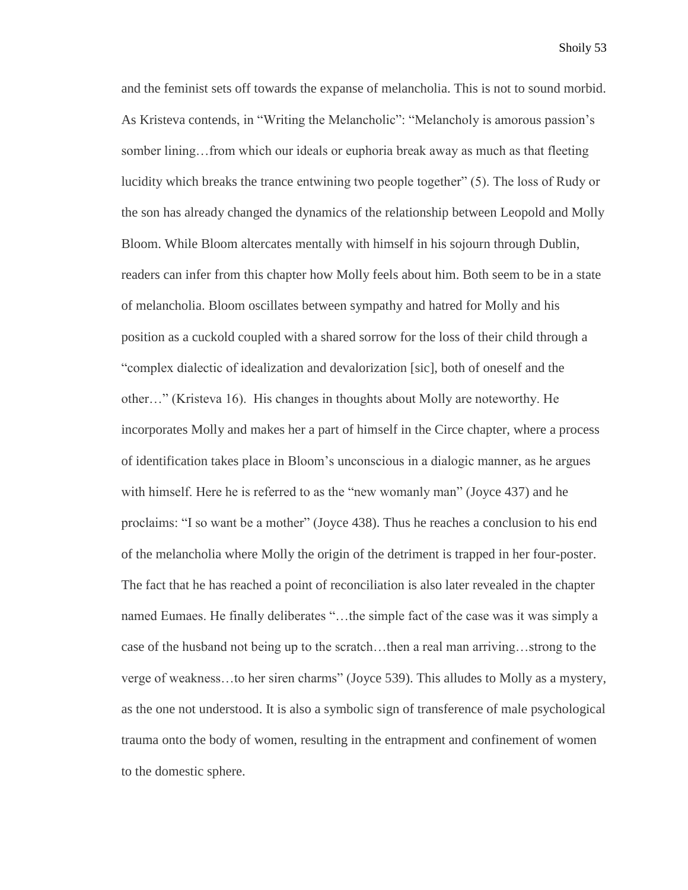and the feminist sets off towards the expanse of melancholia. This is not to sound morbid. As Kristeva contends, in "Writing the Melancholic": "Melancholy is amorous passion's somber lining…from which our ideals or euphoria break away as much as that fleeting lucidity which breaks the trance entwining two people together" (5). The loss of Rudy or the son has already changed the dynamics of the relationship between Leopold and Molly Bloom. While Bloom altercates mentally with himself in his sojourn through Dublin, readers can infer from this chapter how Molly feels about him. Both seem to be in a state of melancholia. Bloom oscillates between sympathy and hatred for Molly and his position as a cuckold coupled with a shared sorrow for the loss of their child through a "complex dialectic of idealization and devalorization [sic], both of oneself and the other…" (Kristeva 16). His changes in thoughts about Molly are noteworthy. He incorporates Molly and makes her a part of himself in the Circe chapter, where a process of identification takes place in Bloom's unconscious in a dialogic manner, as he argues with himself. Here he is referred to as the "new womanly man" (Joyce 437) and he proclaims: "I so want be a mother" (Joyce 438). Thus he reaches a conclusion to his end of the melancholia where Molly the origin of the detriment is trapped in her four-poster. The fact that he has reached a point of reconciliation is also later revealed in the chapter named Eumaes. He finally deliberates "…the simple fact of the case was it was simply a case of the husband not being up to the scratch…then a real man arriving…strong to the verge of weakness…to her siren charms" (Joyce 539). This alludes to Molly as a mystery, as the one not understood. It is also a symbolic sign of transference of male psychological trauma onto the body of women, resulting in the entrapment and confinement of women to the domestic sphere.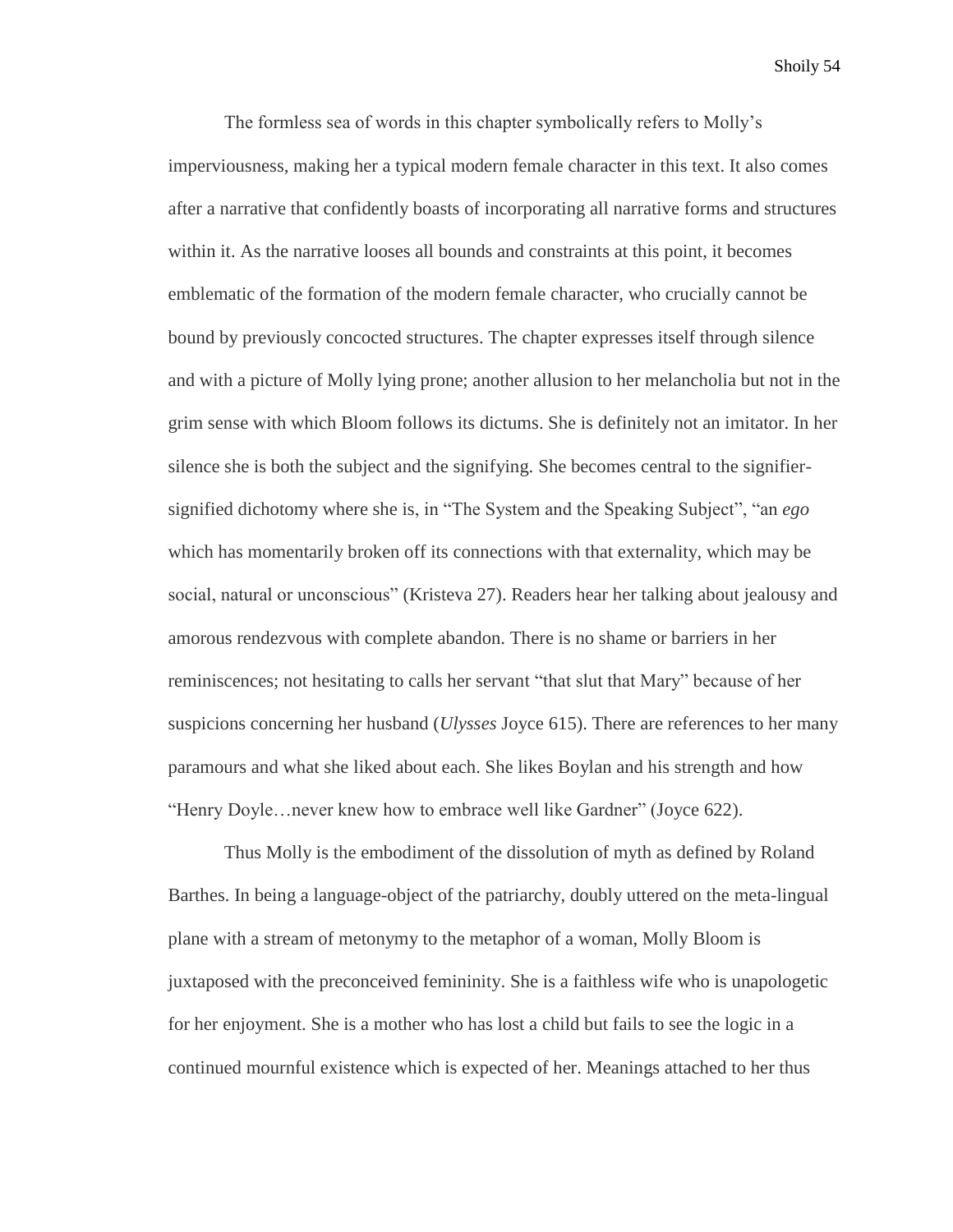The formless sea of words in this chapter symbolically refers to Molly's imperviousness, making her a typical modern female character in this text. It also comes after a narrative that confidently boasts of incorporating all narrative forms and structures within it. As the narrative looses all bounds and constraints at this point, it becomes emblematic of the formation of the modern female character, who crucially cannot be bound by previously concocted structures. The chapter expresses itself through silence and with a picture of Molly lying prone; another allusion to her melancholia but not in the grim sense with which Bloom follows its dictums. She is definitely not an imitator. In her silence she is both the subject and the signifying. She becomes central to the signifier-signified dichotomy where she is, in "The System and the Speaking Subject", "an *ego* which has momentarily broken off its connections with that externality, which may be social, natural or unconscious" (Kristeva 27). Readers hear her talking about jealousy and amorous rendezvous with complete abandon. There is no shame or barriers in her reminiscences; not hesitating to calls her servant "that slut that Mary" because of her suspicions concerning her husband (*Ulysses* Joyce 615). There are references to her many paramours and what she liked about each. She likes Boylan and his strength and how "Henry Doyle…never knew how to embrace well like Gardner" (Joyce 622).

Thus Molly is the embodiment of the dissolution of myth as defined by Roland Barthes. In being a language-object of the patriarchy, doubly uttered on the meta-lingual plane with a stream of metonymy to the metaphor of a woman, Molly Bloom is juxtaposed with the preconceived femininity. She is a faithless wife who is unapologetic for her enjoyment. She is a mother who has lost a child but fails to see the logic in a continued mournful existence which is expected of her. Meanings attached to her thus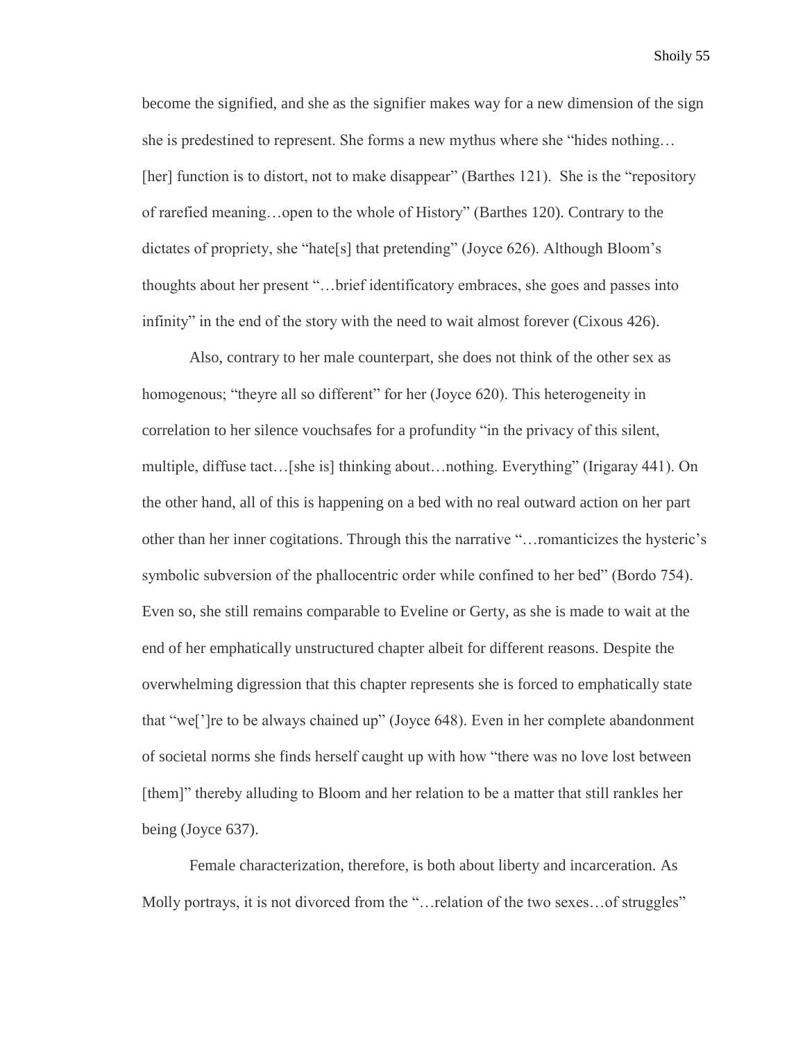become the signified, and she as the signifier makes way for a new dimension of the sign she is predestined to represent. She forms a new mythus where she "hides nothing… [her] function is to distort, not to make disappear" (Barthes 121). She is the "repository of rarefied meaning…open to the whole of History" (Barthes 120). Contrary to the dictates of propriety, she "hate[s] that pretending" (Joyce 626). Although Bloom's thoughts about her present "…brief identificatory embraces, she goes and passes into infinity" in the end of the story with the need to wait almost forever (Cixous 426).

Also, contrary to her male counterpart, she does not think of the other sex as homogenous; "theyre all so different" for her (Joyce 620). This heterogeneity in correlation to her silence vouchsafes for a profundity "in the privacy of this silent, multiple, diffuse tact…[she is] thinking about…nothing. Everything" (Irigaray 441). On the other hand, all of this is happening on a bed with no real outward action on her part other than her inner cogitations. Through this the narrative "…romanticizes the hysteric's symbolic subversion of the phallocentric order while confined to her bed" (Bordo 754). Even so, she still remains comparable to Eveline or Gerty, as she is made to wait at the end of her emphatically unstructured chapter albeit for different reasons. Despite the overwhelming digression that this chapter represents she is forced to emphatically state that "we[']re to be always chained up" (Joyce 648). Even in her complete abandonment of societal norms she finds herself caught up with how "there was no love lost between [them]" thereby alluding to Bloom and her relation to be a matter that still rankles her being (Joyce 637).

Female characterization, therefore, is both about liberty and incarceration. As Molly portrays, it is not divorced from the "…relation of the two sexes…of struggles"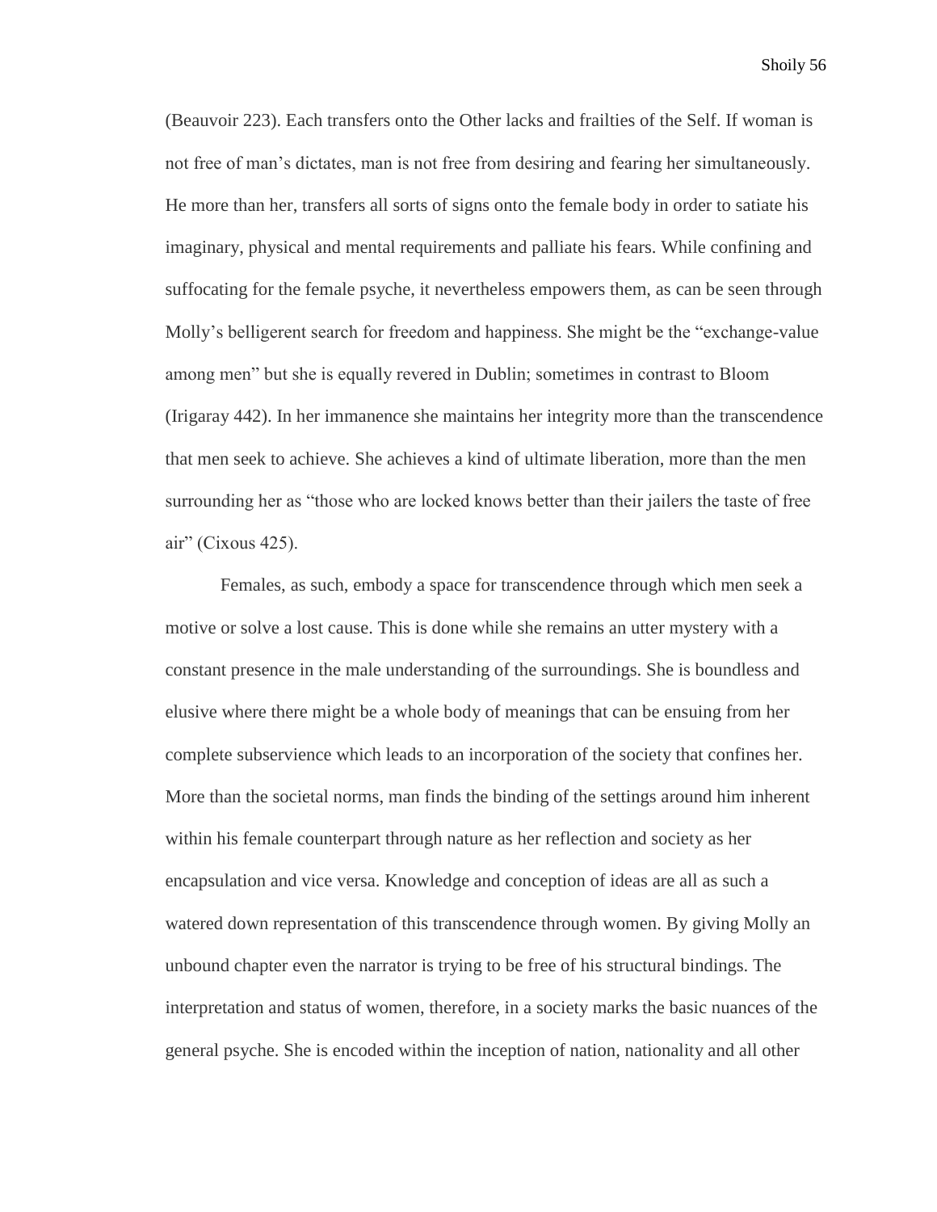(Beauvoir 223). Each transfers onto the Other lacks and frailties of the Self. If woman is not free of man's dictates, man is not free from desiring and fearing her simultaneously. He more than her, transfers all sorts of signs onto the female body in order to satiate his imaginary, physical and mental requirements and palliate his fears. While confining and suffocating for the female psyche, it nevertheless empowers them, as can be seen through Molly's belligerent search for freedom and happiness. She might be the "exchange-value among men" but she is equally revered in Dublin; sometimes in contrast to Bloom (Irigaray 442). In her immanence she maintains her integrity more than the transcendence that men seek to achieve. She achieves a kind of ultimate liberation, more than the men surrounding her as "those who are locked knows better than their jailers the taste of free air" (Cixous 425).

Females, as such, embody a space for transcendence through which men seek a motive or solve a lost cause. This is done while she remains an utter mystery with a constant presence in the male understanding of the surroundings. She is boundless and elusive where there might be a whole body of meanings that can be ensuing from her complete subservience which leads to an incorporation of the society that confines her. More than the societal norms, man finds the binding of the settings around him inherent within his female counterpart through nature as her reflection and society as her encapsulation and vice versa. Knowledge and conception of ideas are all as such a watered down representation of this transcendence through women. By giving Molly an unbound chapter even the narrator is trying to be free of his structural bindings. The interpretation and status of women, therefore, in a society marks the basic nuances of the general psyche. She is encoded within the inception of nation, nationality and all other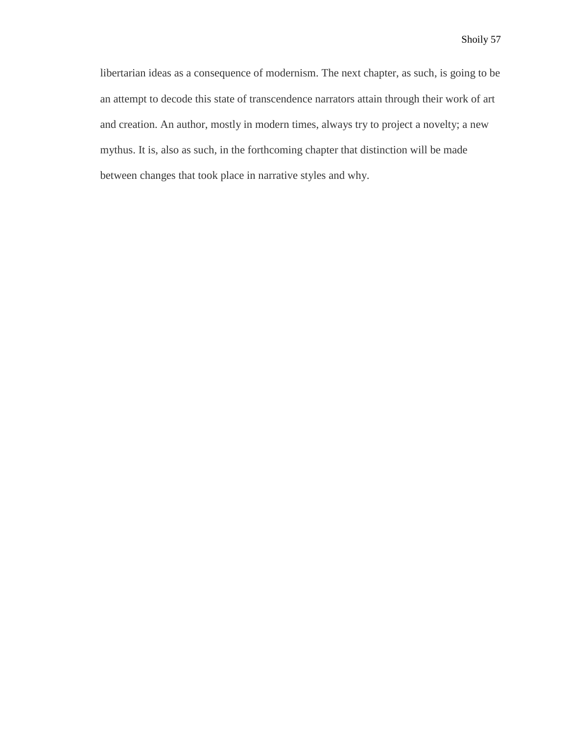libertarian ideas as a consequence of modernism. The next chapter, as such, is going to be an attempt to decode this state of transcendence narrators attain through their work of art and creation. An author, mostly in modern times, always try to project a novelty; a new mythus. It is, also as such, in the forthcoming chapter that distinction will be made between changes that took place in narrative styles and why.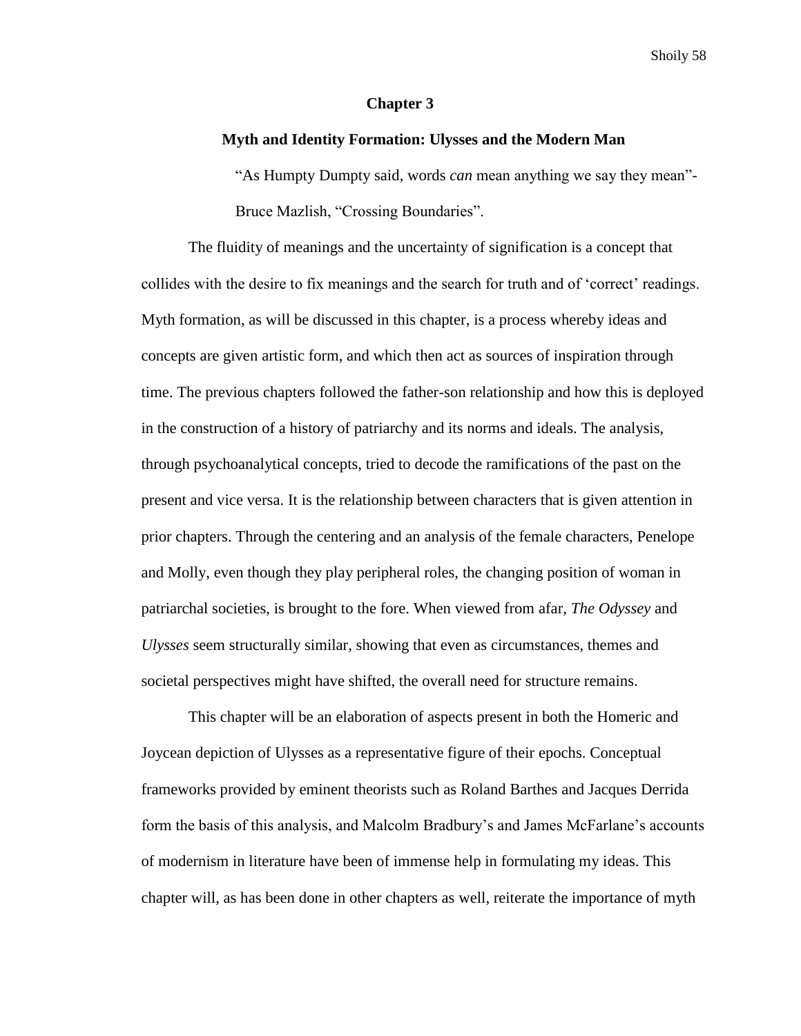# Chapter 3

## Myth and Identity Formation: Ulysses and the Modern Man

> "As Humpty Dumpty said, words *can* mean anything we say they mean"- Bruce Mazlish, "Crossing Boundaries".

The fluidity of meanings and the uncertainty of signification is a concept that collides with the desire to fix meanings and the search for truth and of 'correct' readings. Myth formation, as will be discussed in this chapter, is a process whereby ideas and concepts are given artistic form, and which then act as sources of inspiration through time. The previous chapters followed the father-son relationship and how this is deployed in the construction of a history of patriarchy and its norms and ideals. The analysis, through psychoanalytical concepts, tried to decode the ramifications of the past on the present and vice versa. It is the relationship between characters that is given attention in prior chapters. Through the centering and an analysis of the female characters, Penelope and Molly, even though they play peripheral roles, the changing position of woman in patriarchal societies, is brought to the fore. When viewed from afar, *The Odyssey* and *Ulysses* seem structurally similar, showing that even as circumstances, themes and societal perspectives might have shifted, the overall need for structure remains.

This chapter will be an elaboration of aspects present in both the Homeric and Joycean depiction of Ulysses as a representative figure of their epochs. Conceptual frameworks provided by eminent theorists such as Roland Barthes and Jacques Derrida form the basis of this analysis, and Malcolm Bradbury's and James McFarlane's accounts of modernism in literature have been of immense help in formulating my ideas. This chapter will, as has been done in other chapters as well, reiterate the importance of myth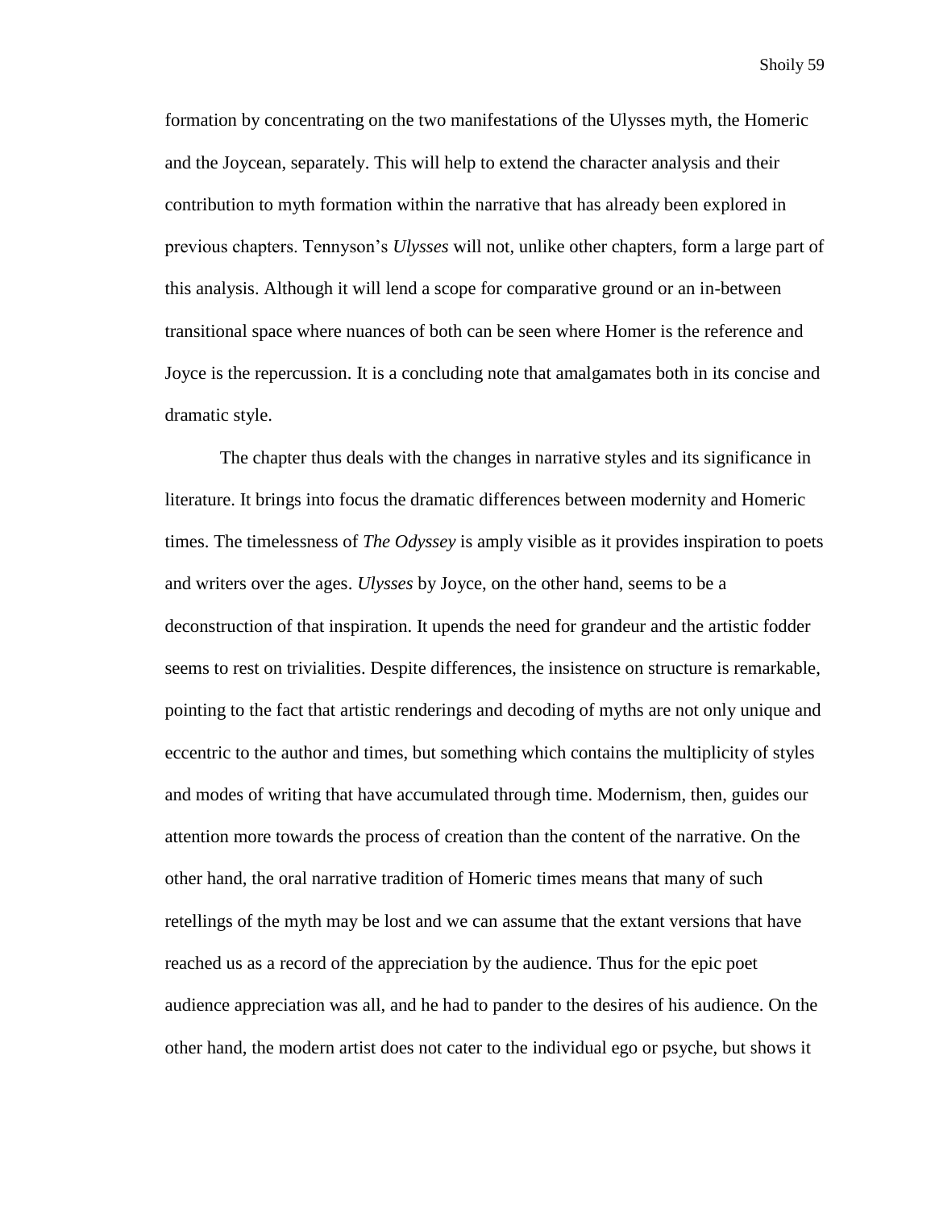formation by concentrating on the two manifestations of the Ulysses myth, the Homeric and the Joycean, separately. This will help to extend the character analysis and their contribution to myth formation within the narrative that has already been explored in previous chapters. Tennyson's *Ulysses* will not, unlike other chapters, form a large part of this analysis. Although it will lend a scope for comparative ground or an in-between transitional space where nuances of both can be seen where Homer is the reference and Joyce is the repercussion. It is a concluding note that amalgamates both in its concise and dramatic style.

The chapter thus deals with the changes in narrative styles and its significance in literature. It brings into focus the dramatic differences between modernity and Homeric times. The timelessness of *The Odyssey* is amply visible as it provides inspiration to poets and writers over the ages. *Ulysses* by Joyce, on the other hand, seems to be a deconstruction of that inspiration. It upends the need for grandeur and the artistic fodder seems to rest on trivialities. Despite differences, the insistence on structure is remarkable, pointing to the fact that artistic renderings and decoding of myths are not only unique and eccentric to the author and times, but something which contains the multiplicity of styles and modes of writing that have accumulated through time. Modernism, then, guides our attention more towards the process of creation than the content of the narrative. On the other hand, the oral narrative tradition of Homeric times means that many of such retellings of the myth may be lost and we can assume that the extant versions that have reached us as a record of the appreciation by the audience. Thus for the epic poet audience appreciation was all, and he had to pander to the desires of his audience. On the other hand, the modern artist does not cater to the individual ego or psyche, but shows it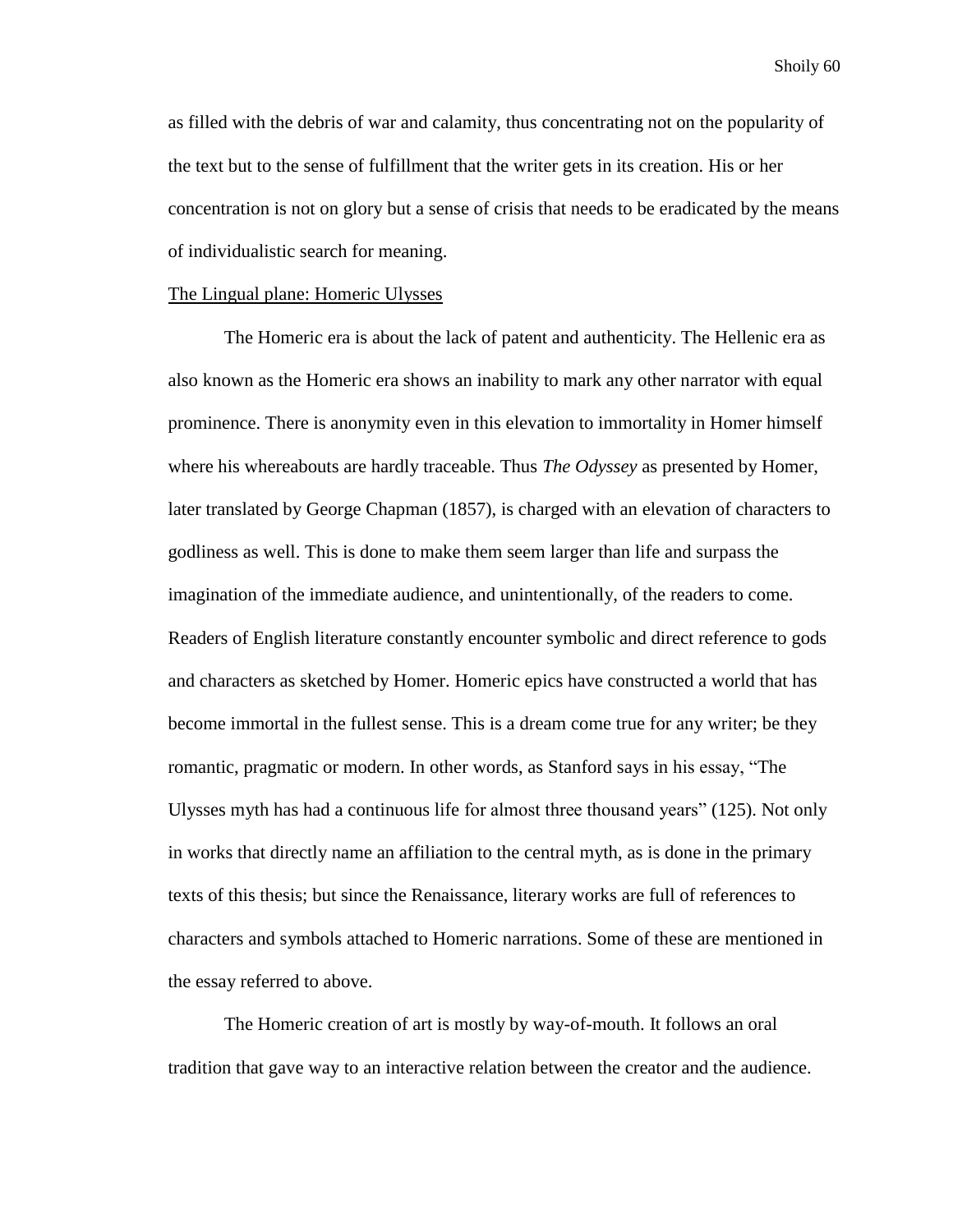as filled with the debris of war and calamity, thus concentrating not on the popularity of the text but to the sense of fulfillment that the writer gets in its creation. His or her concentration is not on glory but a sense of crisis that needs to be eradicated by the means of individualistic search for meaning.

### The Lingual plane: Homeric Ulysses

The Homeric era is about the lack of patent and authenticity. The Hellenic era as also known as the Homeric era shows an inability to mark any other narrator with equal prominence. There is anonymity even in this elevation to immortality in Homer himself where his whereabouts are hardly traceable. Thus *The Odyssey* as presented by Homer, later translated by George Chapman (1857), is charged with an elevation of characters to godliness as well. This is done to make them seem larger than life and surpass the imagination of the immediate audience, and unintentionally, of the readers to come. Readers of English literature constantly encounter symbolic and direct reference to gods and characters as sketched by Homer. Homeric epics have constructed a world that has become immortal in the fullest sense. This is a dream come true for any writer; be they romantic, pragmatic or modern. In other words, as Stanford says in his essay, "The Ulysses myth has had a continuous life for almost three thousand years" (125). Not only in works that directly name an affiliation to the central myth, as is done in the primary texts of this thesis; but since the Renaissance, literary works are full of references to characters and symbols attached to Homeric narrations. Some of these are mentioned in the essay referred to above.

The Homeric creation of art is mostly by way-of-mouth. It follows an oral tradition that gave way to an interactive relation between the creator and the audience.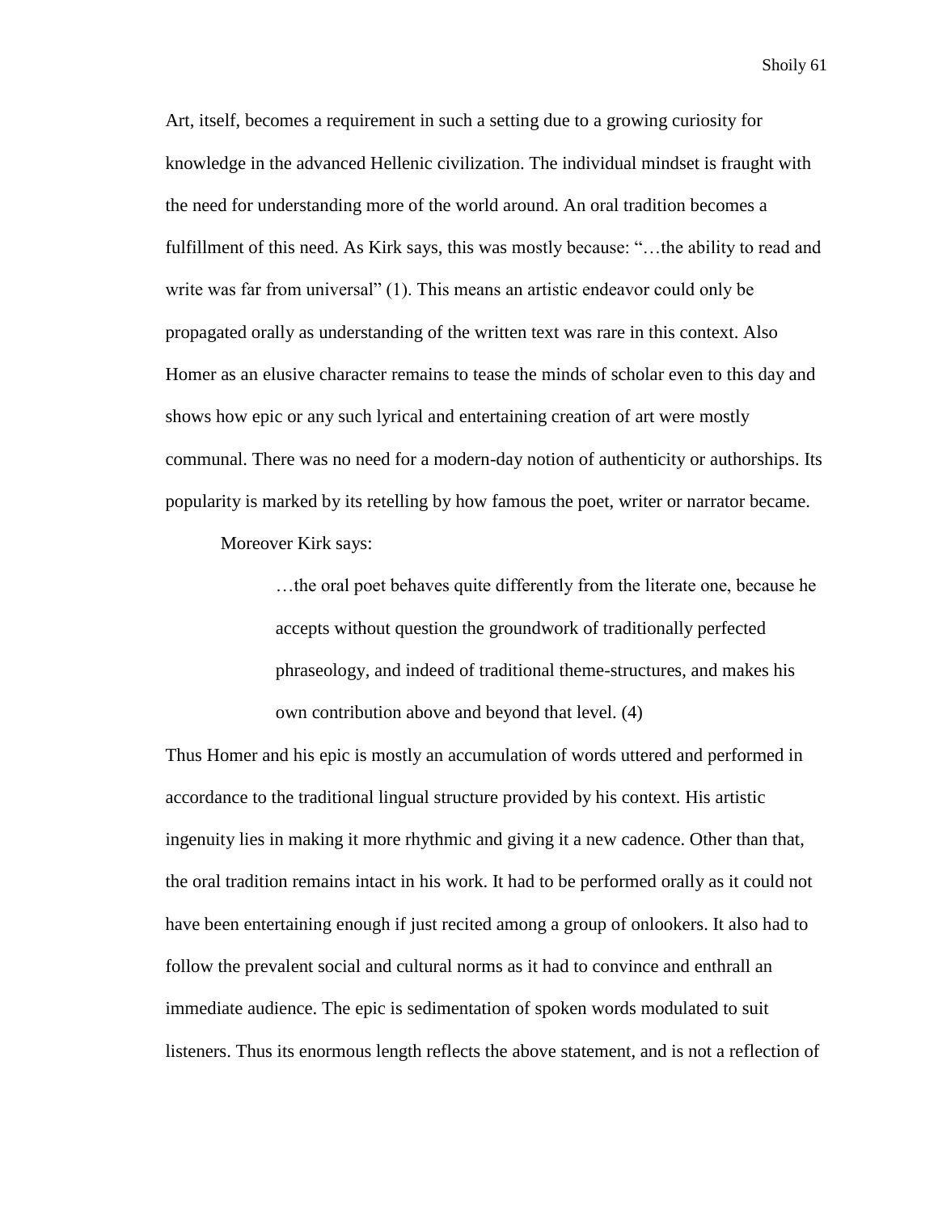Art, itself, becomes a requirement in such a setting due to a growing curiosity for knowledge in the advanced Hellenic civilization. The individual mindset is fraught with the need for understanding more of the world around. An oral tradition becomes a fulfillment of this need. As Kirk says, this was mostly because: "…the ability to read and write was far from universal" (1). This means an artistic endeavor could only be propagated orally as understanding of the written text was rare in this context. Also Homer as an elusive character remains to tease the minds of scholar even to this day and shows how epic or any such lyrical and entertaining creation of art were mostly communal. There was no need for a modern-day notion of authenticity or authorships. Its popularity is marked by its retelling by how famous the poet, writer or narrator became.

Moreover Kirk says:

> …the oral poet behaves quite differently from the literate one, because he accepts without question the groundwork of traditionally perfected phraseology, and indeed of traditional theme-structures, and makes his own contribution above and beyond that level. (4)

Thus Homer and his epic is mostly an accumulation of words uttered and performed in accordance to the traditional lingual structure provided by his context. His artistic ingenuity lies in making it more rhythmic and giving it a new cadence. Other than that, the oral tradition remains intact in his work. It had to be performed orally as it could not have been entertaining enough if just recited among a group of onlookers. It also had to follow the prevalent social and cultural norms as it had to convince and enthrall an immediate audience. The epic is sedimentation of spoken words modulated to suit listeners. Thus its enormous length reflects the above statement, and is not a reflection of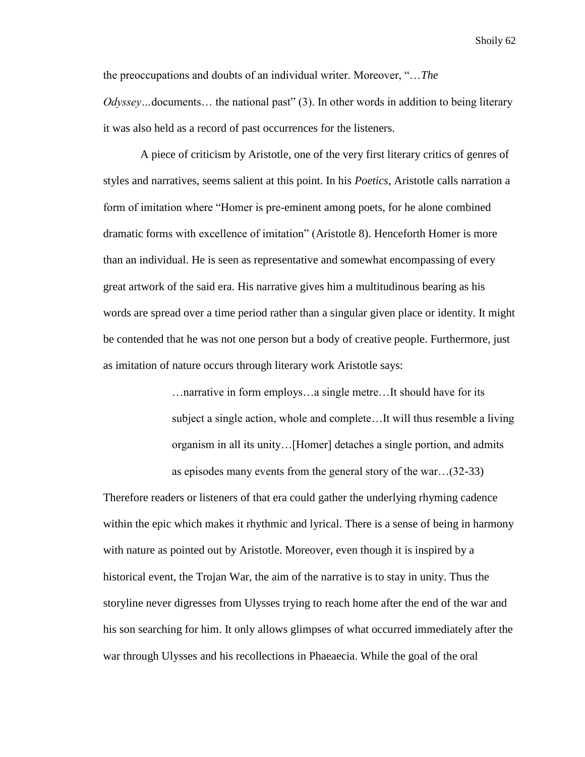the preoccupations and doubts of an individual writer. Moreover, "…*The Odyssey*…documents… the national past" (3). In other words in addition to being literary it was also held as a record of past occurrences for the listeners.

A piece of criticism by Aristotle, one of the very first literary critics of genres of styles and narratives, seems salient at this point. In his *Poetics*, Aristotle calls narration a form of imitation where "Homer is pre-eminent among poets, for he alone combined dramatic forms with excellence of imitation" (Aristotle 8). Henceforth Homer is more than an individual. He is seen as representative and somewhat encompassing of every great artwork of the said era. His narrative gives him a multitudinous bearing as his words are spread over a time period rather than a singular given place or identity. It might be contended that he was not one person but a body of creative people. Furthermore, just as imitation of nature occurs through literary work Aristotle says:

> …narrative in form employs…a single metre…It should have for its subject a single action, whole and complete…It will thus resemble a living organism in all its unity…[Homer] detaches a single portion, and admits as episodes many events from the general story of the war…(32-33)

Therefore readers or listeners of that era could gather the underlying rhyming cadence within the epic which makes it rhythmic and lyrical. There is a sense of being in harmony with nature as pointed out by Aristotle. Moreover, even though it is inspired by a historical event, the Trojan War, the aim of the narrative is to stay in unity. Thus the storyline never digresses from Ulysses trying to reach home after the end of the war and his son searching for him. It only allows glimpses of what occurred immediately after the war through Ulysses and his recollections in Phaeaecia. While the goal of the oral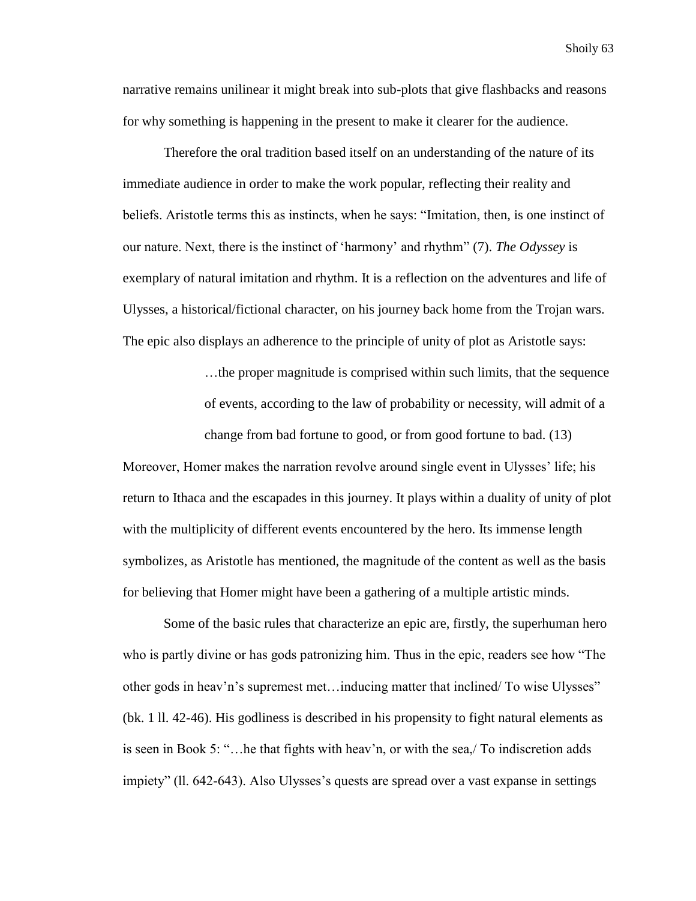narrative remains unilinear it might break into sub-plots that give flashbacks and reasons for why something is happening in the present to make it clearer for the audience.

Therefore the oral tradition based itself on an understanding of the nature of its immediate audience in order to make the work popular, reflecting their reality and beliefs. Aristotle terms this as instincts, when he says: "Imitation, then, is one instinct of our nature. Next, there is the instinct of 'harmony' and rhythm" (7). *The Odyssey* is exemplary of natural imitation and rhythm. It is a reflection on the adventures and life of Ulysses, a historical/fictional character, on his journey back home from the Trojan wars. The epic also displays an adherence to the principle of unity of plot as Aristotle says:

> …the proper magnitude is comprised within such limits, that the sequence of events, according to the law of probability or necessity, will admit of a change from bad fortune to good, or from good fortune to bad. (13)

Moreover, Homer makes the narration revolve around single event in Ulysses' life; his return to Ithaca and the escapades in this journey. It plays within a duality of unity of plot with the multiplicity of different events encountered by the hero. Its immense length symbolizes, as Aristotle has mentioned, the magnitude of the content as well as the basis for believing that Homer might have been a gathering of a multiple artistic minds.

Some of the basic rules that characterize an epic are, firstly, the superhuman hero who is partly divine or has gods patronizing him. Thus in the epic, readers see how "The other gods in heav'n's supremest met…inducing matter that inclined/ To wise Ulysses" (bk. 1 ll. 42-46). His godliness is described in his propensity to fight natural elements as is seen in Book 5: "…he that fights with heav'n, or with the sea,/ To indiscretion adds impiety" (ll. 642-643). Also Ulysses's quests are spread over a vast expanse in settings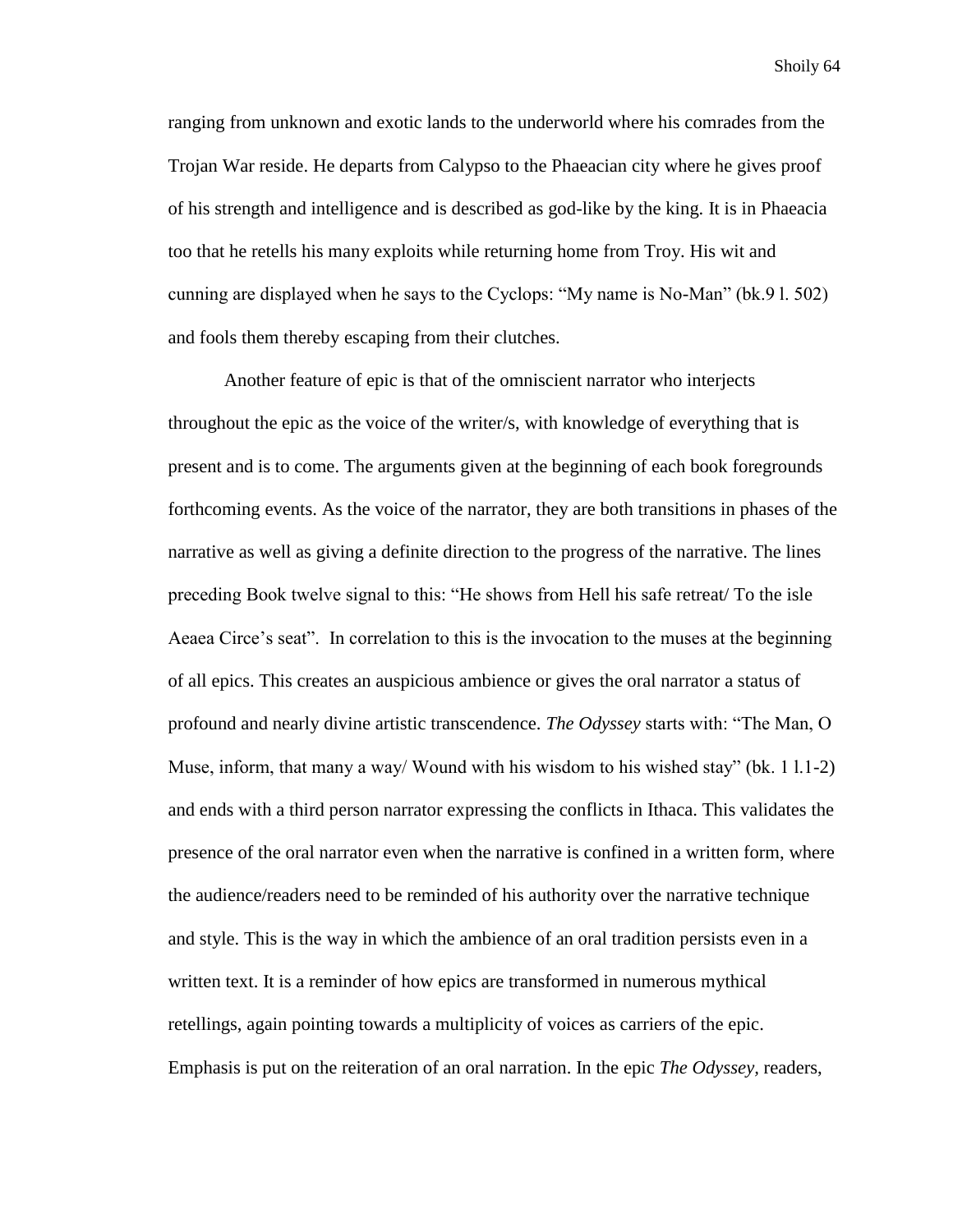ranging from unknown and exotic lands to the underworld where his comrades from the Trojan War reside. He departs from Calypso to the Phaeacian city where he gives proof of his strength and intelligence and is described as god-like by the king. It is in Phaeacia too that he retells his many exploits while returning home from Troy. His wit and cunning are displayed when he says to the Cyclops: "My name is No-Man" (bk.9 l. 502) and fools them thereby escaping from their clutches.

Another feature of epic is that of the omniscient narrator who interjects throughout the epic as the voice of the writer/s, with knowledge of everything that is present and is to come. The arguments given at the beginning of each book foregrounds forthcoming events. As the voice of the narrator, they are both transitions in phases of the narrative as well as giving a definite direction to the progress of the narrative. The lines preceding Book twelve signal to this: "He shows from Hell his safe retreat/ To the isle Aeaea Circe's seat". In correlation to this is the invocation to the muses at the beginning of all epics. This creates an auspicious ambience or gives the oral narrator a status of profound and nearly divine artistic transcendence. *The Odyssey* starts with: "The Man, O Muse, inform, that many a way/ Wound with his wisdom to his wished stay" (bk. 1 l.1-2) and ends with a third person narrator expressing the conflicts in Ithaca. This validates the presence of the oral narrator even when the narrative is confined in a written form, where the audience/readers need to be reminded of his authority over the narrative technique and style. This is the way in which the ambience of an oral tradition persists even in a written text. It is a reminder of how epics are transformed in numerous mythical retellings, again pointing towards a multiplicity of voices as carriers of the epic. Emphasis is put on the reiteration of an oral narration. In the epic *The Odyssey,* readers,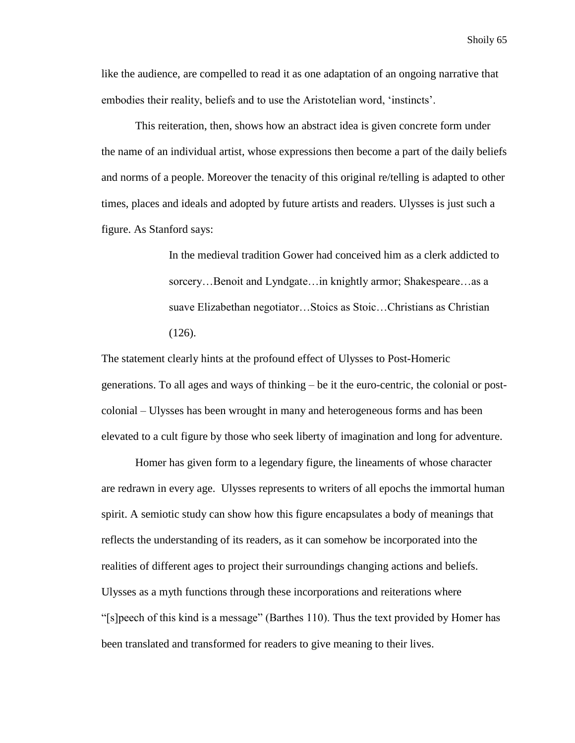like the audience, are compelled to read it as one adaptation of an ongoing narrative that embodies their reality, beliefs and to use the Aristotelian word, 'instincts'.

This reiteration, then, shows how an abstract idea is given concrete form under the name of an individual artist, whose expressions then become a part of the daily beliefs and norms of a people. Moreover the tenacity of this original re/telling is adapted to other times, places and ideals and adopted by future artists and readers. Ulysses is just such a figure. As Stanford says:

> In the medieval tradition Gower had conceived him as a clerk addicted to sorcery…Benoit and Lyndgate…in knightly armor; Shakespeare…as a suave Elizabethan negotiator…Stoics as Stoic…Christians as Christian (126).

The statement clearly hints at the profound effect of Ulysses to Post-Homeric generations. To all ages and ways of thinking – be it the euro-centric, the colonial or post-colonial – Ulysses has been wrought in many and heterogeneous forms and has been elevated to a cult figure by those who seek liberty of imagination and long for adventure.

Homer has given form to a legendary figure, the lineaments of whose character are redrawn in every age. Ulysses represents to writers of all epochs the immortal human spirit. A semiotic study can show how this figure encapsulates a body of meanings that reflects the understanding of its readers, as it can somehow be incorporated into the realities of different ages to project their surroundings changing actions and beliefs. Ulysses as a myth functions through these incorporations and reiterations where "[s]peech of this kind is a message" (Barthes 110). Thus the text provided by Homer has been translated and transformed for readers to give meaning to their lives.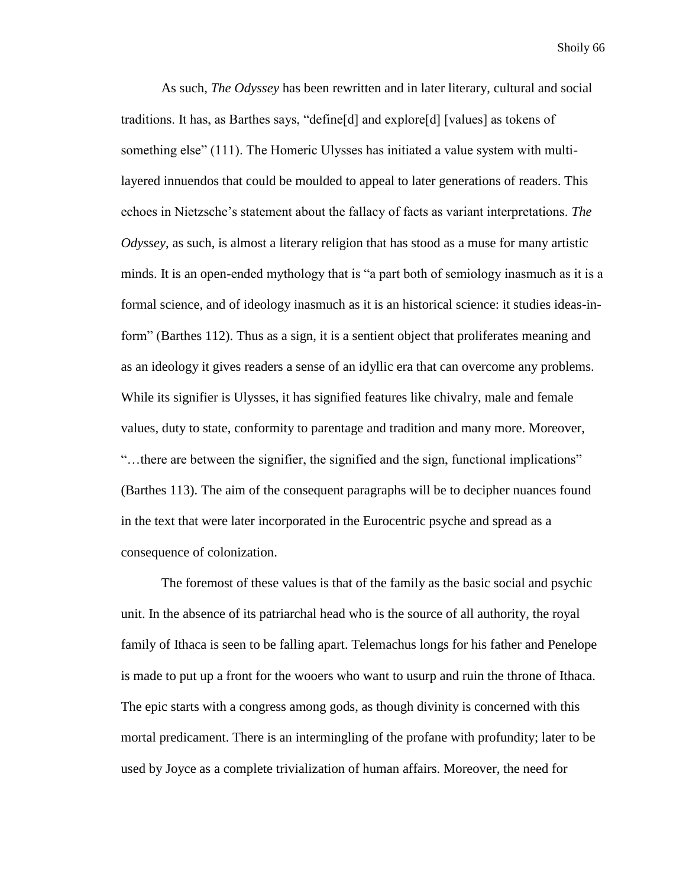As such, *The Odyssey* has been rewritten and in later literary, cultural and social traditions. It has, as Barthes says, "define[d] and explore[d] [values] as tokens of something else" (111). The Homeric Ulysses has initiated a value system with multi-layered innuendos that could be moulded to appeal to later generations of readers. This echoes in Nietzsche's statement about the fallacy of facts as variant interpretations. *The Odyssey*, as such, is almost a literary religion that has stood as a muse for many artistic minds. It is an open-ended mythology that is "a part both of semiology inasmuch as it is a formal science, and of ideology inasmuch as it is an historical science: it studies ideas-in-form" (Barthes 112). Thus as a sign, it is a sentient object that proliferates meaning and as an ideology it gives readers a sense of an idyllic era that can overcome any problems. While its signifier is Ulysses, it has signified features like chivalry, male and female values, duty to state, conformity to parentage and tradition and many more. Moreover, "…there are between the signifier, the signified and the sign, functional implications" (Barthes 113). The aim of the consequent paragraphs will be to decipher nuances found in the text that were later incorporated in the Eurocentric psyche and spread as a consequence of colonization.

The foremost of these values is that of the family as the basic social and psychic unit. In the absence of its patriarchal head who is the source of all authority, the royal family of Ithaca is seen to be falling apart. Telemachus longs for his father and Penelope is made to put up a front for the wooers who want to usurp and ruin the throne of Ithaca. The epic starts with a congress among gods, as though divinity is concerned with this mortal predicament. There is an intermingling of the profane with profundity; later to be used by Joyce as a complete trivialization of human affairs. Moreover, the need for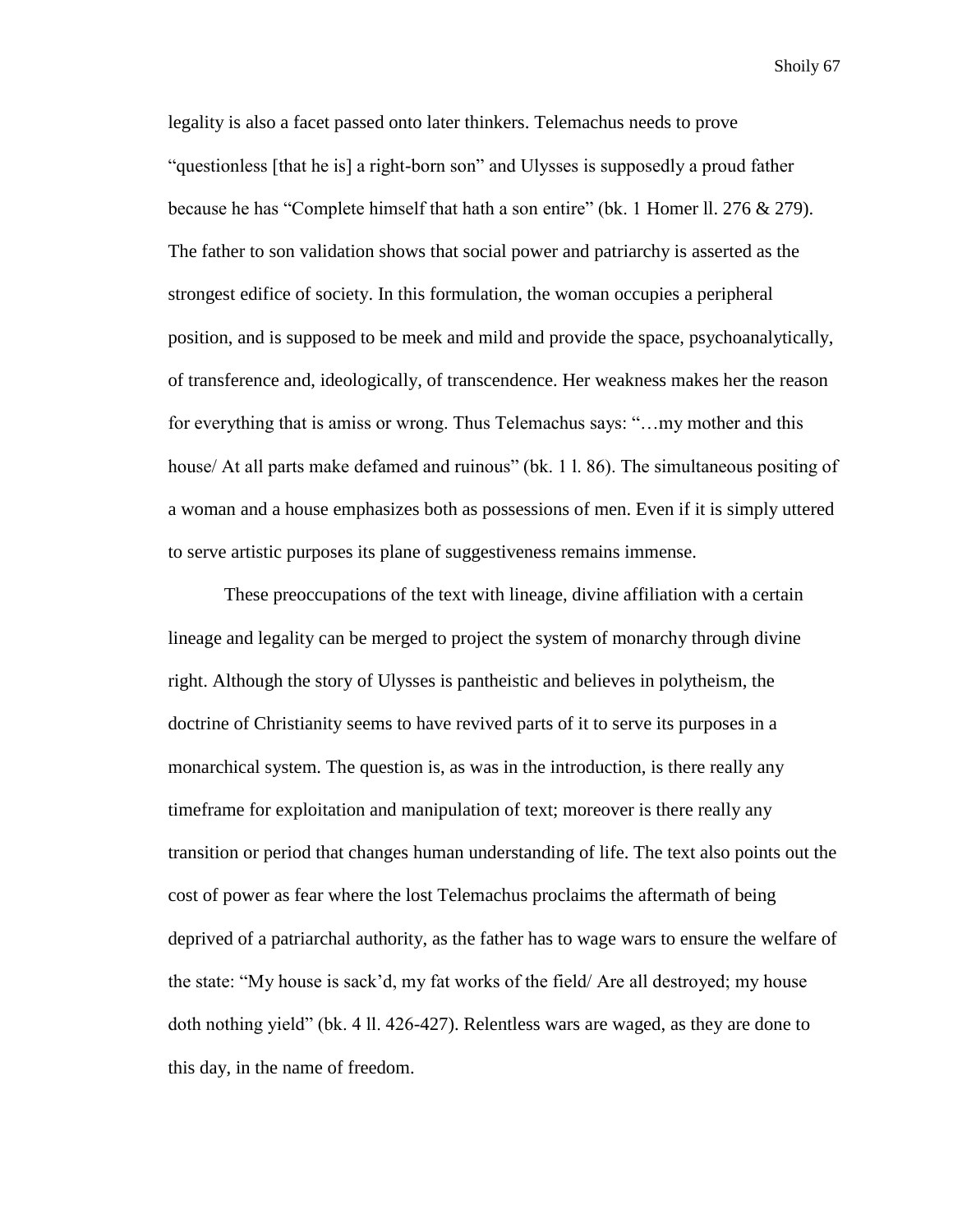legality is also a facet passed onto later thinkers. Telemachus needs to prove "questionless [that he is] a right-born son" and Ulysses is supposedly a proud father because he has "Complete himself that hath a son entire" (bk. 1 Homer ll. 276 & 279). The father to son validation shows that social power and patriarchy is asserted as the strongest edifice of society. In this formulation, the woman occupies a peripheral position, and is supposed to be meek and mild and provide the space, psychoanalytically, of transference and, ideologically, of transcendence. Her weakness makes her the reason for everything that is amiss or wrong. Thus Telemachus says: "…my mother and this house/ At all parts make defamed and ruinous" (bk. 1 l. 86). The simultaneous positing of a woman and a house emphasizes both as possessions of men. Even if it is simply uttered to serve artistic purposes its plane of suggestiveness remains immense.

These preoccupations of the text with lineage, divine affiliation with a certain lineage and legality can be merged to project the system of monarchy through divine right. Although the story of Ulysses is pantheistic and believes in polytheism, the doctrine of Christianity seems to have revived parts of it to serve its purposes in a monarchical system. The question is, as was in the introduction, is there really any timeframe for exploitation and manipulation of text; moreover is there really any transition or period that changes human understanding of life. The text also points out the cost of power as fear where the lost Telemachus proclaims the aftermath of being deprived of a patriarchal authority, as the father has to wage wars to ensure the welfare of the state: "My house is sack'd, my fat works of the field/ Are all destroyed; my house doth nothing yield" (bk. 4 ll. 426-427). Relentless wars are waged, as they are done to this day, in the name of freedom.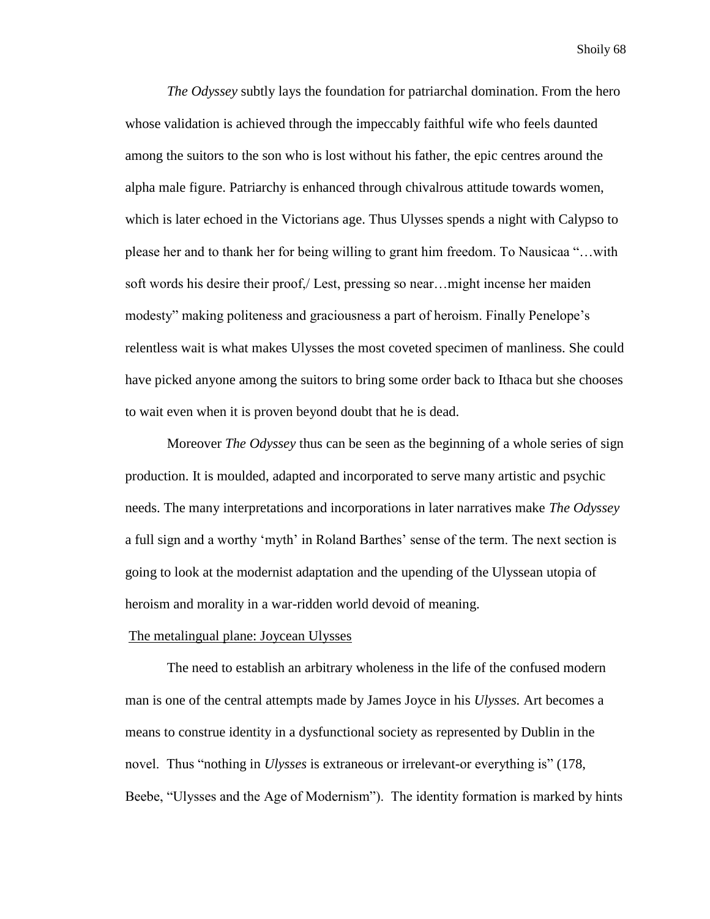*The Odyssey* subtly lays the foundation for patriarchal domination. From the hero whose validation is achieved through the impeccably faithful wife who feels daunted among the suitors to the son who is lost without his father, the epic centres around the alpha male figure. Patriarchy is enhanced through chivalrous attitude towards women, which is later echoed in the Victorians age. Thus Ulysses spends a night with Calypso to please her and to thank her for being willing to grant him freedom. To Nausicaa "…with soft words his desire their proof,/ Lest, pressing so near…might incense her maiden modesty" making politeness and graciousness a part of heroism. Finally Penelope's relentless wait is what makes Ulysses the most coveted specimen of manliness. She could have picked anyone among the suitors to bring some order back to Ithaca but she chooses to wait even when it is proven beyond doubt that he is dead.

Moreover *The Odyssey* thus can be seen as the beginning of a whole series of sign production. It is moulded, adapted and incorporated to serve many artistic and psychic needs. The many interpretations and incorporations in later narratives make *The Odyssey* a full sign and a worthy 'myth' in Roland Barthes' sense of the term. The next section is going to look at the modernist adaptation and the upending of the Ulyssean utopia of heroism and morality in a war-ridden world devoid of meaning.

<u>The metalingual plane: Joycean Ulysses</u>

The need to establish an arbitrary wholeness in the life of the confused modern man is one of the central attempts made by James Joyce in his *Ulysses.* Art becomes a means to construe identity in a dysfunctional society as represented by Dublin in the novel. Thus "nothing in *Ulysses* is extraneous or irrelevant-or everything is" (178, Beebe, "Ulysses and the Age of Modernism"). The identity formation is marked by hints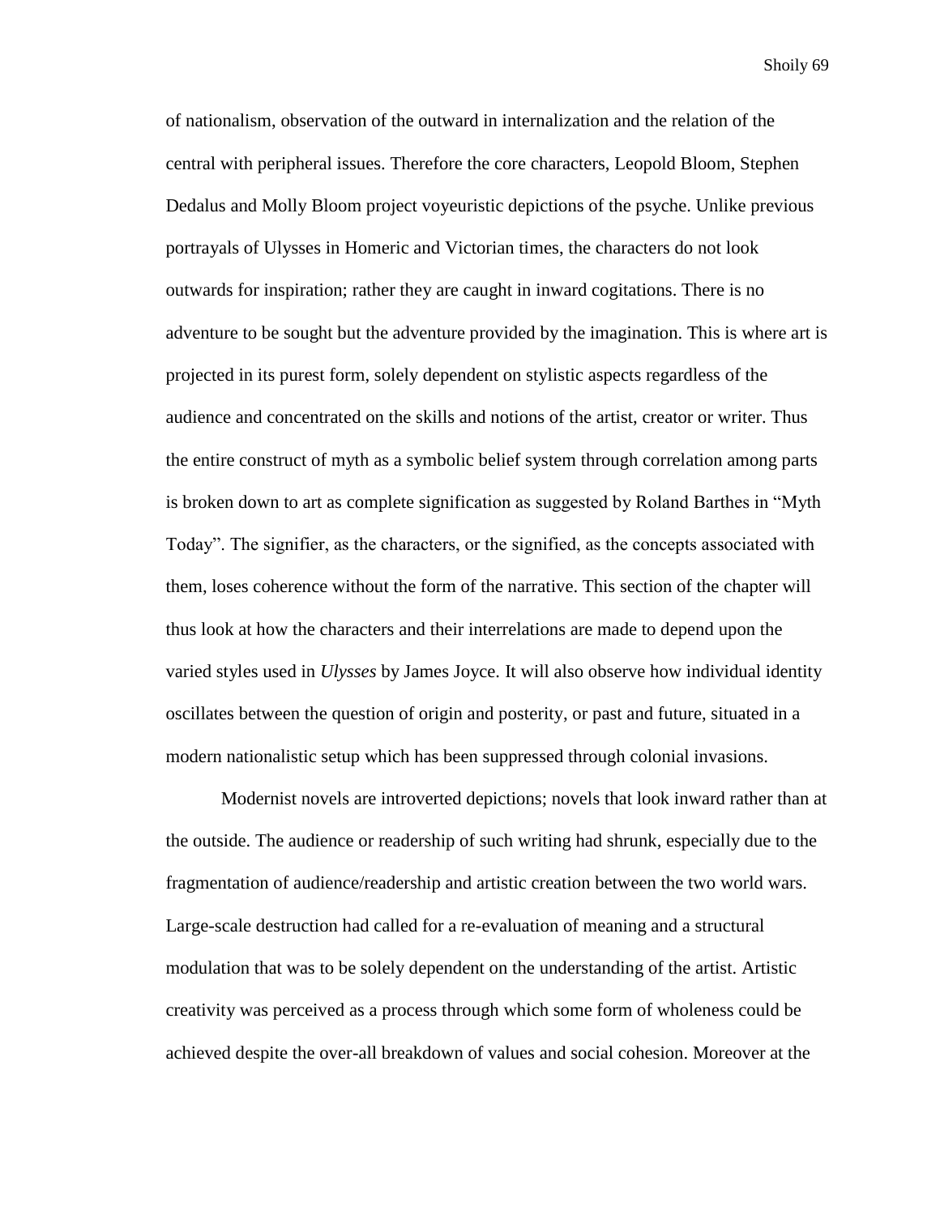of nationalism, observation of the outward in internalization and the relation of the central with peripheral issues. Therefore the core characters, Leopold Bloom, Stephen Dedalus and Molly Bloom project voyeuristic depictions of the psyche. Unlike previous portrayals of Ulysses in Homeric and Victorian times, the characters do not look outwards for inspiration; rather they are caught in inward cogitations. There is no adventure to be sought but the adventure provided by the imagination. This is where art is projected in its purest form, solely dependent on stylistic aspects regardless of the audience and concentrated on the skills and notions of the artist, creator or writer. Thus the entire construct of myth as a symbolic belief system through correlation among parts is broken down to art as complete signification as suggested by Roland Barthes in "Myth Today". The signifier, as the characters, or the signified, as the concepts associated with them, loses coherence without the form of the narrative. This section of the chapter will thus look at how the characters and their interrelations are made to depend upon the varied styles used in *Ulysses* by James Joyce. It will also observe how individual identity oscillates between the question of origin and posterity, or past and future, situated in a modern nationalistic setup which has been suppressed through colonial invasions.

Modernist novels are introverted depictions; novels that look inward rather than at the outside. The audience or readership of such writing had shrunk, especially due to the fragmentation of audience/readership and artistic creation between the two world wars. Large-scale destruction had called for a re-evaluation of meaning and a structural modulation that was to be solely dependent on the understanding of the artist. Artistic creativity was perceived as a process through which some form of wholeness could be achieved despite the over-all breakdown of values and social cohesion. Moreover at the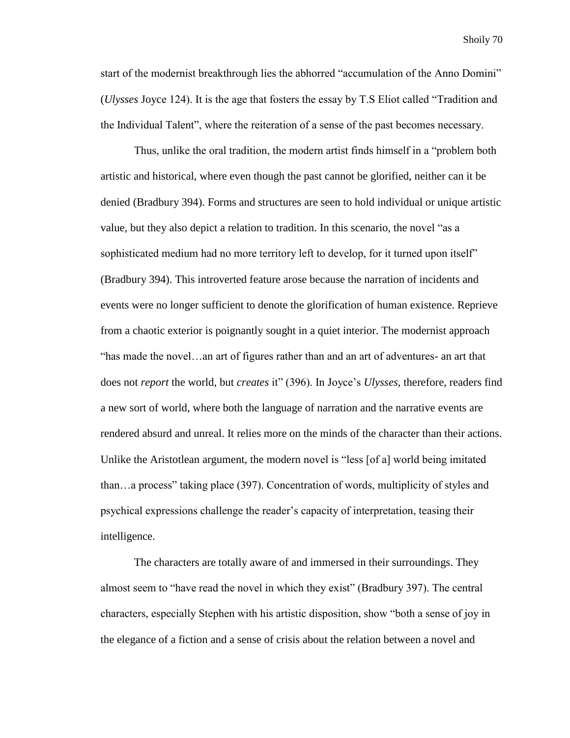start of the modernist breakthrough lies the abhorred "accumulation of the Anno Domini" (*Ulysses* Joyce 124). It is the age that fosters the essay by T.S Eliot called "Tradition and the Individual Talent", where the reiteration of a sense of the past becomes necessary.

Thus, unlike the oral tradition, the modern artist finds himself in a "problem both artistic and historical, where even though the past cannot be glorified, neither can it be denied (Bradbury 394). Forms and structures are seen to hold individual or unique artistic value, but they also depict a relation to tradition. In this scenario, the novel "as a sophisticated medium had no more territory left to develop, for it turned upon itself" (Bradbury 394). This introverted feature arose because the narration of incidents and events were no longer sufficient to denote the glorification of human existence. Reprieve from a chaotic exterior is poignantly sought in a quiet interior. The modernist approach "has made the novel…an art of figures rather than and an art of adventures- an art that does not *report* the world, but *creates* it" (396). In Joyce's *Ulysses*, therefore, readers find a new sort of world, where both the language of narration and the narrative events are rendered absurd and unreal. It relies more on the minds of the character than their actions. Unlike the Aristotlean argument, the modern novel is "less [of a] world being imitated than…a process" taking place (397). Concentration of words, multiplicity of styles and psychical expressions challenge the reader's capacity of interpretation, teasing their intelligence.

The characters are totally aware of and immersed in their surroundings. They almost seem to "have read the novel in which they exist" (Bradbury 397). The central characters, especially Stephen with his artistic disposition, show "both a sense of joy in the elegance of a fiction and a sense of crisis about the relation between a novel and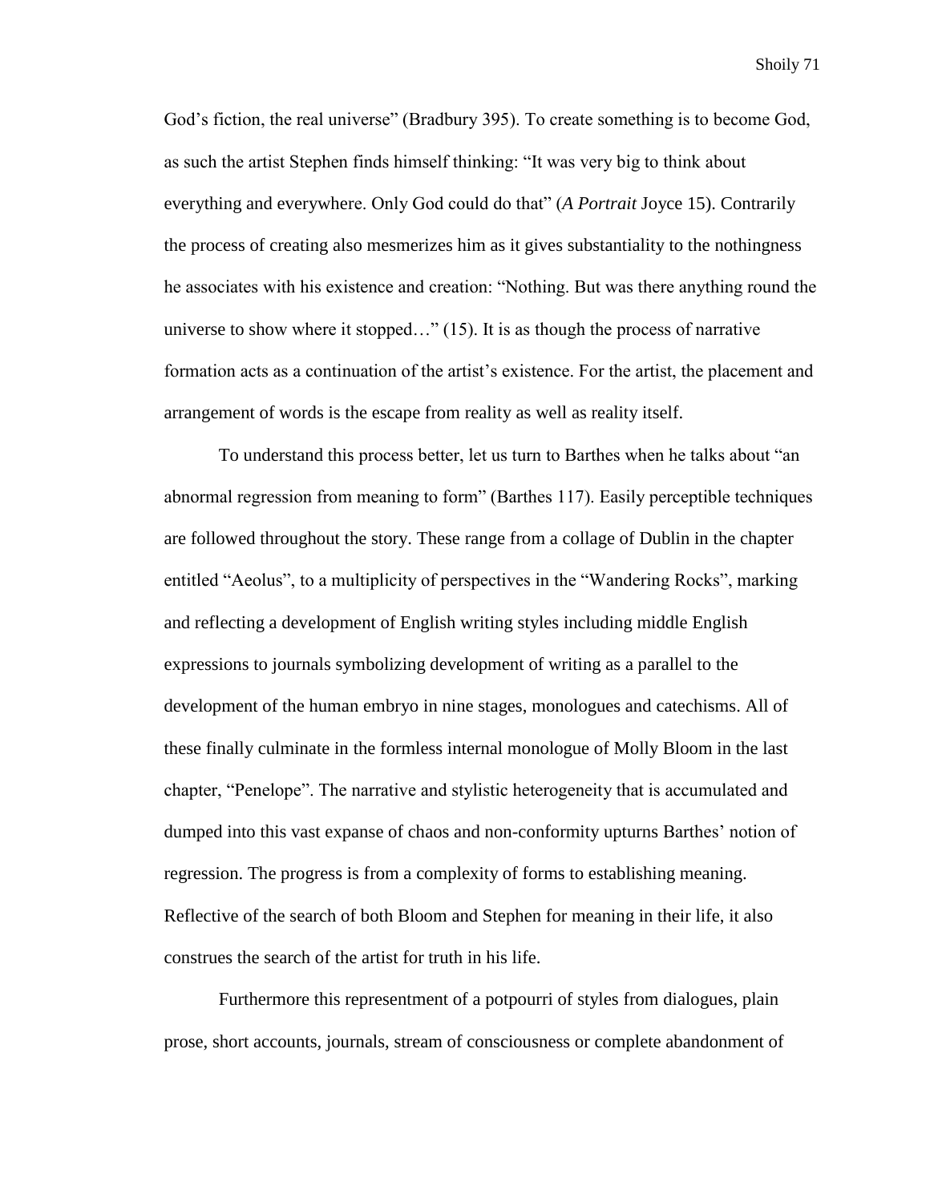God's fiction, the real universe" (Bradbury 395). To create something is to become God, as such the artist Stephen finds himself thinking: "It was very big to think about everything and everywhere. Only God could do that" (*A Portrait* Joyce 15). Contrarily the process of creating also mesmerizes him as it gives substantiality to the nothingness he associates with his existence and creation: "Nothing. But was there anything round the universe to show where it stopped…" (15). It is as though the process of narrative formation acts as a continuation of the artist's existence. For the artist, the placement and arrangement of words is the escape from reality as well as reality itself.

To understand this process better, let us turn to Barthes when he talks about "an abnormal regression from meaning to form" (Barthes 117). Easily perceptible techniques are followed throughout the story. These range from a collage of Dublin in the chapter entitled "Aeolus", to a multiplicity of perspectives in the "Wandering Rocks", marking and reflecting a development of English writing styles including middle English expressions to journals symbolizing development of writing as a parallel to the development of the human embryo in nine stages, monologues and catechisms. All of these finally culminate in the formless internal monologue of Molly Bloom in the last chapter, "Penelope". The narrative and stylistic heterogeneity that is accumulated and dumped into this vast expanse of chaos and non-conformity upturns Barthes' notion of regression. The progress is from a complexity of forms to establishing meaning. Reflective of the search of both Bloom and Stephen for meaning in their life, it also construes the search of the artist for truth in his life.

Furthermore this representment of a potpourri of styles from dialogues, plain prose, short accounts, journals, stream of consciousness or complete abandonment of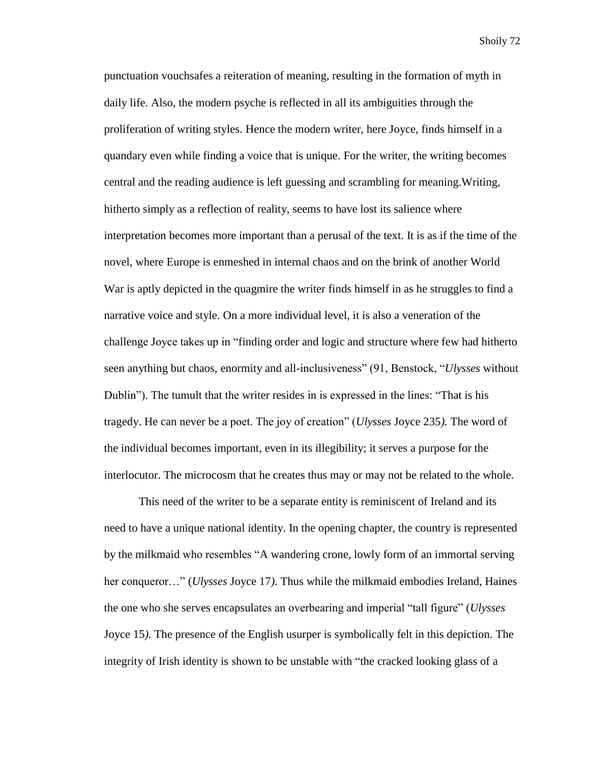punctuation vouchsafes a reiteration of meaning, resulting in the formation of myth in daily life. Also, the modern psyche is reflected in all its ambiguities through the proliferation of writing styles. Hence the modern writer, here Joyce, finds himself in a quandary even while finding a voice that is unique. For the writer, the writing becomes central and the reading audience is left guessing and scrambling for meaning.Writing, hitherto simply as a reflection of reality, seems to have lost its salience where interpretation becomes more important than a perusal of the text. It is as if the time of the novel, where Europe is enmeshed in internal chaos and on the brink of another World War is aptly depicted in the quagmire the writer finds himself in as he struggles to find a narrative voice and style. On a more individual level, it is also a veneration of the challenge Joyce takes up in "finding order and logic and structure where few had hitherto seen anything but chaos, enormity and all-inclusiveness" (91, Benstock, "*Ulysses* without Dublin"). The tumult that the writer resides in is expressed in the lines: "That is his tragedy. He can never be a poet. The joy of creation" (*Ulysses* Joyce 235*).* The word of the individual becomes important, even in its illegibility; it serves a purpose for the interlocutor. The microcosm that he creates thus may or may not be related to the whole.

This need of the writer to be a separate entity is reminiscent of Ireland and its need to have a unique national identity. In the opening chapter, the country is represented by the milkmaid who resembles "A wandering crone, lowly form of an immortal serving her conqueror…" (*Ulysses* Joyce 17*).* Thus while the milkmaid embodies Ireland, Haines the one who she serves encapsulates an overbearing and imperial "tall figure" (*Ulysses* Joyce 15*).* The presence of the English usurper is symbolically felt in this depiction. The integrity of Irish identity is shown to be unstable with "the cracked looking glass of a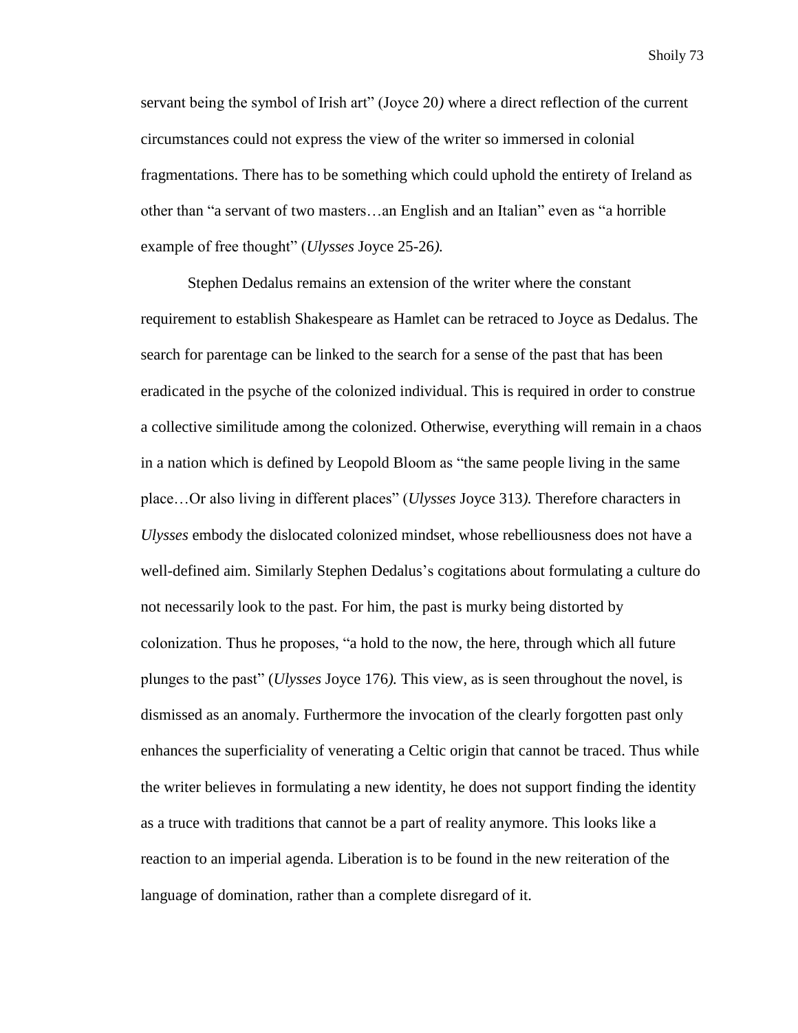servant being the symbol of Irish art" (Joyce 20*)* where a direct reflection of the current circumstances could not express the view of the writer so immersed in colonial fragmentations. There has to be something which could uphold the entirety of Ireland as other than "a servant of two masters…an English and an Italian" even as "a horrible example of free thought" (*Ulysses* Joyce 25-26*).*

Stephen Dedalus remains an extension of the writer where the constant requirement to establish Shakespeare as Hamlet can be retraced to Joyce as Dedalus. The search for parentage can be linked to the search for a sense of the past that has been eradicated in the psyche of the colonized individual. This is required in order to construe a collective similitude among the colonized. Otherwise, everything will remain in a chaos in a nation which is defined by Leopold Bloom as "the same people living in the same place…Or also living in different places" (*Ulysses* Joyce 313*).* Therefore characters in *Ulysses* embody the dislocated colonized mindset, whose rebelliousness does not have a well-defined aim. Similarly Stephen Dedalus's cogitations about formulating a culture do not necessarily look to the past. For him, the past is murky being distorted by colonization. Thus he proposes, "a hold to the now, the here, through which all future plunges to the past" (*Ulysses* Joyce 176*).* This view, as is seen throughout the novel, is dismissed as an anomaly. Furthermore the invocation of the clearly forgotten past only enhances the superficiality of venerating a Celtic origin that cannot be traced. Thus while the writer believes in formulating a new identity, he does not support finding the identity as a truce with traditions that cannot be a part of reality anymore. This looks like a reaction to an imperial agenda. Liberation is to be found in the new reiteration of the language of domination, rather than a complete disregard of it.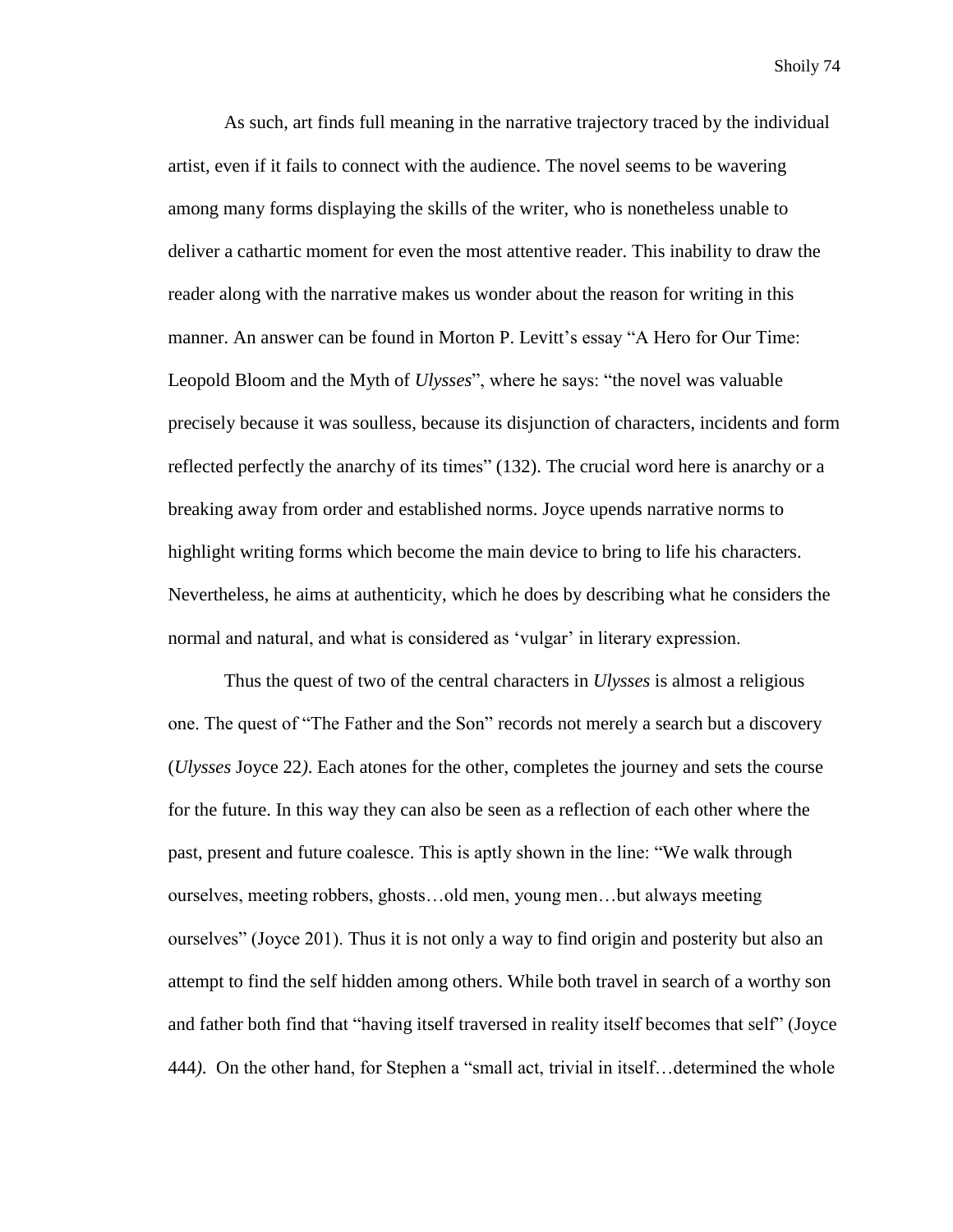As such, art finds full meaning in the narrative trajectory traced by the individual artist, even if it fails to connect with the audience. The novel seems to be wavering among many forms displaying the skills of the writer, who is nonetheless unable to deliver a cathartic moment for even the most attentive reader. This inability to draw the reader along with the narrative makes us wonder about the reason for writing in this manner. An answer can be found in Morton P. Levitt's essay "A Hero for Our Time: Leopold Bloom and the Myth of *Ulysses*", where he says: "the novel was valuable precisely because it was soulless, because its disjunction of characters, incidents and form reflected perfectly the anarchy of its times" (132). The crucial word here is anarchy or a breaking away from order and established norms. Joyce upends narrative norms to highlight writing forms which become the main device to bring to life his characters. Nevertheless, he aims at authenticity, which he does by describing what he considers the normal and natural, and what is considered as 'vulgar' in literary expression.

Thus the quest of two of the central characters in *Ulysses* is almost a religious one. The quest of "The Father and the Son" records not merely a search but a discovery (*Ulysses* Joyce 22). Each atones for the other, completes the journey and sets the course for the future. In this way they can also be seen as a reflection of each other where the past, present and future coalesce. This is aptly shown in the line: "We walk through ourselves, meeting robbers, ghosts…old men, young men…but always meeting ourselves" (Joyce 201). Thus it is not only a way to find origin and posterity but also an attempt to find the self hidden among others. While both travel in search of a worthy son and father both find that "having itself traversed in reality itself becomes that self" (Joyce 444). On the other hand, for Stephen a "small act, trivial in itself…determined the whole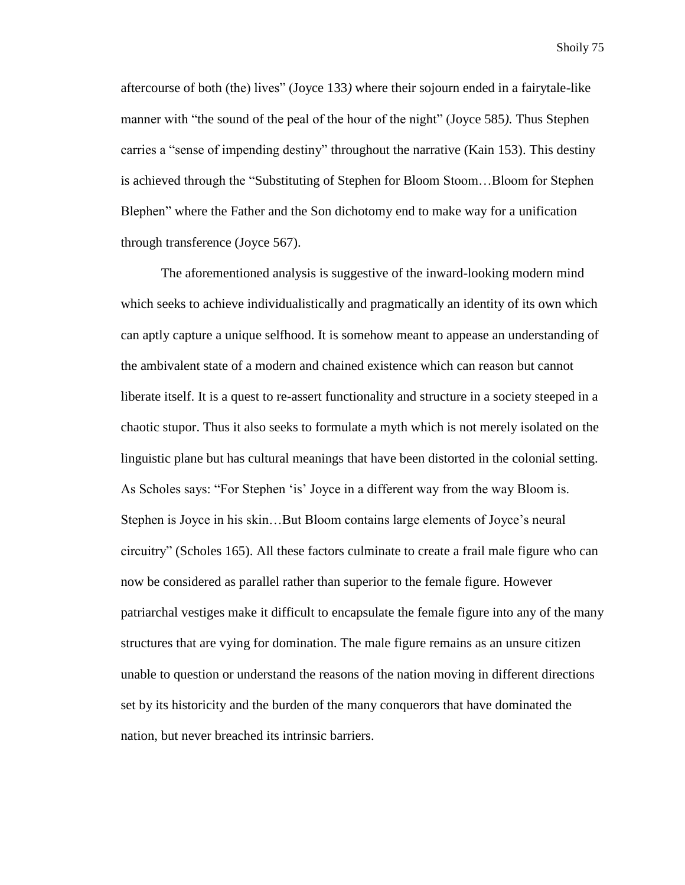aftercourse of both (the) lives" (Joyce 133*)* where their sojourn ended in a fairytale-like manner with "the sound of the peal of the hour of the night" (Joyce 585*).* Thus Stephen carries a "sense of impending destiny" throughout the narrative (Kain 153). This destiny is achieved through the "Substituting of Stephen for Bloom Stoom…Bloom for Stephen Blephen" where the Father and the Son dichotomy end to make way for a unification through transference (Joyce 567).

The aforementioned analysis is suggestive of the inward-looking modern mind which seeks to achieve individualistically and pragmatically an identity of its own which can aptly capture a unique selfhood. It is somehow meant to appease an understanding of the ambivalent state of a modern and chained existence which can reason but cannot liberate itself. It is a quest to re-assert functionality and structure in a society steeped in a chaotic stupor. Thus it also seeks to formulate a myth which is not merely isolated on the linguistic plane but has cultural meanings that have been distorted in the colonial setting. As Scholes says: "For Stephen 'is' Joyce in a different way from the way Bloom is. Stephen is Joyce in his skin…But Bloom contains large elements of Joyce's neural circuitry" (Scholes 165). All these factors culminate to create a frail male figure who can now be considered as parallel rather than superior to the female figure. However patriarchal vestiges make it difficult to encapsulate the female figure into any of the many structures that are vying for domination. The male figure remains as an unsure citizen unable to question or understand the reasons of the nation moving in different directions set by its historicity and the burden of the many conquerors that have dominated the nation, but never breached its intrinsic barriers.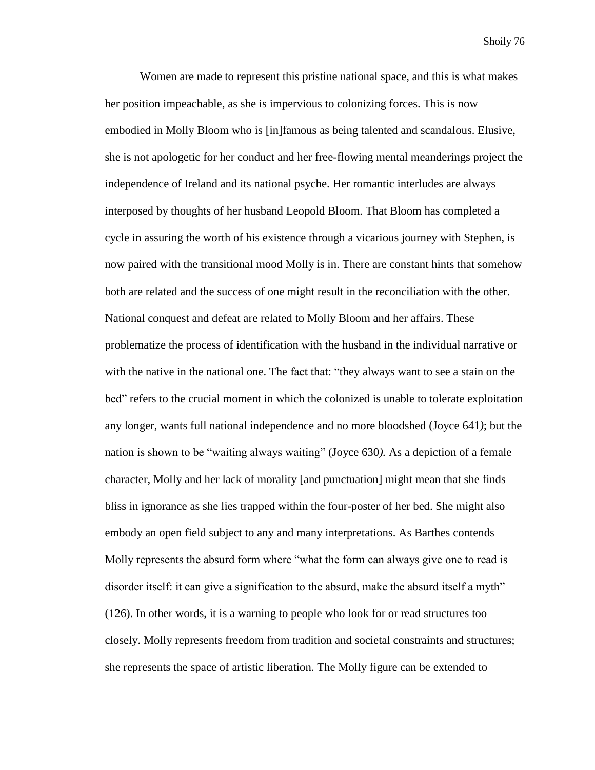Women are made to represent this pristine national space, and this is what makes her position impeachable, as she is impervious to colonizing forces. This is now embodied in Molly Bloom who is [in]famous as being talented and scandalous. Elusive, she is not apologetic for her conduct and her free-flowing mental meanderings project the independence of Ireland and its national psyche. Her romantic interludes are always interposed by thoughts of her husband Leopold Bloom. That Bloom has completed a cycle in assuring the worth of his existence through a vicarious journey with Stephen, is now paired with the transitional mood Molly is in. There are constant hints that somehow both are related and the success of one might result in the reconciliation with the other. National conquest and defeat are related to Molly Bloom and her affairs. These problematize the process of identification with the husband in the individual narrative or with the native in the national one. The fact that: "they always want to see a stain on the bed" refers to the crucial moment in which the colonized is unable to tolerate exploitation any longer, wants full national independence and no more bloodshed (Joyce 641*)*; but the nation is shown to be "waiting always waiting" (Joyce 630*).* As a depiction of a female character, Molly and her lack of morality [and punctuation] might mean that she finds bliss in ignorance as she lies trapped within the four-poster of her bed. She might also embody an open field subject to any and many interpretations. As Barthes contends Molly represents the absurd form where "what the form can always give one to read is disorder itself: it can give a signification to the absurd, make the absurd itself a myth" (126). In other words, it is a warning to people who look for or read structures too closely. Molly represents freedom from tradition and societal constraints and structures; she represents the space of artistic liberation. The Molly figure can be extended to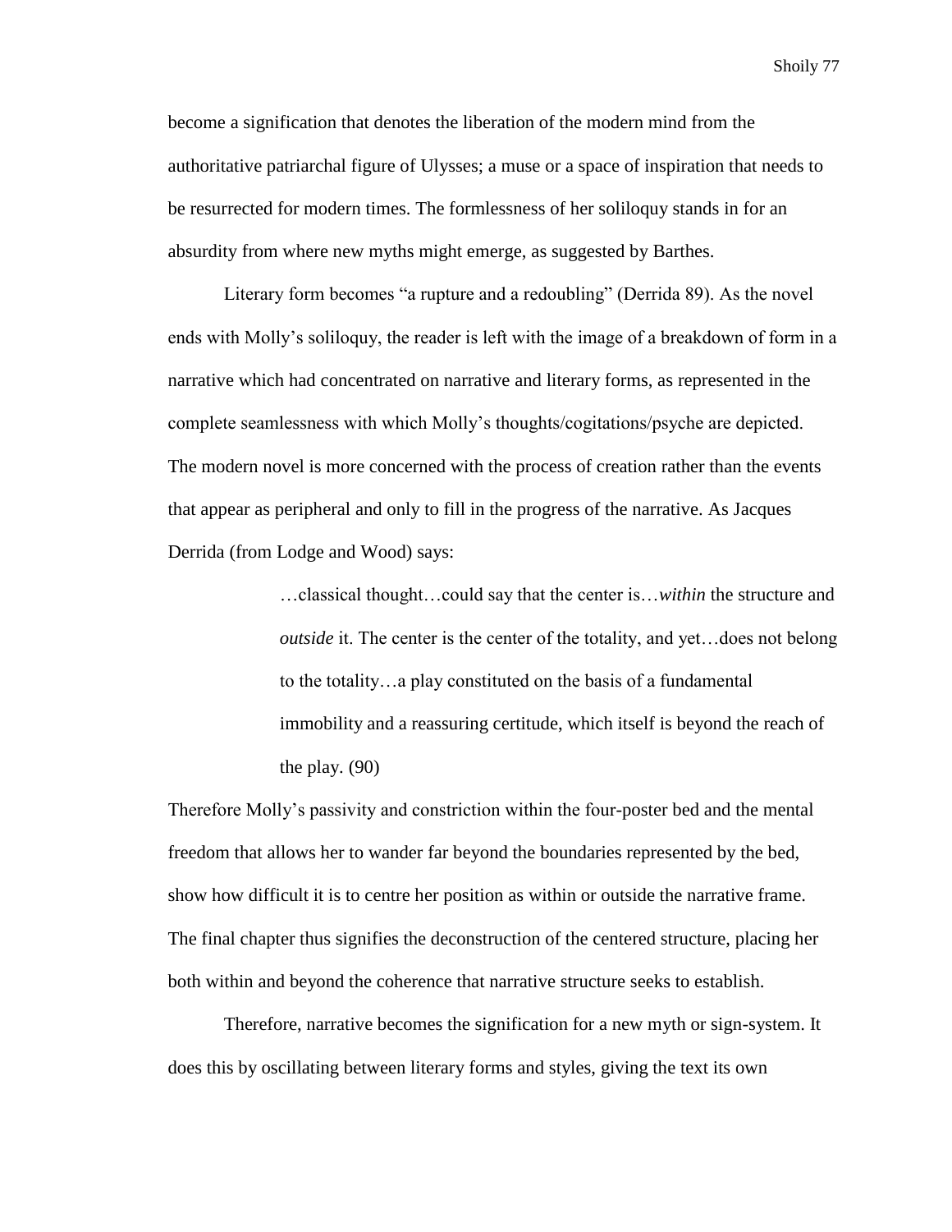become a signification that denotes the liberation of the modern mind from the authoritative patriarchal figure of Ulysses; a muse or a space of inspiration that needs to be resurrected for modern times. The formlessness of her soliloquy stands in for an absurdity from where new myths might emerge, as suggested by Barthes.

Literary form becomes "a rupture and a redoubling" (Derrida 89). As the novel ends with Molly's soliloquy, the reader is left with the image of a breakdown of form in a narrative which had concentrated on narrative and literary forms, as represented in the complete seamlessness with which Molly's thoughts/cogitations/psyche are depicted. The modern novel is more concerned with the process of creation rather than the events that appear as peripheral and only to fill in the progress of the narrative. As Jacques Derrida (from Lodge and Wood) says:

> …classical thought…could say that the center is…*within* the structure and *outside* it. The center is the center of the totality, and yet…does not belong to the totality…a play constituted on the basis of a fundamental immobility and a reassuring certitude, which itself is beyond the reach of the play. (90)

Therefore Molly's passivity and constriction within the four-poster bed and the mental freedom that allows her to wander far beyond the boundaries represented by the bed, show how difficult it is to centre her position as within or outside the narrative frame. The final chapter thus signifies the deconstruction of the centered structure, placing her both within and beyond the coherence that narrative structure seeks to establish.

Therefore, narrative becomes the signification for a new myth or sign-system. It does this by oscillating between literary forms and styles, giving the text its own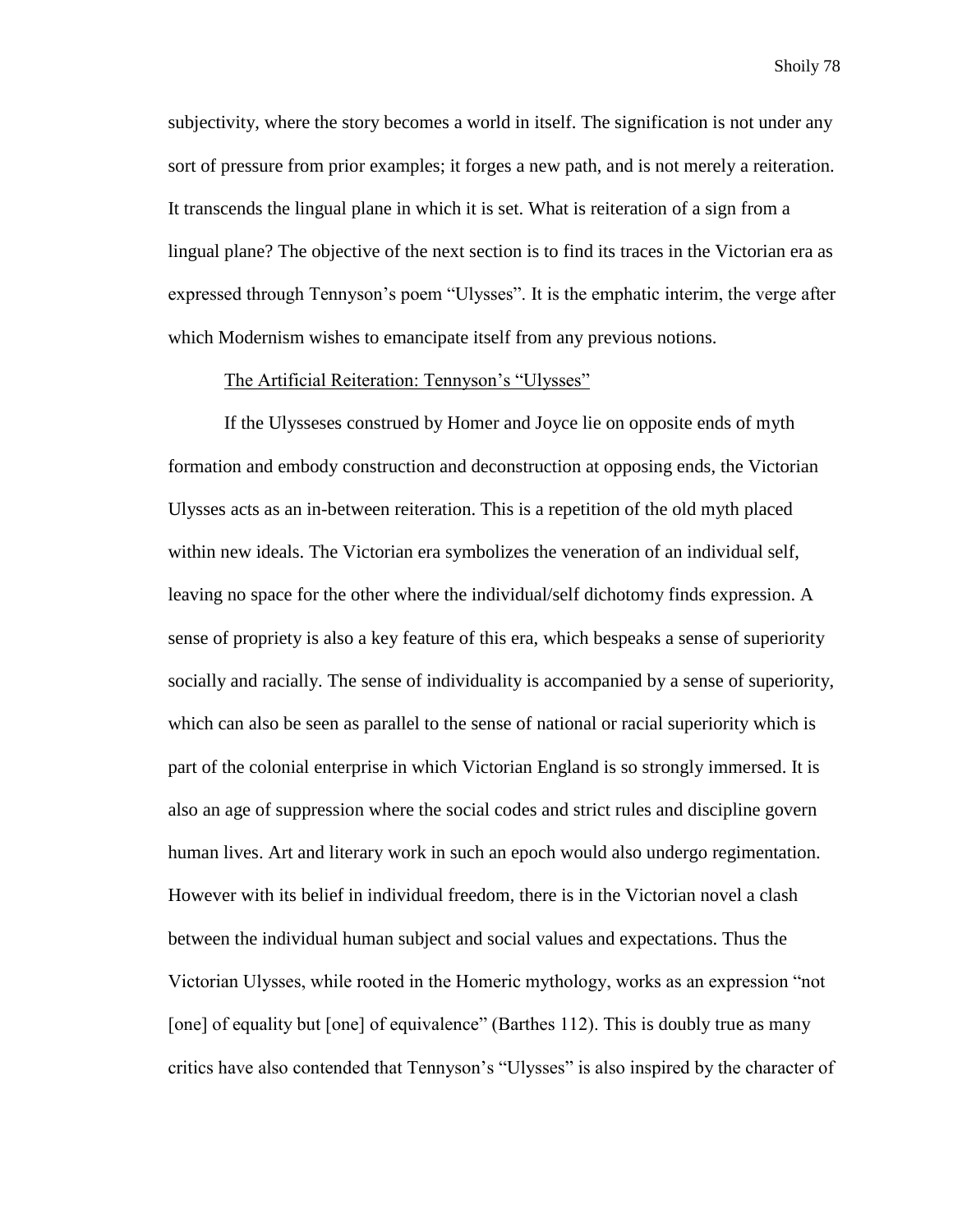subjectivity, where the story becomes a world in itself. The signification is not under any sort of pressure from prior examples; it forges a new path, and is not merely a reiteration. It transcends the lingual plane in which it is set. What is reiteration of a sign from a lingual plane? The objective of the next section is to find its traces in the Victorian era as expressed through Tennyson's poem "Ulysses". It is the emphatic interim, the verge after which Modernism wishes to emancipate itself from any previous notions.

<u>The Artificial Reiteration: Tennyson's "Ulysses"</u>

If the Ulysseses construed by Homer and Joyce lie on opposite ends of myth formation and embody construction and deconstruction at opposing ends, the Victorian Ulysses acts as an in-between reiteration. This is a repetition of the old myth placed within new ideals. The Victorian era symbolizes the veneration of an individual self, leaving no space for the other where the individual/self dichotomy finds expression. A sense of propriety is also a key feature of this era, which bespeaks a sense of superiority socially and racially. The sense of individuality is accompanied by a sense of superiority, which can also be seen as parallel to the sense of national or racial superiority which is part of the colonial enterprise in which Victorian England is so strongly immersed. It is also an age of suppression where the social codes and strict rules and discipline govern human lives. Art and literary work in such an epoch would also undergo regimentation. However with its belief in individual freedom, there is in the Victorian novel a clash between the individual human subject and social values and expectations. Thus the Victorian Ulysses, while rooted in the Homeric mythology, works as an expression "not [one] of equality but [one] of equivalence" (Barthes 112). This is doubly true as many critics have also contended that Tennyson's "Ulysses" is also inspired by the character of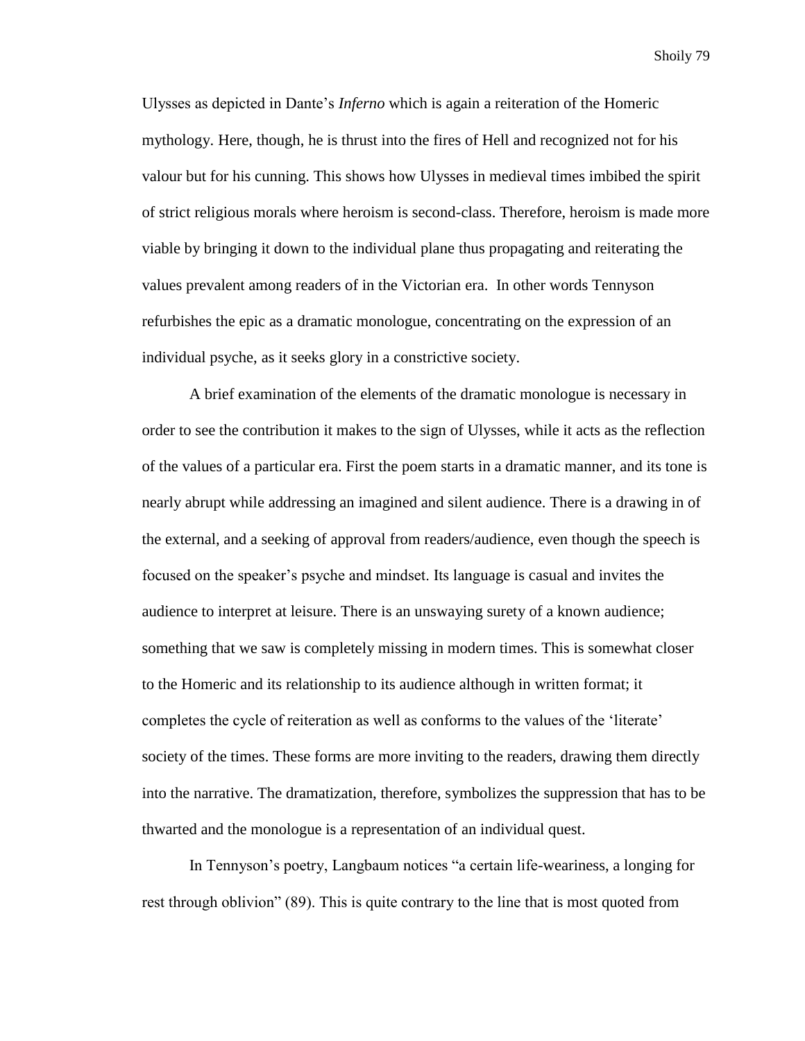Ulysses as depicted in Dante's *Inferno* which is again a reiteration of the Homeric mythology. Here, though, he is thrust into the fires of Hell and recognized not for his valour but for his cunning. This shows how Ulysses in medieval times imbibed the spirit of strict religious morals where heroism is second-class. Therefore, heroism is made more viable by bringing it down to the individual plane thus propagating and reiterating the values prevalent among readers of in the Victorian era. In other words Tennyson refurbishes the epic as a dramatic monologue, concentrating on the expression of an individual psyche, as it seeks glory in a constrictive society.

A brief examination of the elements of the dramatic monologue is necessary in order to see the contribution it makes to the sign of Ulysses, while it acts as the reflection of the values of a particular era. First the poem starts in a dramatic manner, and its tone is nearly abrupt while addressing an imagined and silent audience. There is a drawing in of the external, and a seeking of approval from readers/audience, even though the speech is focused on the speaker's psyche and mindset. Its language is casual and invites the audience to interpret at leisure. There is an unswaying surety of a known audience; something that we saw is completely missing in modern times. This is somewhat closer to the Homeric and its relationship to its audience although in written format; it completes the cycle of reiteration as well as conforms to the values of the 'literate' society of the times. These forms are more inviting to the readers, drawing them directly into the narrative. The dramatization, therefore, symbolizes the suppression that has to be thwarted and the monologue is a representation of an individual quest.

In Tennyson's poetry, Langbaum notices "a certain life-weariness, a longing for rest through oblivion" (89). This is quite contrary to the line that is most quoted from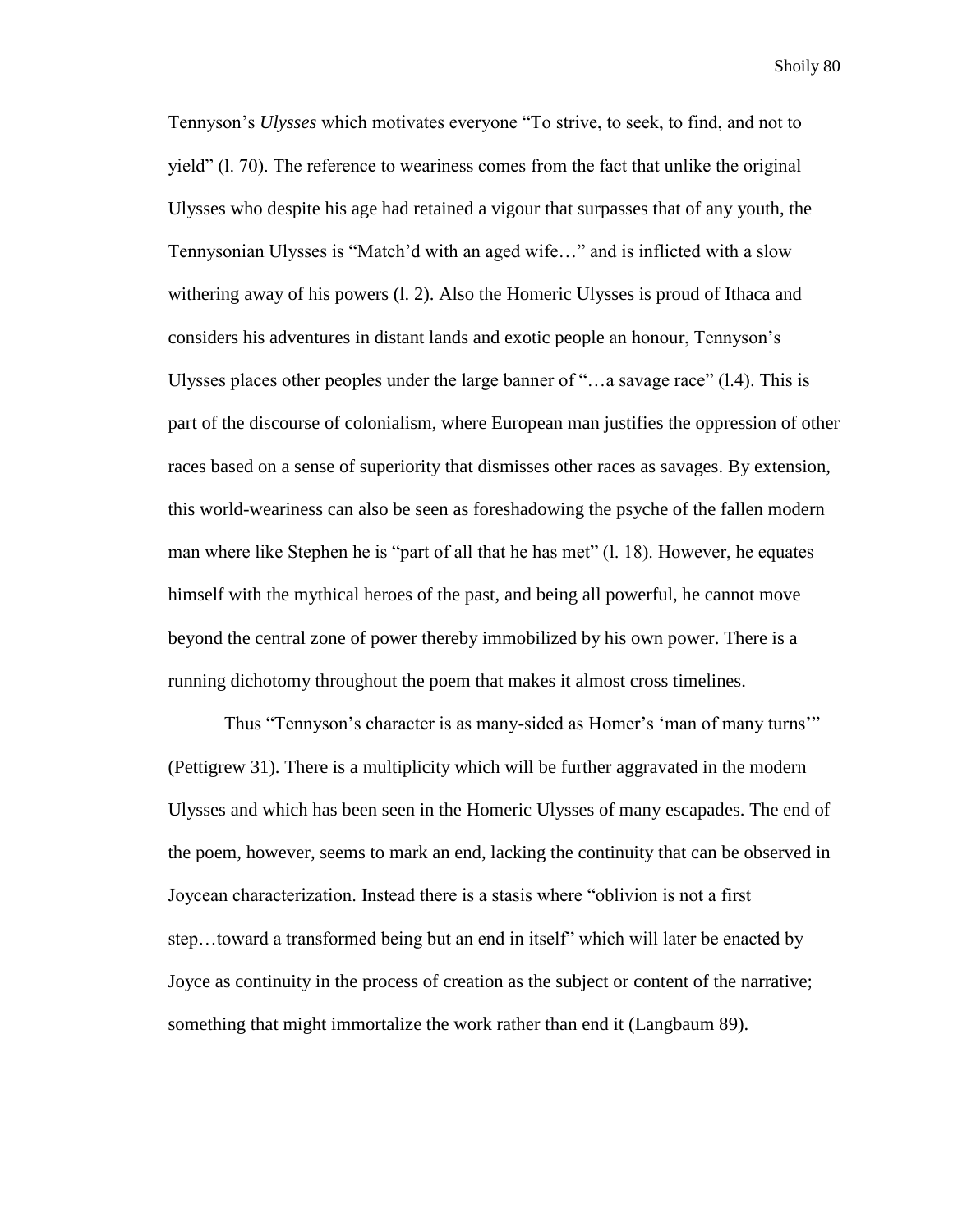Tennyson's *Ulysses* which motivates everyone "To strive, to seek, to find, and not to yield" (l. 70). The reference to weariness comes from the fact that unlike the original Ulysses who despite his age had retained a vigour that surpasses that of any youth, the Tennysonian Ulysses is "Match'd with an aged wife…" and is inflicted with a slow withering away of his powers (l. 2). Also the Homeric Ulysses is proud of Ithaca and considers his adventures in distant lands and exotic people an honour, Tennyson's Ulysses places other peoples under the large banner of "…a savage race" (l.4). This is part of the discourse of colonialism, where European man justifies the oppression of other races based on a sense of superiority that dismisses other races as savages. By extension, this world-weariness can also be seen as foreshadowing the psyche of the fallen modern man where like Stephen he is "part of all that he has met" (l. 18). However, he equates himself with the mythical heroes of the past, and being all powerful, he cannot move beyond the central zone of power thereby immobilized by his own power. There is a running dichotomy throughout the poem that makes it almost cross timelines.

Thus "Tennyson's character is as many-sided as Homer's 'man of many turns'" (Pettigrew 31). There is a multiplicity which will be further aggravated in the modern Ulysses and which has been seen in the Homeric Ulysses of many escapades. The end of the poem, however, seems to mark an end, lacking the continuity that can be observed in Joycean characterization. Instead there is a stasis where "oblivion is not a first step…toward a transformed being but an end in itself" which will later be enacted by Joyce as continuity in the process of creation as the subject or content of the narrative; something that might immortalize the work rather than end it (Langbaum 89).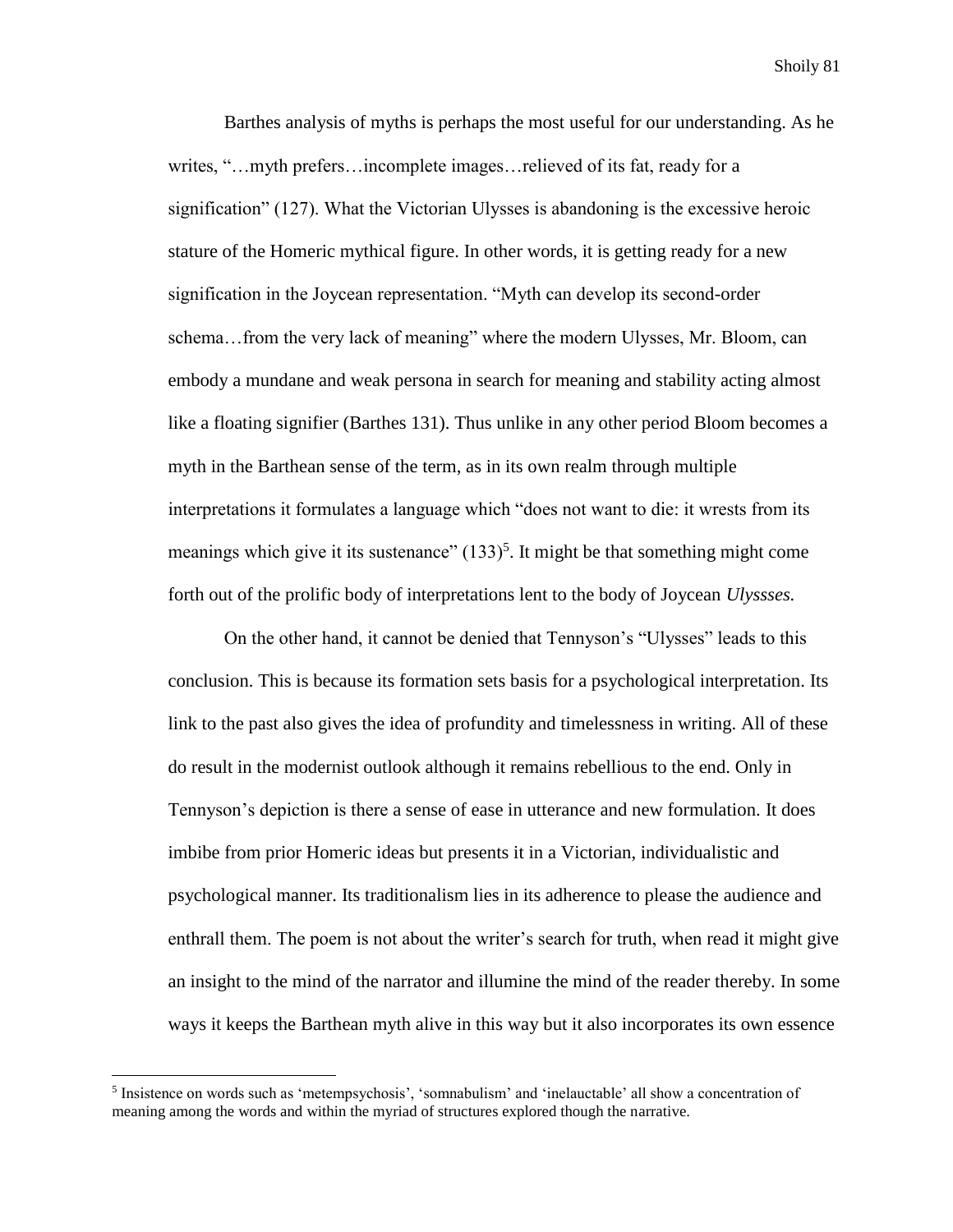Barthes analysis of myths is perhaps the most useful for our understanding. As he writes, "…myth prefers…incomplete images…relieved of its fat, ready for a signification" (127). What the Victorian Ulysses is abandoning is the excessive heroic stature of the Homeric mythical figure. In other words, it is getting ready for a new signification in the Joycean representation. "Myth can develop its second-order schema…from the very lack of meaning" where the modern Ulysses, Mr. Bloom, can embody a mundane and weak persona in search for meaning and stability acting almost like a floating signifier (Barthes 131). Thus unlike in any other period Bloom becomes a myth in the Barthean sense of the term, as in its own realm through multiple interpretations it formulates a language which "does not want to die: it wrests from its meanings which give it its sustenance" (133)[5]. It might be that something might come forth out of the prolific body of interpretations lent to the body of Joycean *Ulyssses.*

On the other hand, it cannot be denied that Tennyson's "Ulysses" leads to this conclusion. This is because its formation sets basis for a psychological interpretation. Its link to the past also gives the idea of profundity and timelessness in writing. All of these do result in the modernist outlook although it remains rebellious to the end. Only in Tennyson's depiction is there a sense of ease in utterance and new formulation. It does imbibe from prior Homeric ideas but presents it in a Victorian, individualistic and psychological manner. Its traditionalism lies in its adherence to please the audience and enthrall them. The poem is not about the writer's search for truth, when read it might give an insight to the mind of the narrator and illumine the mind of the reader thereby. In some ways it keeps the Barthean myth alive in this way but it also incorporates its own essence

---

[5] Insistence on words such as 'metempsychosis', 'somnabulism' and 'inelauctable' all show a concentration of meaning among the words and within the myriad of structures explored though the narrative.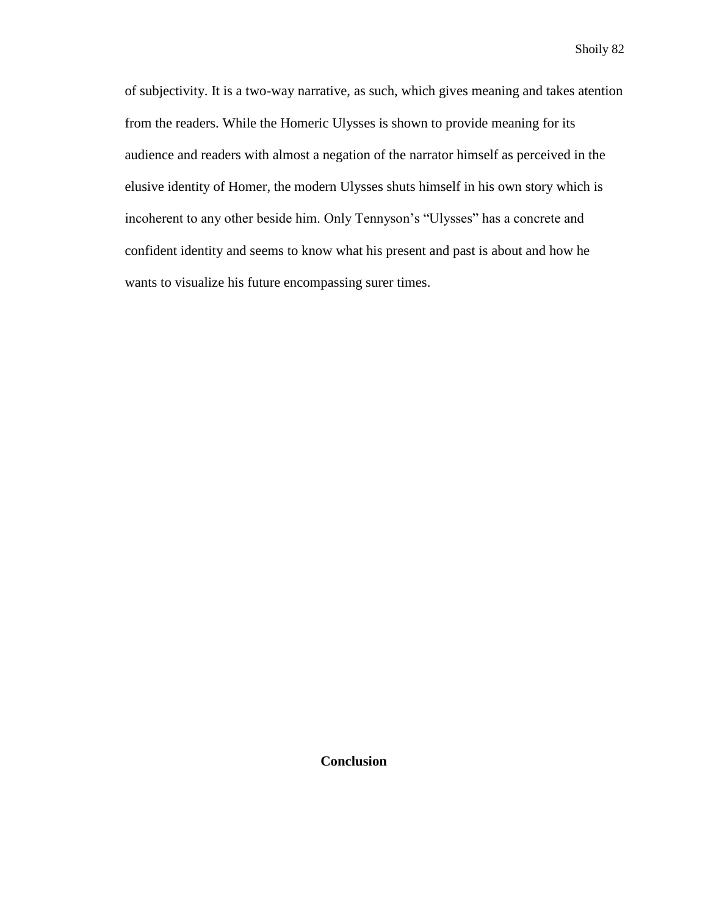of subjectivity. It is a two-way narrative, as such, which gives meaning and takes atention from the readers. While the Homeric Ulysses is shown to provide meaning for its audience and readers with almost a negation of the narrator himself as perceived in the elusive identity of Homer, the modern Ulysses shuts himself in his own story which is incoherent to any other beside him. Only Tennyson's "Ulysses" has a concrete and confident identity and seems to know what his present and past is about and how he wants to visualize his future encompassing surer times.

## Conclusion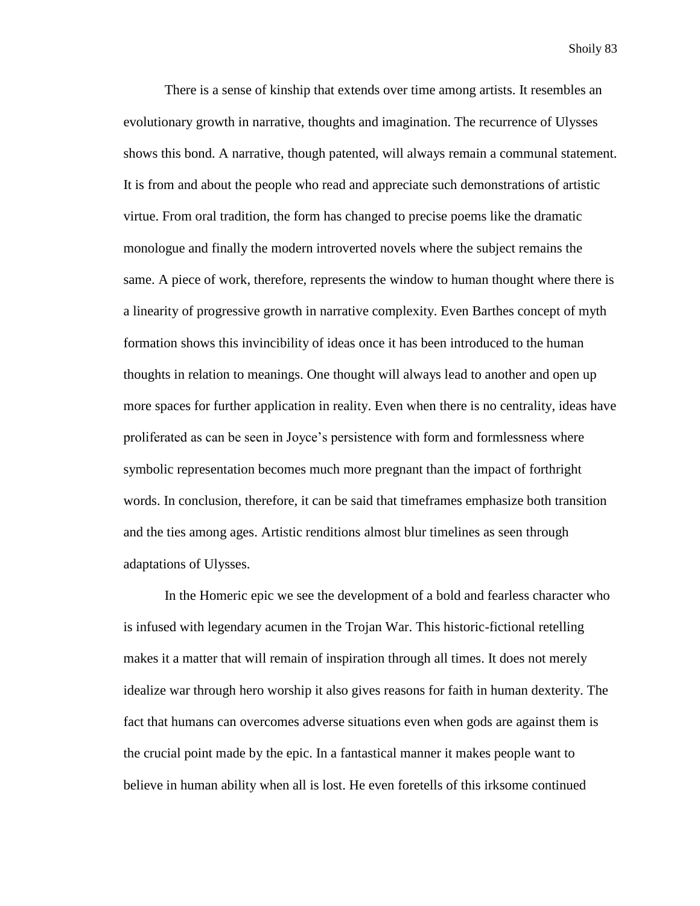There is a sense of kinship that extends over time among artists. It resembles an evolutionary growth in narrative, thoughts and imagination. The recurrence of Ulysses shows this bond. A narrative, though patented, will always remain a communal statement. It is from and about the people who read and appreciate such demonstrations of artistic virtue. From oral tradition, the form has changed to precise poems like the dramatic monologue and finally the modern introverted novels where the subject remains the same. A piece of work, therefore, represents the window to human thought where there is a linearity of progressive growth in narrative complexity. Even Barthes concept of myth formation shows this invincibility of ideas once it has been introduced to the human thoughts in relation to meanings. One thought will always lead to another and open up more spaces for further application in reality. Even when there is no centrality, ideas have proliferated as can be seen in Joyce's persistence with form and formlessness where symbolic representation becomes much more pregnant than the impact of forthright words. In conclusion, therefore, it can be said that timeframes emphasize both transition and the ties among ages. Artistic renditions almost blur timelines as seen through adaptations of Ulysses.

In the Homeric epic we see the development of a bold and fearless character who is infused with legendary acumen in the Trojan War. This historic-fictional retelling makes it a matter that will remain of inspiration through all times. It does not merely idealize war through hero worship it also gives reasons for faith in human dexterity. The fact that humans can overcomes adverse situations even when gods are against them is the crucial point made by the epic. In a fantastical manner it makes people want to believe in human ability when all is lost. He even foretells of this irksome continued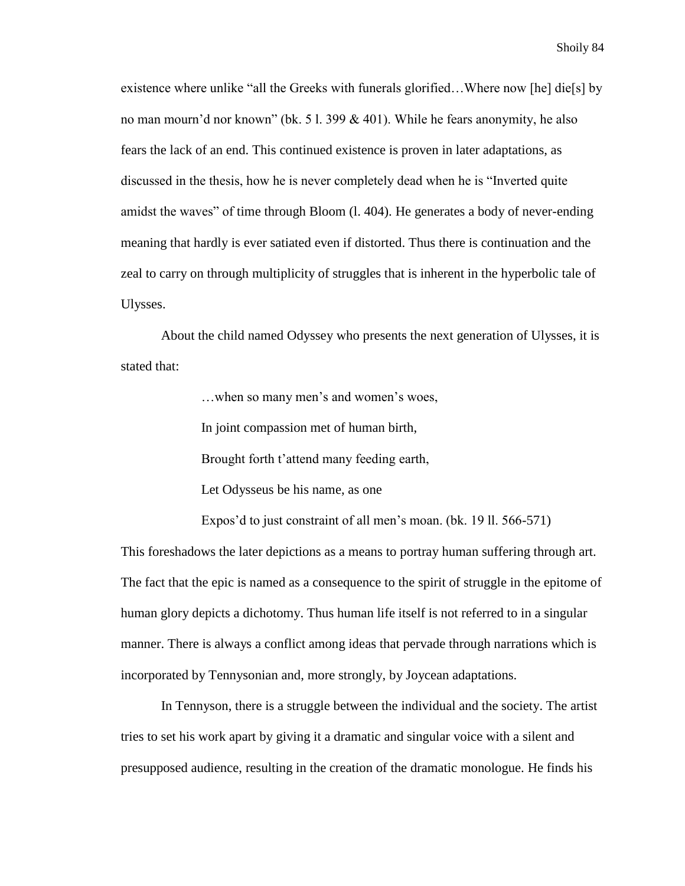existence where unlike "all the Greeks with funerals glorified…Where now [he] die[s] by no man mourn'd nor known" (bk. 5 l. 399 & 401). While he fears anonymity, he also fears the lack of an end. This continued existence is proven in later adaptations, as discussed in the thesis, how he is never completely dead when he is "Inverted quite amidst the waves" of time through Bloom (l. 404). He generates a body of never-ending meaning that hardly is ever satiated even if distorted. Thus there is continuation and the zeal to carry on through multiplicity of struggles that is inherent in the hyperbolic tale of Ulysses.

About the child named Odyssey who presents the next generation of Ulysses, it is stated that:

> …when so many men's and women's woes,
>
> In joint compassion met of human birth,
>
> Brought forth t'attend many feeding earth,
>
> Let Odysseus be his name, as one
>
> Expos'd to just constraint of all men's moan. (bk. 19 ll. 566-571)

This foreshadows the later depictions as a means to portray human suffering through art. The fact that the epic is named as a consequence to the spirit of struggle in the epitome of human glory depicts a dichotomy. Thus human life itself is not referred to in a singular manner. There is always a conflict among ideas that pervade through narrations which is incorporated by Tennysonian and, more strongly, by Joycean adaptations.

In Tennyson, there is a struggle between the individual and the society. The artist tries to set his work apart by giving it a dramatic and singular voice with a silent and presupposed audience, resulting in the creation of the dramatic monologue. He finds his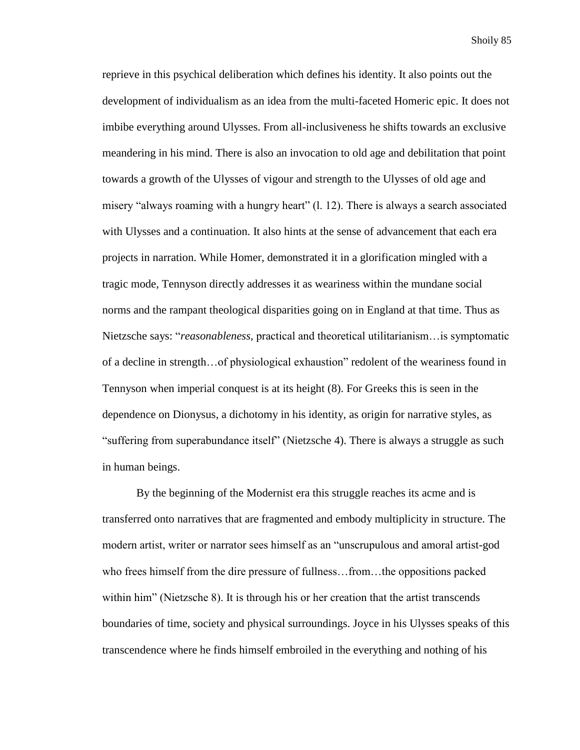reprieve in this psychical deliberation which defines his identity. It also points out the development of individualism as an idea from the multi-faceted Homeric epic. It does not imbibe everything around Ulysses. From all-inclusiveness he shifts towards an exclusive meandering in his mind. There is also an invocation to old age and debilitation that point towards a growth of the Ulysses of vigour and strength to the Ulysses of old age and misery "always roaming with a hungry heart" (l. 12). There is always a search associated with Ulysses and a continuation. It also hints at the sense of advancement that each era projects in narration. While Homer, demonstrated it in a glorification mingled with a tragic mode, Tennyson directly addresses it as weariness within the mundane social norms and the rampant theological disparities going on in England at that time. Thus as Nietzsche says: "*reasonableness,* practical and theoretical utilitarianism…is symptomatic of a decline in strength…of physiological exhaustion" redolent of the weariness found in Tennyson when imperial conquest is at its height (8). For Greeks this is seen in the dependence on Dionysus, a dichotomy in his identity, as origin for narrative styles, as "suffering from superabundance itself" (Nietzsche 4). There is always a struggle as such in human beings.

By the beginning of the Modernist era this struggle reaches its acme and is transferred onto narratives that are fragmented and embody multiplicity in structure. The modern artist, writer or narrator sees himself as an "unscrupulous and amoral artist-god who frees himself from the dire pressure of fullness…from…the oppositions packed within him" (Nietzsche 8). It is through his or her creation that the artist transcends boundaries of time, society and physical surroundings. Joyce in his Ulysses speaks of this transcendence where he finds himself embroiled in the everything and nothing of his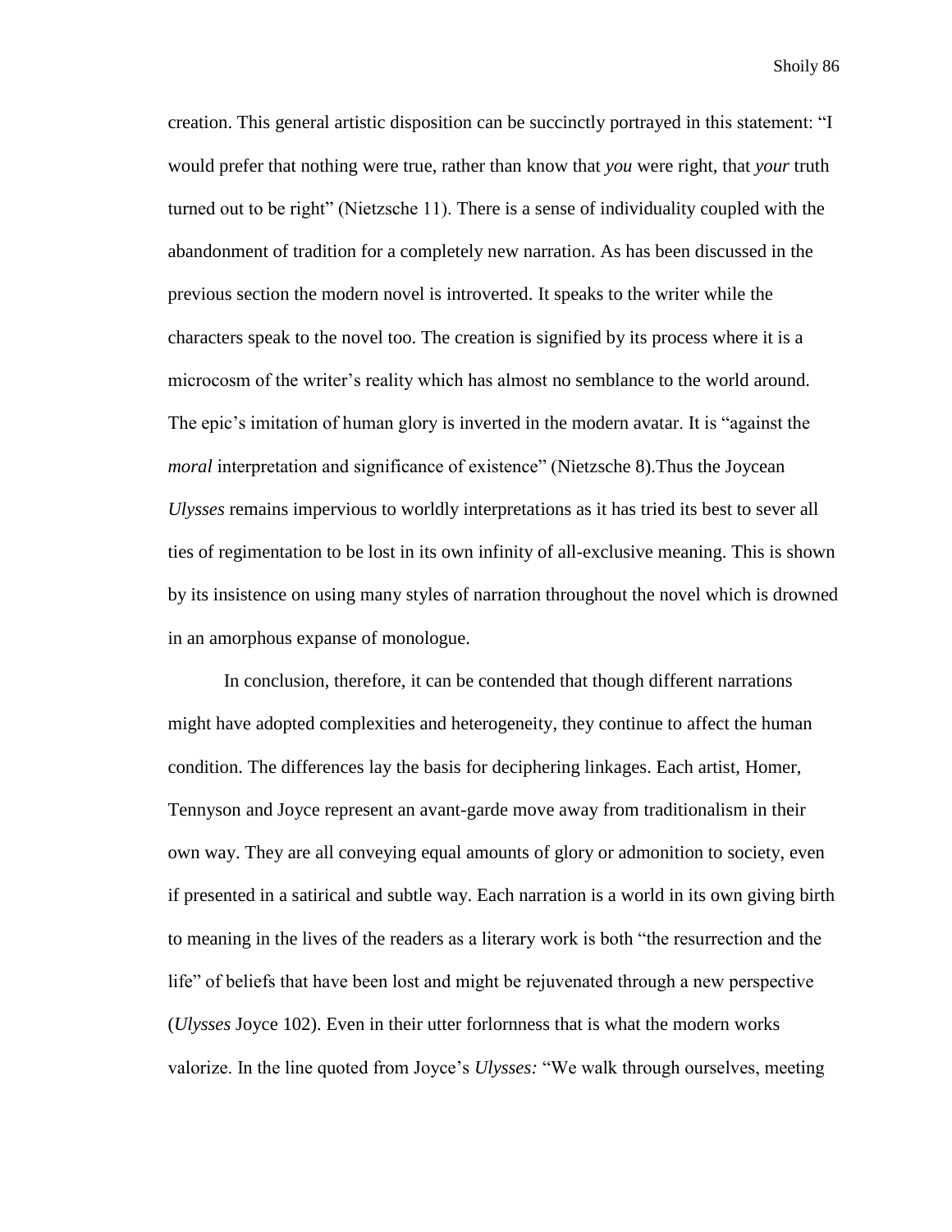creation. This general artistic disposition can be succinctly portrayed in this statement: "I would prefer that nothing were true, rather than know that *you* were right, that *your* truth turned out to be right" (Nietzsche 11). There is a sense of individuality coupled with the abandonment of tradition for a completely new narration. As has been discussed in the previous section the modern novel is introverted. It speaks to the writer while the characters speak to the novel too. The creation is signified by its process where it is a microcosm of the writer's reality which has almost no semblance to the world around. The epic's imitation of human glory is inverted in the modern avatar. It is "against the *moral* interpretation and significance of existence" (Nietzsche 8).Thus the Joycean *Ulysses* remains impervious to worldly interpretations as it has tried its best to sever all ties of regimentation to be lost in its own infinity of all-exclusive meaning. This is shown by its insistence on using many styles of narration throughout the novel which is drowned in an amorphous expanse of monologue.

In conclusion, therefore, it can be contended that though different narrations might have adopted complexities and heterogeneity, they continue to affect the human condition. The differences lay the basis for deciphering linkages. Each artist, Homer, Tennyson and Joyce represent an avant-garde move away from traditionalism in their own way. They are all conveying equal amounts of glory or admonition to society, even if presented in a satirical and subtle way. Each narration is a world in its own giving birth to meaning in the lives of the readers as a literary work is both "the resurrection and the life" of beliefs that have been lost and might be rejuvenated through a new perspective (*Ulysses* Joyce 102). Even in their utter forlornness that is what the modern works valorize. In the line quoted from Joyce's *Ulysses:* "We walk through ourselves, meeting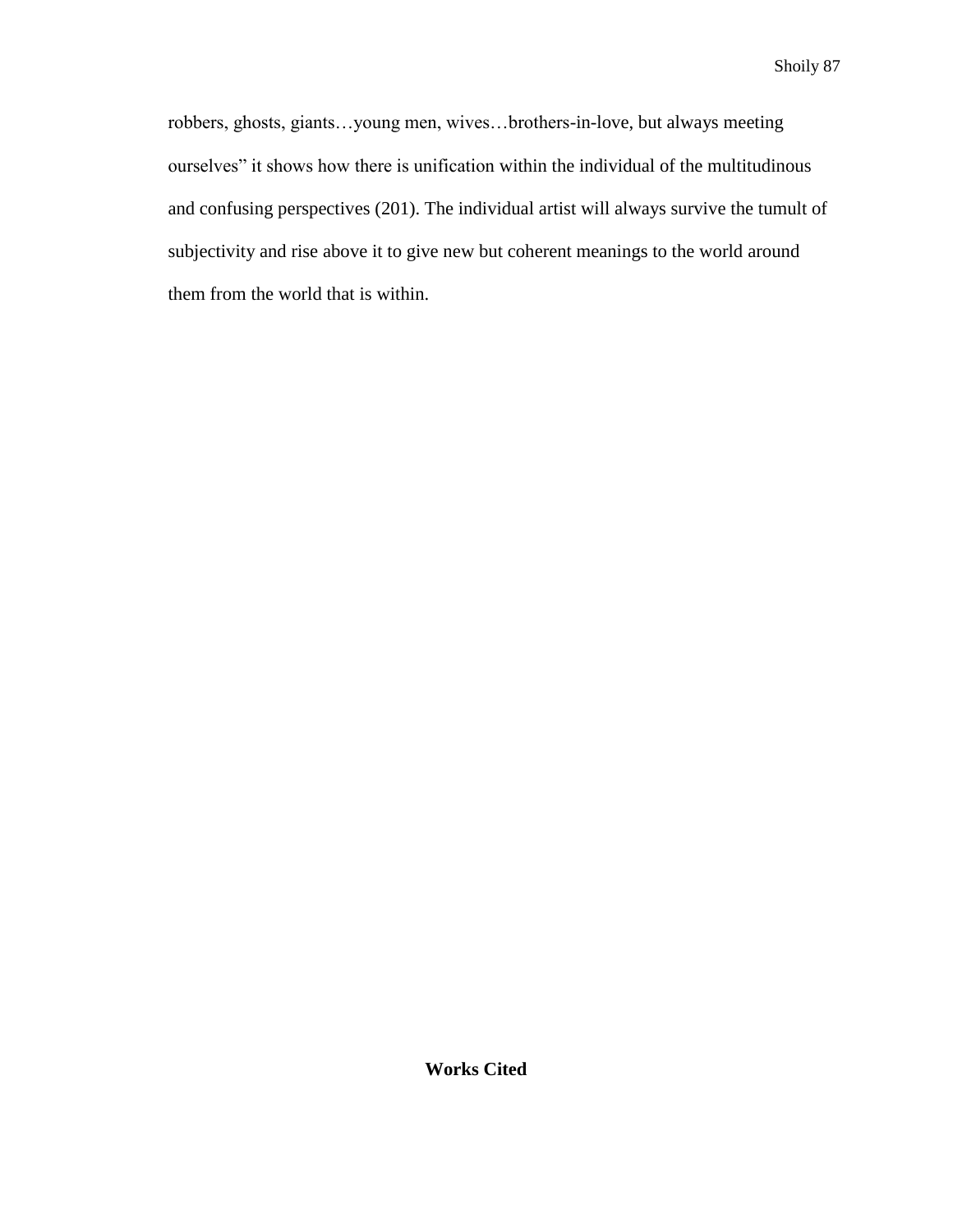robbers, ghosts, giants…young men, wives…brothers-in-love, but always meeting ourselves" it shows how there is unification within the individual of the multitudinous and confusing perspectives (201). The individual artist will always survive the tumult of subjectivity and rise above it to give new but coherent meanings to the world around them from the world that is within.

## Works Cited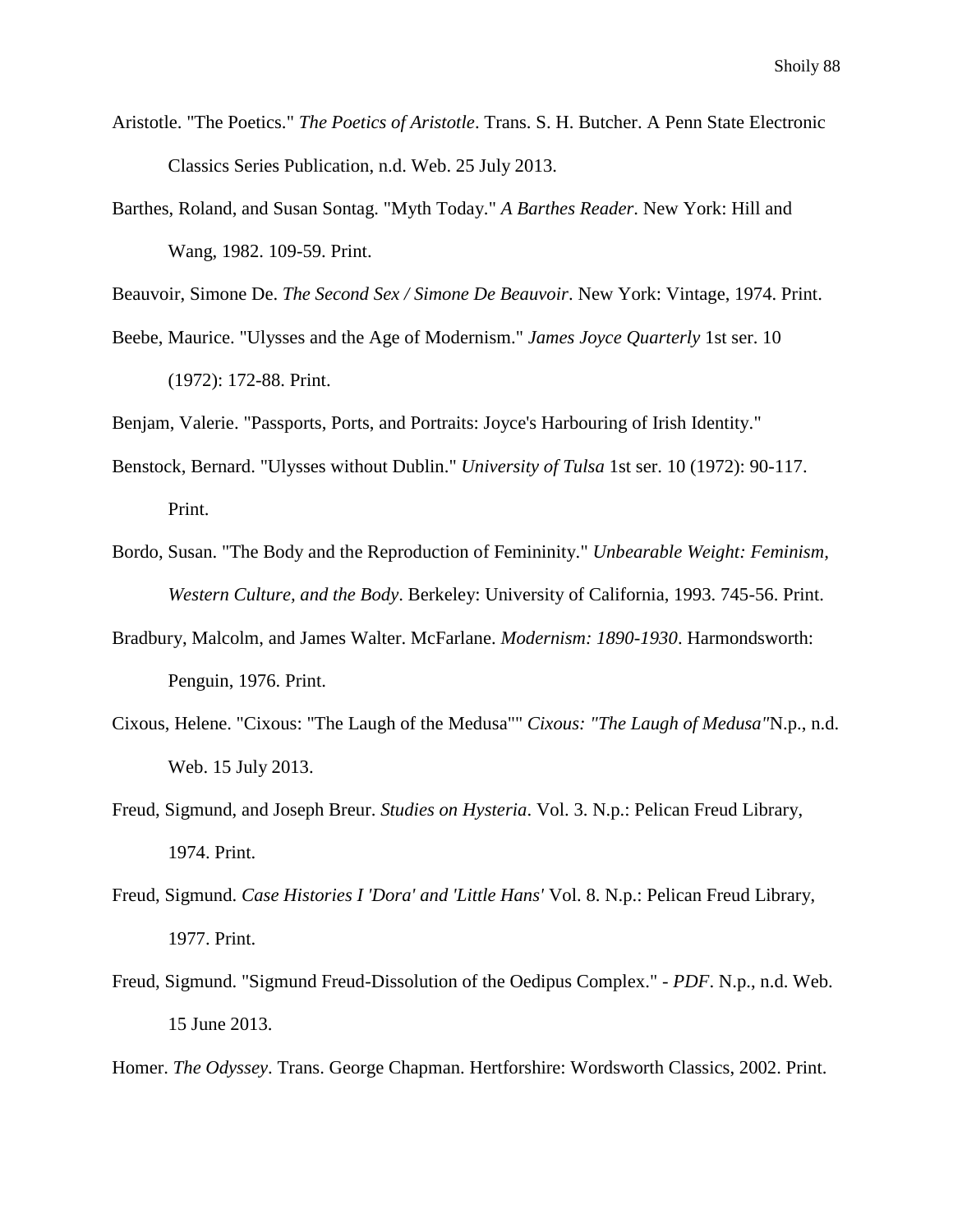Aristotle. "The Poetics." *The Poetics of Aristotle*. Trans. S. H. Butcher. A Penn State Electronic Classics Series Publication, n.d. Web. 25 July 2013.

Barthes, Roland, and Susan Sontag. "Myth Today." *A Barthes Reader*. New York: Hill and Wang, 1982. 109-59. Print.

Beauvoir, Simone De. *The Second Sex / Simone De Beauvoir*. New York: Vintage, 1974. Print.

Beebe, Maurice. "Ulysses and the Age of Modernism." *James Joyce Quarterly* 1st ser. 10 (1972): 172-88. Print.

Benjam, Valerie. "Passports, Ports, and Portraits: Joyce's Harbouring of Irish Identity."

Benstock, Bernard. "Ulysses without Dublin." *University of Tulsa* 1st ser. 10 (1972): 90-117. Print.

Bordo, Susan. "The Body and the Reproduction of Femininity." *Unbearable Weight: Feminism, Western Culture, and the Body*. Berkeley: University of California, 1993. 745-56. Print.

Bradbury, Malcolm, and James Walter. McFarlane. *Modernism: 1890-1930*. Harmondsworth: Penguin, 1976. Print.

Cixous, Helene. "Cixous: "The Laugh of the Medusa"" *Cixous: "The Laugh of Medusa"*N.p., n.d. Web. 15 July 2013.

Freud, Sigmund, and Joseph Breur. *Studies on Hysteria*. Vol. 3. N.p.: Pelican Freud Library, 1974. Print.

Freud, Sigmund. *Case Histories I 'Dora' and 'Little Hans'* Vol. 8. N.p.: Pelican Freud Library, 1977. Print.

Freud, Sigmund. "Sigmund Freud-Dissolution of the Oedipus Complex." - *PDF*. N.p., n.d. Web. 15 June 2013.

Homer. *The Odyssey*. Trans. George Chapman. Hertforshire: Wordsworth Classics, 2002. Print.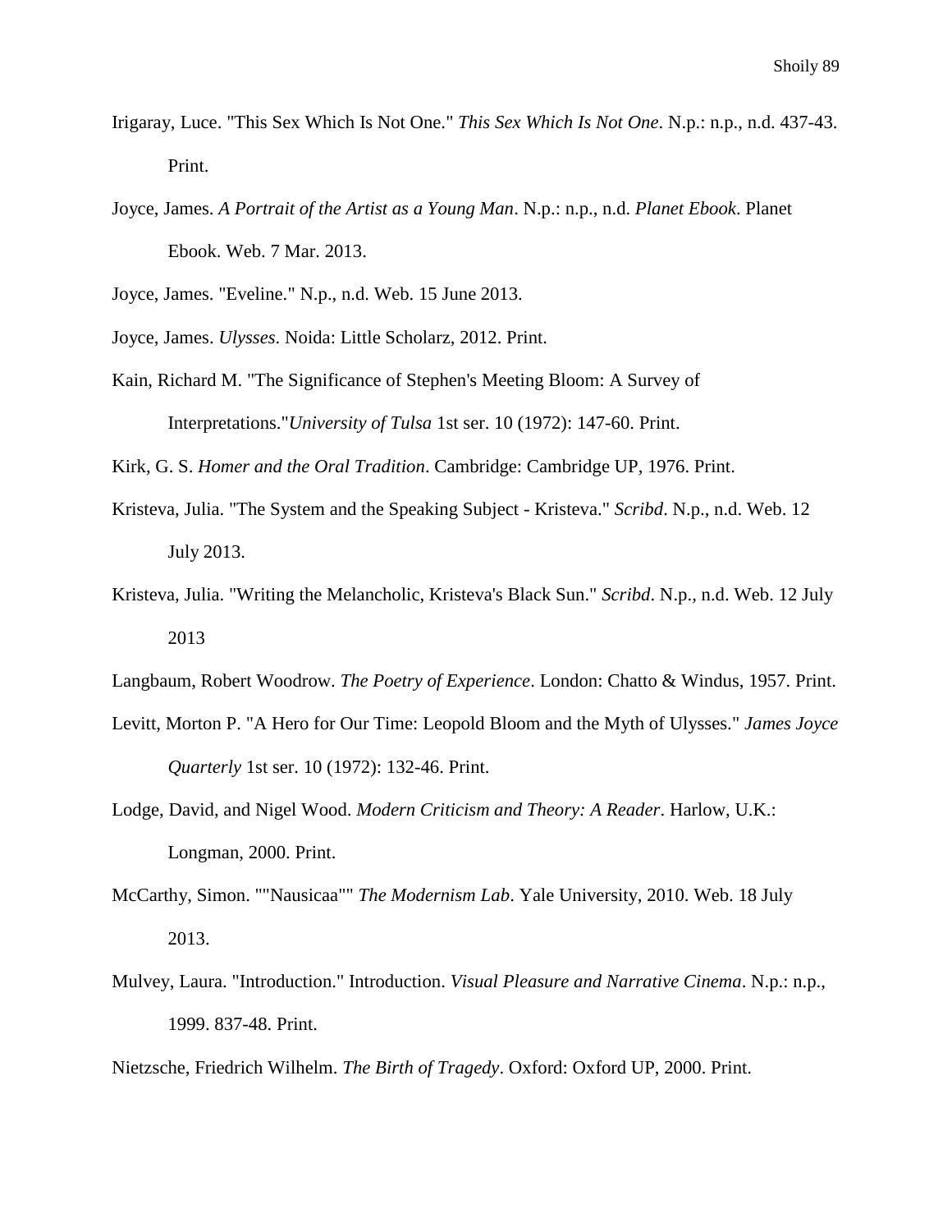Irigaray, Luce. "This Sex Which Is Not One." *This Sex Which Is Not One*. N.p.: n.p., n.d. 437-43. Print.

Joyce, James. *A Portrait of the Artist as a Young Man*. N.p.: n.p., n.d. *Planet Ebook*. Planet Ebook. Web. 7 Mar. 2013.

Joyce, James. "Eveline." N.p., n.d. Web. 15 June 2013.

Joyce, James. *Ulysses*. Noida: Little Scholarz, 2012. Print.

Kain, Richard M. "The Significance of Stephen's Meeting Bloom: A Survey of Interpretations."*University of Tulsa* 1st ser. 10 (1972): 147-60. Print.

Kirk, G. S. *Homer and the Oral Tradition*. Cambridge: Cambridge UP, 1976. Print.

Kristeva, Julia. "The System and the Speaking Subject - Kristeva." *Scribd*. N.p., n.d. Web. 12 July 2013.

Kristeva, Julia. "Writing the Melancholic, Kristeva's Black Sun." *Scribd*. N.p., n.d. Web. 12 July 2013

Langbaum, Robert Woodrow. *The Poetry of Experience*. London: Chatto & Windus, 1957. Print.

Levitt, Morton P. "A Hero for Our Time: Leopold Bloom and the Myth of Ulysses." *James Joyce Quarterly* 1st ser. 10 (1972): 132-46. Print.

Lodge, David, and Nigel Wood. *Modern Criticism and Theory: A Reader*. Harlow, U.K.: Longman, 2000. Print.

McCarthy, Simon. ""Nausicaa"" *The Modernism Lab*. Yale University, 2010. Web. 18 July 2013.

Mulvey, Laura. "Introduction." Introduction. *Visual Pleasure and Narrative Cinema*. N.p.: n.p., 1999. 837-48. Print.

Nietzsche, Friedrich Wilhelm. *The Birth of Tragedy*. Oxford: Oxford UP, 2000. Print.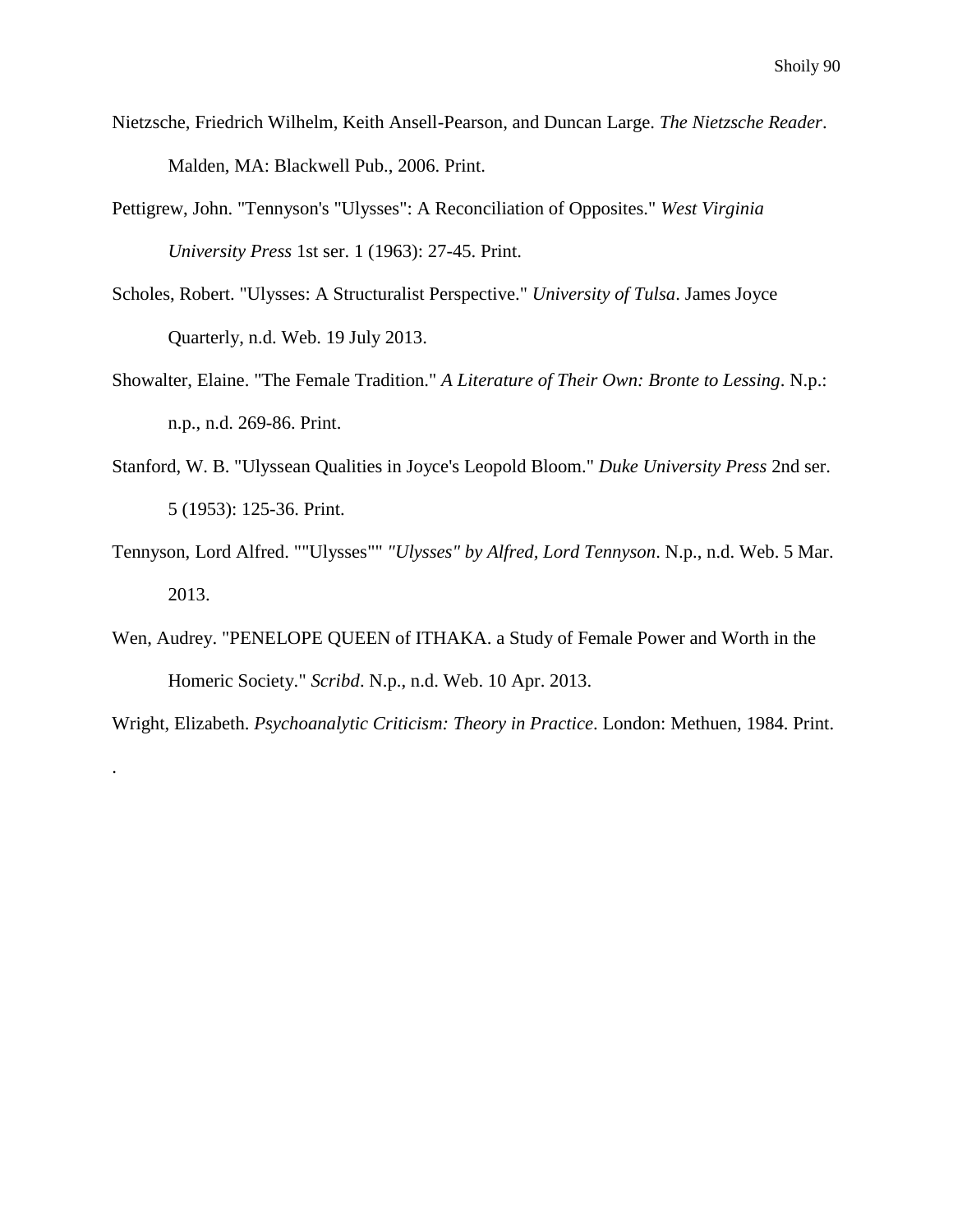Nietzsche, Friedrich Wilhelm, Keith Ansell-Pearson, and Duncan Large. *The Nietzsche Reader*. Malden, MA: Blackwell Pub., 2006. Print.

Pettigrew, John. "Tennyson's "Ulysses": A Reconciliation of Opposites." *West Virginia University Press* 1st ser. 1 (1963): 27-45. Print.

Scholes, Robert. "Ulysses: A Structuralist Perspective." *University of Tulsa*. James Joyce Quarterly, n.d. Web. 19 July 2013.

Showalter, Elaine. "The Female Tradition." *A Literature of Their Own: Bronte to Lessing*. N.p.: n.p., n.d. 269-86. Print.

Stanford, W. B. "Ulyssean Qualities in Joyce's Leopold Bloom." *Duke University Press* 2nd ser. 5 (1953): 125-36. Print.

Tennyson, Lord Alfred. ""Ulysses"" *"Ulysses" by Alfred, Lord Tennyson*. N.p., n.d. Web. 5 Mar. 2013.

Wen, Audrey. "PENELOPE QUEEN of ITHAKA. a Study of Female Power and Worth in the Homeric Society." *Scribd*. N.p., n.d. Web. 10 Apr. 2013.

Wright, Elizabeth. *Psychoanalytic Criticism: Theory in Practice*. London: Methuen, 1984. Print.

.